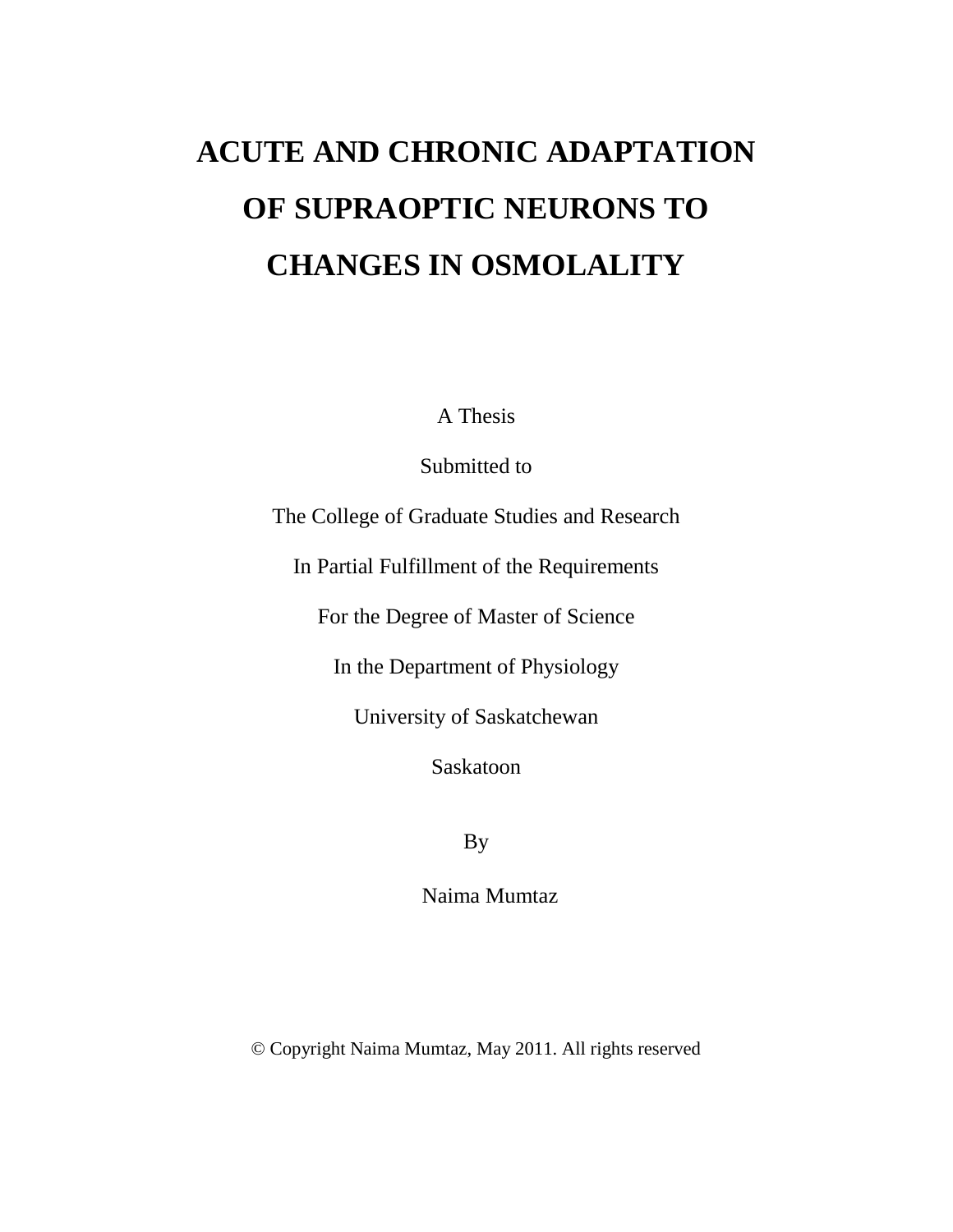# ACUTE AND CHRONIC ADAPTATION OF SUPRAOPTIC NEURONS TO CHANGES IN OSMOLALITY

A Thesis

Submitted to

The College of Graduate Studies and Research

In Partial Fulfillment of the Requirements

For the Degree of Master of Science

In the Department of Physiology

University of Saskatchewan

Saskatoon

By

Naima Mumtaz

© Copyright Naima Mumtaz, May 2011. All rights reserved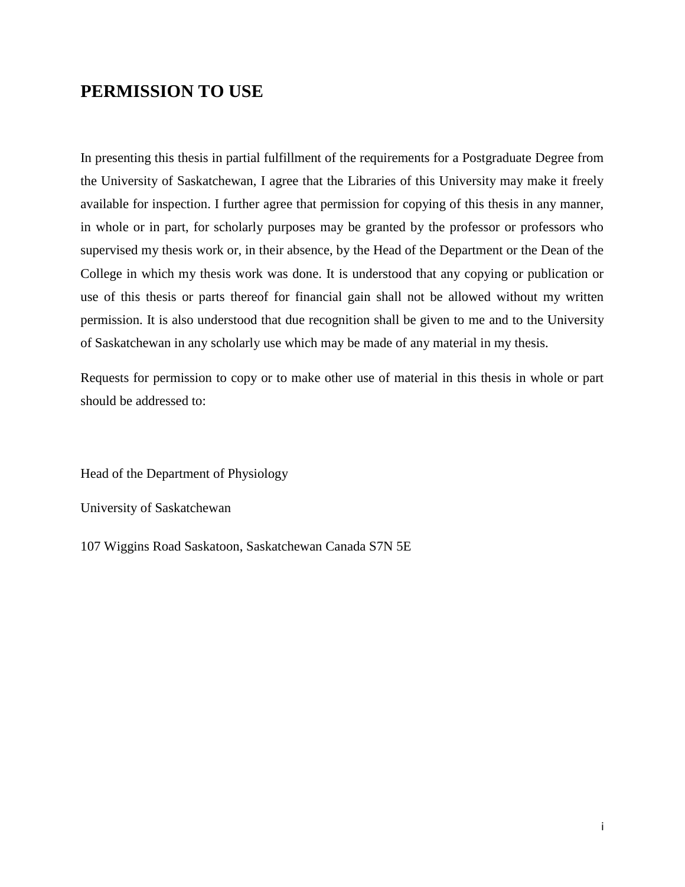# PERMISSION TO USE

In presenting this thesis in partial fulfillment of the requirements for a Postgraduate Degree from the University of Saskatchewan, I agree that the Libraries of this University may make it freely available for inspection. I further agree that permission for copying of this thesis in any manner, in whole or in part, for scholarly purposes may be granted by the professor or professors who supervised my thesis work or, in their absence, by the Head of the Department or the Dean of the College in which my thesis work was done. It is understood that any copying or publication or use of this thesis or parts thereof for financial gain shall not be allowed without my written permission. It is also understood that due recognition shall be given to me and to the University of Saskatchewan in any scholarly use which may be made of any material in my thesis.

Requests for permission to copy or to make other use of material in this thesis in whole or part should be addressed to:

Head of the Department of Physiology

University of Saskatchewan

107 Wiggins Road Saskatoon, Saskatchewan Canada S7N 5E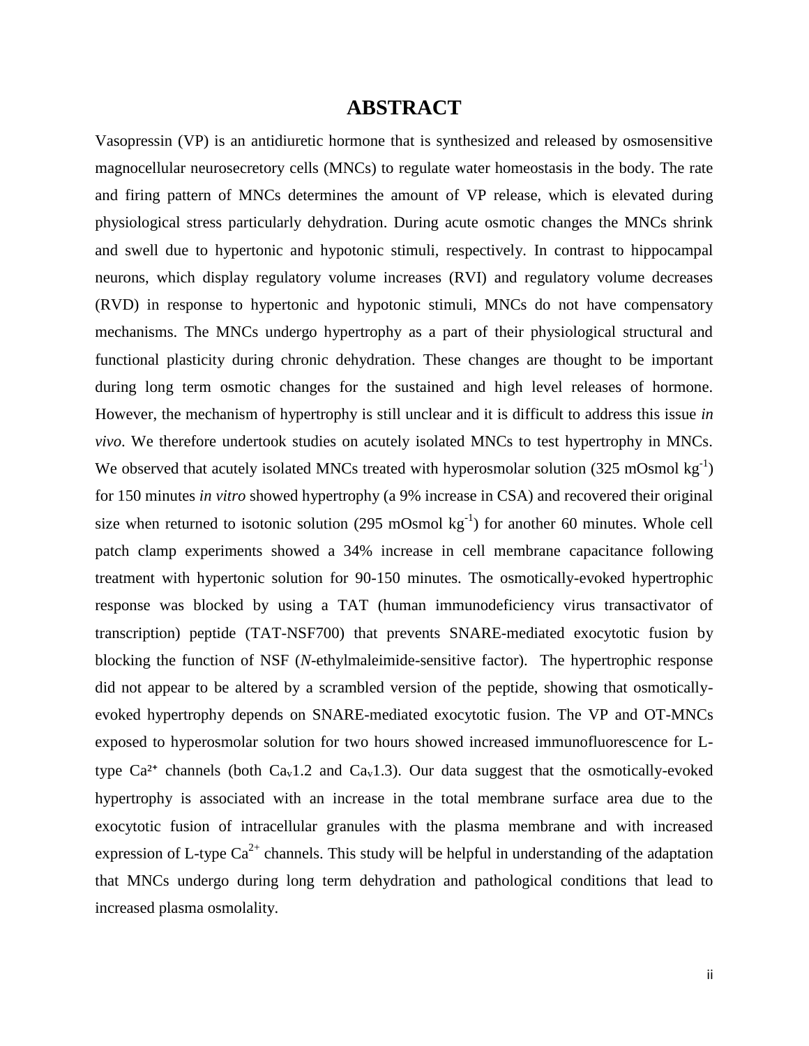# ABSTRACT

Vasopressin (VP) is an antidiuretic hormone that is synthesized and released by osmosensitive magnocellular neurosecretory cells (MNCs) to regulate water homeostasis in the body. The rate and firing pattern of MNCs determines the amount of VP release, which is elevated during physiological stress particularly dehydration. During acute osmotic changes the MNCs shrink and swell due to hypertonic and hypotonic stimuli, respectively. In contrast to hippocampal neurons, which display regulatory volume increases (RVI) and regulatory volume decreases (RVD) in response to hypertonic and hypotonic stimuli, MNCs do not have compensatory mechanisms. The MNCs undergo hypertrophy as a part of their physiological structural and functional plasticity during chronic dehydration. These changes are thought to be important during long term osmotic changes for the sustained and high level releases of hormone. However, the mechanism of hypertrophy is still unclear and it is difficult to address this issue *in vivo*. We therefore undertook studies on acutely isolated MNCs to test hypertrophy in MNCs. We observed that acutely isolated MNCs treated with hyperosmolar solution (325 mOsmol $kg^{-1}$) for 150 minutes *in vitro* showed hypertrophy (a 9% increase in CSA) and recovered their original size when returned to isotonic solution (295 mOsmol $kg^{-1}$) for another 60 minutes. Whole cell patch clamp experiments showed a 34% increase in cell membrane capacitance following treatment with hypertonic solution for 90-150 minutes. The osmotically-evoked hypertrophic response was blocked by using a TAT (human immunodeficiency virus transactivator of transcription) peptide (TAT-NSF700) that prevents SNARE-mediated exocytotic fusion by blocking the function of NSF (*N*-ethylmaleimide-sensitive factor). The hypertrophic response did not appear to be altered by a scrambled version of the peptide, showing that osmotically-evoked hypertrophy depends on SNARE-mediated exocytotic fusion. The VP and OT-MNCs exposed to hyperosmolar solution for two hours showed increased immunofluorescence for L-type $Ca^{2+}$ channels (both $Ca_v1.2$ and $Ca_v1.3$). Our data suggest that the osmotically-evoked hypertrophy is associated with an increase in the total membrane surface area due to the exocytotic fusion of intracellular granules with the plasma membrane and with increased expression of L-type $Ca^{2+}$ channels. This study will be helpful in understanding of the adaptation that MNCs undergo during long term dehydration and pathological conditions that lead to increased plasma osmolality.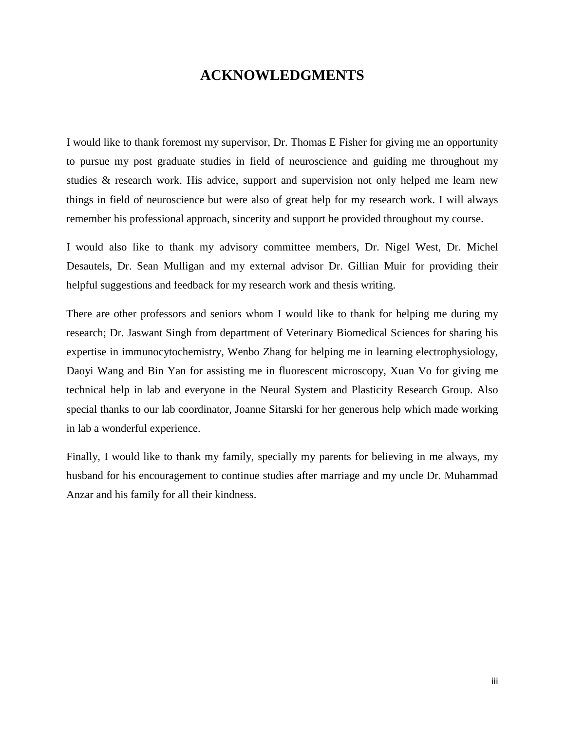# ACKNOWLEDGMENTS

I would like to thank foremost my supervisor, Dr. Thomas E Fisher for giving me an opportunity to pursue my post graduate studies in field of neuroscience and guiding me throughout my studies & research work. His advice, support and supervision not only helped me learn new things in field of neuroscience but were also of great help for my research work. I will always remember his professional approach, sincerity and support he provided throughout my course.

I would also like to thank my advisory committee members, Dr. Nigel West, Dr. Michel Desautels, Dr. Sean Mulligan and my external advisor Dr. Gillian Muir for providing their helpful suggestions and feedback for my research work and thesis writing.

There are other professors and seniors whom I would like to thank for helping me during my research; Dr. Jaswant Singh from department of Veterinary Biomedical Sciences for sharing his expertise in immunocytochemistry, Wenbo Zhang for helping me in learning electrophysiology, Daoyi Wang and Bin Yan for assisting me in fluorescent microscopy, Xuan Vo for giving me technical help in lab and everyone in the Neural System and Plasticity Research Group. Also special thanks to our lab coordinator, Joanne Sitarski for her generous help which made working in lab a wonderful experience.

Finally, I would like to thank my family, specially my parents for believing in me always, my husband for his encouragement to continue studies after marriage and my uncle Dr. Muhammad Anzar and his family for all their kindness.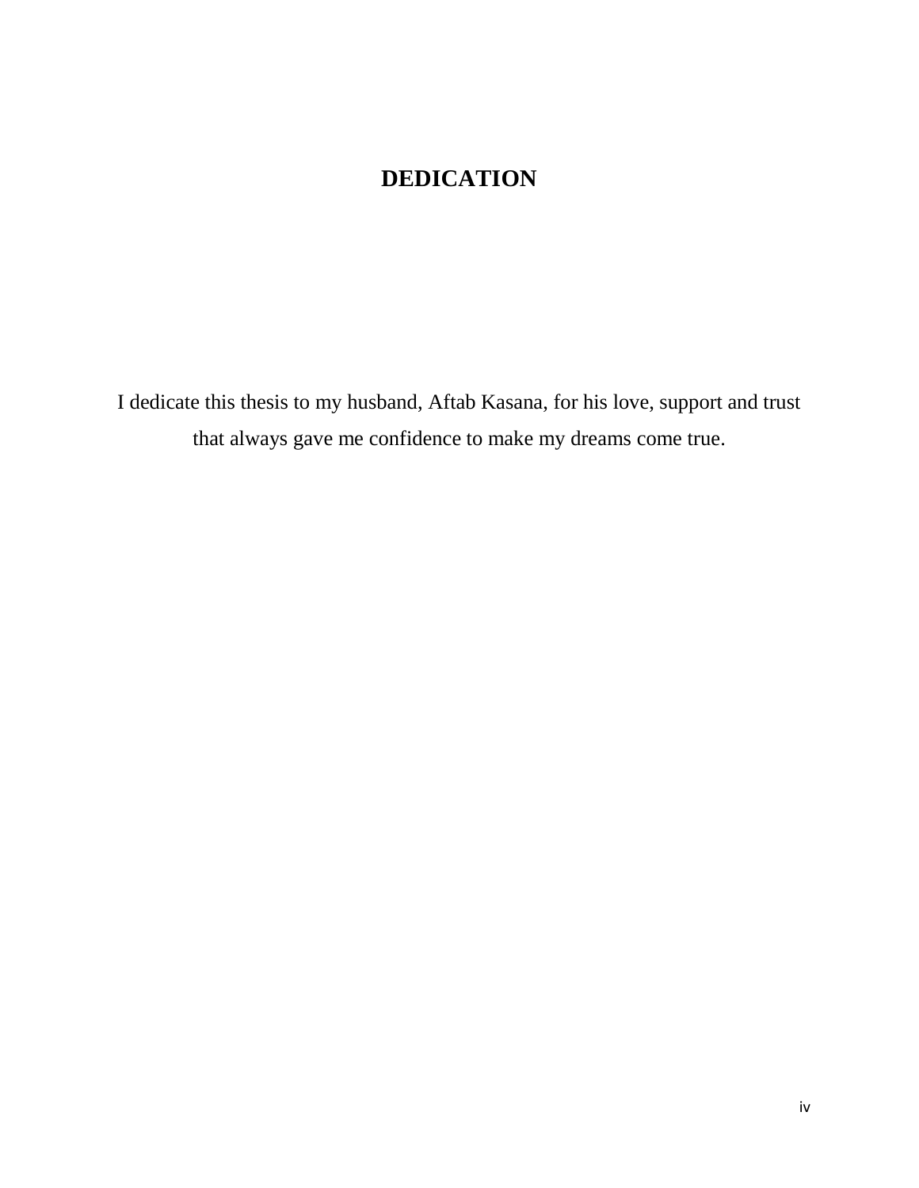# DEDICATION

I dedicate this thesis to my husband, Aftab Kasana, for his love, support and trust that always gave me confidence to make my dreams come true.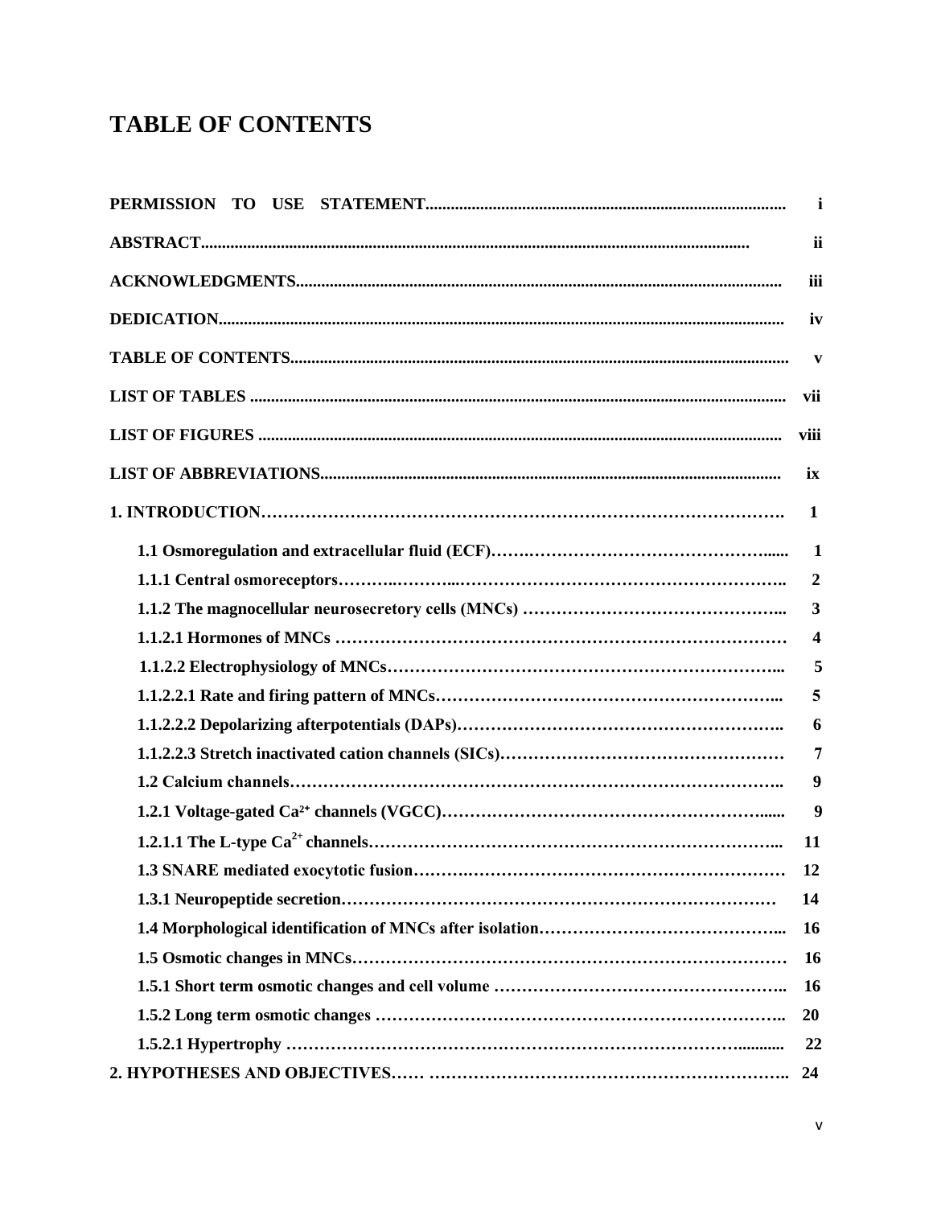# TABLE OF CONTENTS

| | |
|---|---|
| **PERMISSION TO USE STATEMENT** | **i** |
| **ABSTRACT** | **ii** |
| **ACKNOWLEDGMENTS** | **iii** |
| **DEDICATION** | **iv** |
| **TABLE OF CONTENTS** | **v** |
| **LIST OF TABLES** | **vii** |
| **LIST OF FIGURES** | **viii** |
| **LIST OF ABBREVIATIONS** | **ix** |
| **1. INTRODUCTION** | **1** |
| **1.1 Osmoregulation and extracellular fluid (ECF)** | **1** |
| **1.1.1 Central osmoreceptors** | **2** |
| **1.1.2 The magnocellular neurosecretory cells (MNCs)** | **3** |
| **1.1.2.1 Hormones of MNCs** | **4** |
| **1.1.2.2 Electrophysiology of MNCs** | **5** |
| **1.1.2.2.1 Rate and firing pattern of MNCs** | **5** |
| **1.1.2.2.2 Depolarizing afterpotentials (DAPs)** | **6** |
| **1.1.2.2.3 Stretch inactivated cation channels (SICs)** | **7** |
| **1.2 Calcium channels** | **9** |
| **1.2.1 Voltage-gated $Ca^{2+}$ channels (VGCC)** | **9** |
| **1.2.1.1 The L-type $Ca^{2+}$ channels** | **11** |
| **1.3 SNARE mediated exocytotic fusion** | **12** |
| **1.3.1 Neuropeptide secretion** | **14** |
| **1.4 Morphological identification of MNCs after isolation** | **16** |
| **1.5 Osmotic changes in MNCs** | **16** |
| **1.5.1 Short term osmotic changes and cell volume** | **16** |
| **1.5.2 Long term osmotic changes** | **20** |
| **1.5.2.1 Hypertrophy** | **22** |
| **2. HYPOTHESES AND OBJECTIVES** | **24** |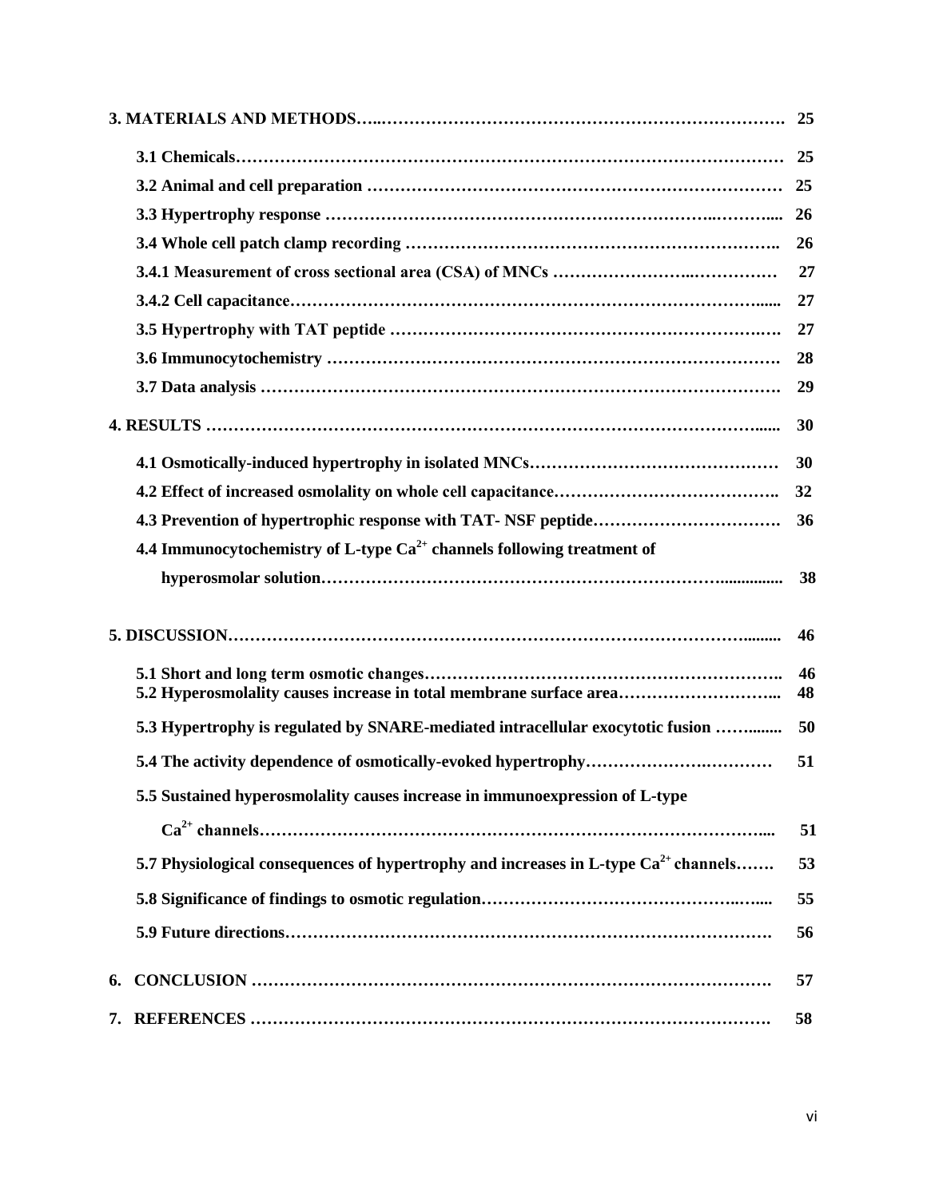**3. MATERIALS AND METHODS……………………………………………………………………. 25**

- **3.1 Chemicals……………………………………………………………………………………… 25**
- **3.2 Animal and cell preparation ……………………………………………………………… 25**
- **3.3 Hypertrophy response ……………………………………………………………………... 26**
- **3.4 Whole cell patch clamp recording ………………………………………………………….. 26**
- **3.4.1 Measurement of cross sectional area (CSA) of MNCs …………………………………… 27**
- **3.4.2 Cell capacitance………………………………………………………………………...... 27**
- **3.5 Hypertrophy with TAT peptide ………………………………………………………………. 27**
- **3.6 Immunocytochemistry …………………………………………………………………… 28**
- **3.7 Data analysis …………………………………………………………………………………. 29**

**4. RESULTS ……………………………………………………………………………………...... 30**

- **4.1 Osmotically-induced hypertrophy in isolated MNCs……………………………………… 30**
- **4.2 Effect of increased osmolality on whole cell capacitance………………………………….. 32**
- **4.3 Prevention of hypertrophic response with TAT- NSF peptide……………………………. 36**
- **4.4 Immunocytochemistry of L-type $Ca^{2+}$ channels following treatment of hyperosmolar solution……………………………………………………………………............... 38**

**5. DISCUSSION…………………………………………………………………………………......... 46**

- **5.1 Short and long term osmotic changes………………………………………………………. 46**
- **5.2 Hyperosmolality causes increase in total membrane surface area……………………….. 48**
- **5.3 Hypertrophy is regulated by SNARE-mediated intracellular exocytotic fusion …….…... 50**
- **5.4 The activity dependence of osmotically-evoked hypertrophy…………………….………… 51**
- **5.5 Sustained hyperosmolality causes increase in immunoexpression of L-type $Ca^{2+}$ channels……………………………………………………………………………….... 51**
- **5.7 Physiological consequences of hypertrophy and increases in L-type $Ca^{2+}$ channels……. 53**
- **5.8 Significance of findings to osmotic regulation…………………………………….…..... 55**
- **5.9 Future directions……………………………………………………………………………. 56**

**6. CONCLUSION ………………………………………………………………………………. 57**

**7. REFERENCES ………………………………………………………………………………. 58**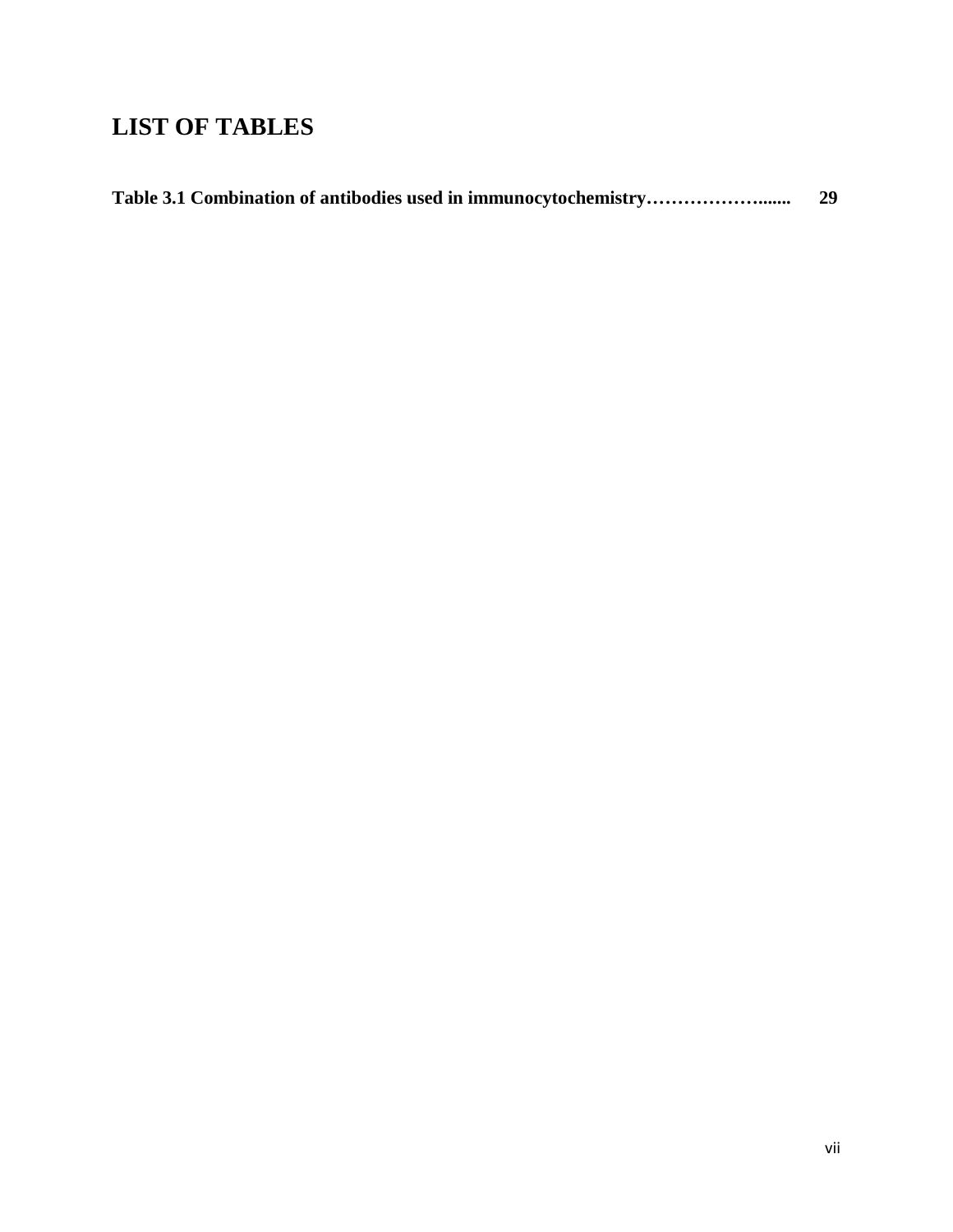# LIST OF TABLES

**Table 3.1 Combination of antibodies used in immunocytochemistry………………....... 29**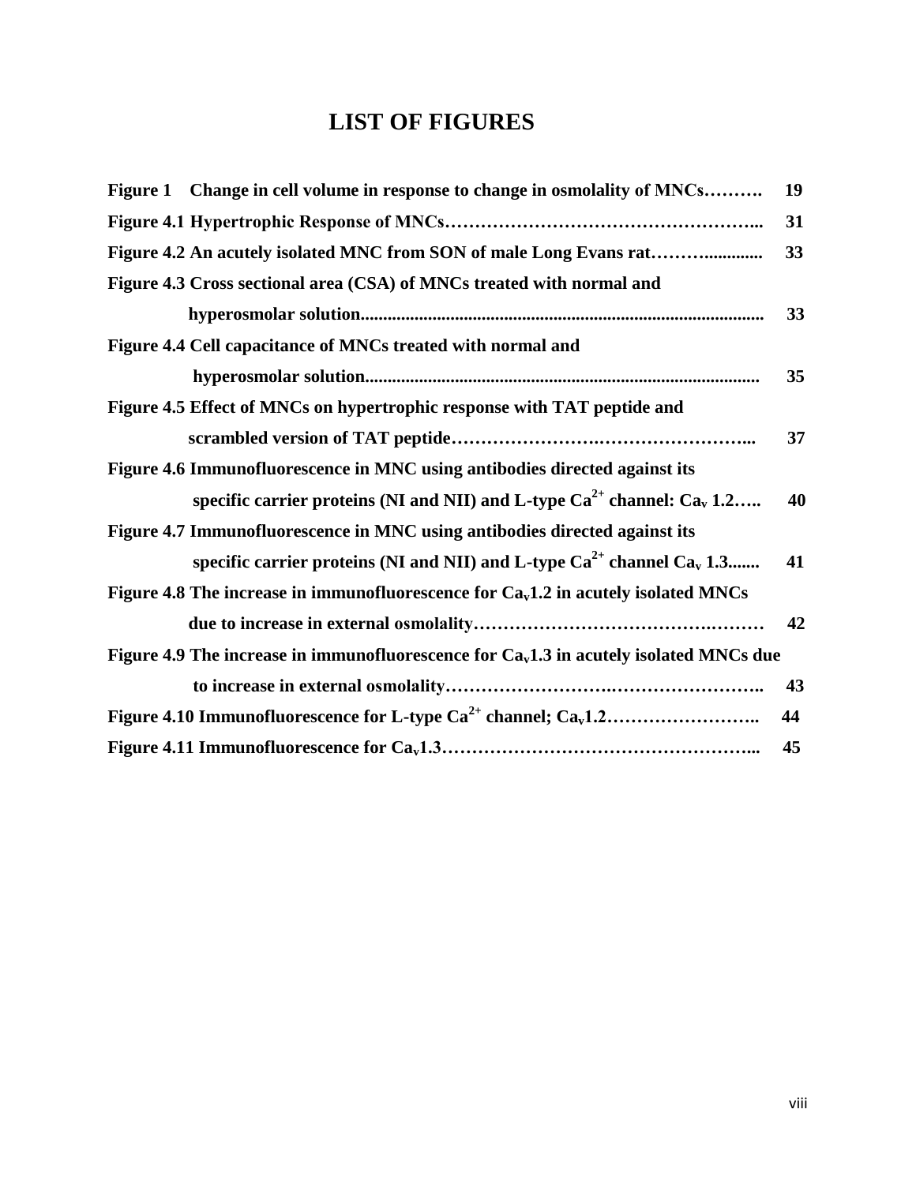# LIST OF FIGURES

**Figure 1 Change in cell volume in response to change in osmolality of MNCs………. 19**

**Figure 4.1 Hypertrophic Response of MNCs…………………………………………... 31**

**Figure 4.2 An acutely isolated MNC from SON of male Long Evans rat……….......... 33**

**Figure 4.3 Cross sectional area (CSA) of MNCs treated with normal and hyperosmolar solution........................................................................................ 33**

**Figure 4.4 Cell capacitance of MNCs treated with normal and hyperosmolar solution...................................................................................... 35**

**Figure 4.5 Effect of MNCs on hypertrophic response with TAT peptide and scrambled version of TAT peptide……………………….……………………... 37**

**Figure 4.6 Immunofluorescence in MNC using antibodies directed against its specific carrier proteins (NI and NII) and L-type $Ca^{2+}$ channel: $Ca_v$ 1.2….. 40**

**Figure 4.7 Immunofluorescence in MNC using antibodies directed against its specific carrier proteins (NI and NII) and L-type $Ca^{2+}$ channel $Ca_v$ 1.3....... 41**

**Figure 4.8 The increase in immunofluorescence for $Ca_v$1.2 in acutely isolated MNCs due to increase in external osmolality………………………………….……… 42**

**Figure 4.9 The increase in immunofluorescence for $Ca_v$1.3 in acutely isolated MNCs due to increase in external osmolality……………………….…………………….. 43**

**Figure 4.10 Immunofluorescence for L-type $Ca^{2+}$ channel; $Ca_v$1.2…………………….. 44**

**Figure 4.11 Immunofluorescence for $Ca_v$1.3……………………………………………... 45**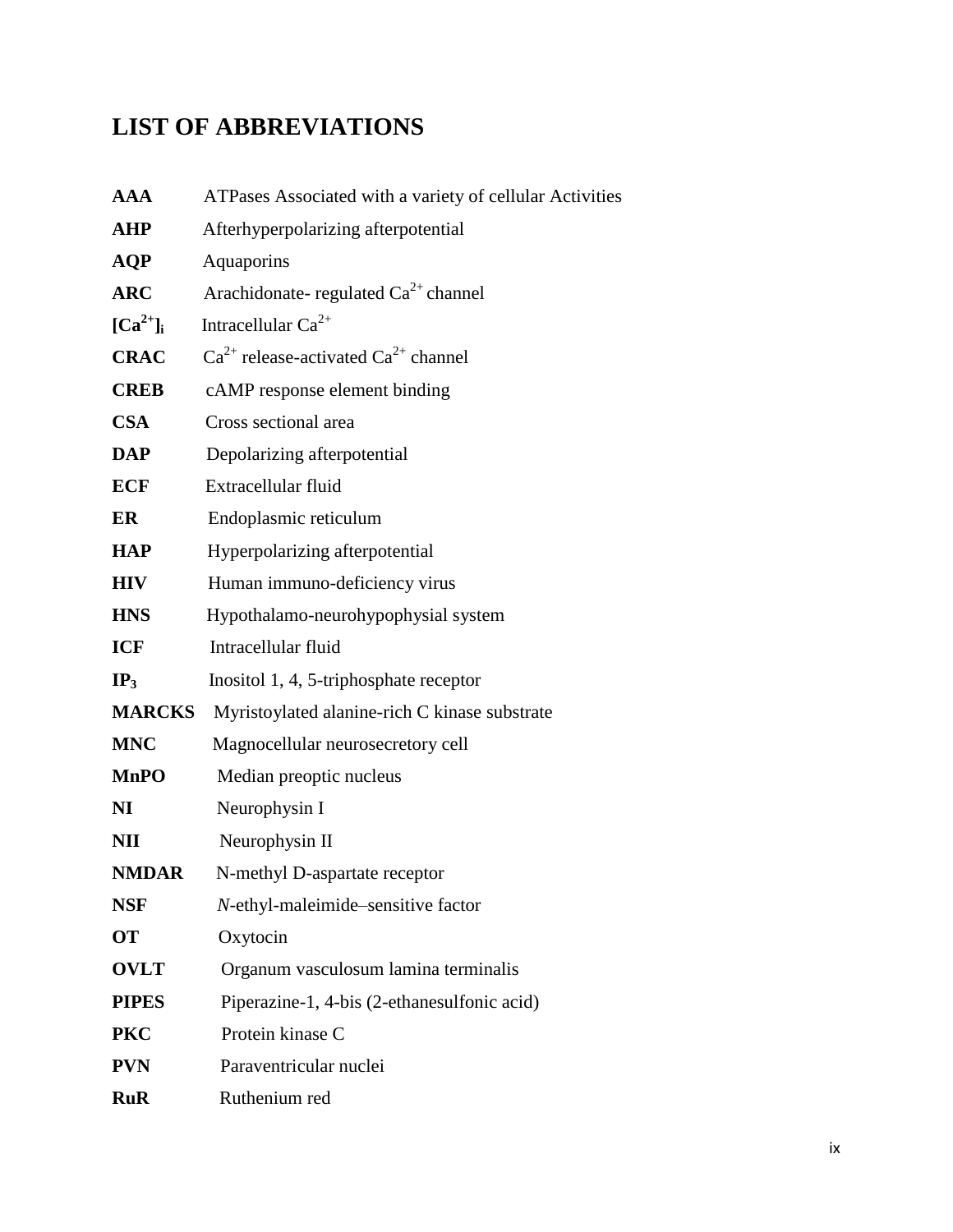# LIST OF ABBREVIATIONS

| | |
|---|---|
| **AAA** | ATPases Associated with a variety of cellular Activities |
| **AHP** | Afterhyperpolarizing afterpotential |
| **AQP** | Aquaporins |
| **ARC** | Arachidonate- regulated $Ca^{2+}$ channel |
| **$[Ca^{2+}]_i$** | Intracellular $Ca^{2+}$ |
| **CRAC** | $Ca^{2+}$ release-activated $Ca^{2+}$ channel |
| **CREB** | cAMP response element binding |
| **CSA** | Cross sectional area |
| **DAP** | Depolarizing afterpotential |
| **ECF** | Extracellular fluid |
| **ER** | Endoplasmic reticulum |
| **HAP** | Hyperpolarizing afterpotential |
| **HIV** | Human immuno-deficiency virus |
| **HNS** | Hypothalamo-neurohypophysial system |
| **ICF** | Intracellular fluid |
| **$IP_3$** | Inositol 1, 4, 5-triphosphate receptor |
| **MARCKS** | Myristoylated alanine-rich C kinase substrate |
| **MNC** | Magnocellular neurosecretory cell |
| **MnPO** | Median preoptic nucleus |
| **NI** | Neurophysin I |
| **NII** | Neurophysin II |
| **NMDAR** | N-methyl D-aspartate receptor |
| **NSF** | *N*-ethyl-maleimide–sensitive factor |
| **OT** | Oxytocin |
| **OVLT** | Organum vasculosum lamina terminalis |
| **PIPES** | Piperazine-1, 4-bis (2-ethanesulfonic acid) |
| **PKC** | Protein kinase C |
| **PVN** | Paraventricular nuclei |
| **RuR** | Ruthenium red |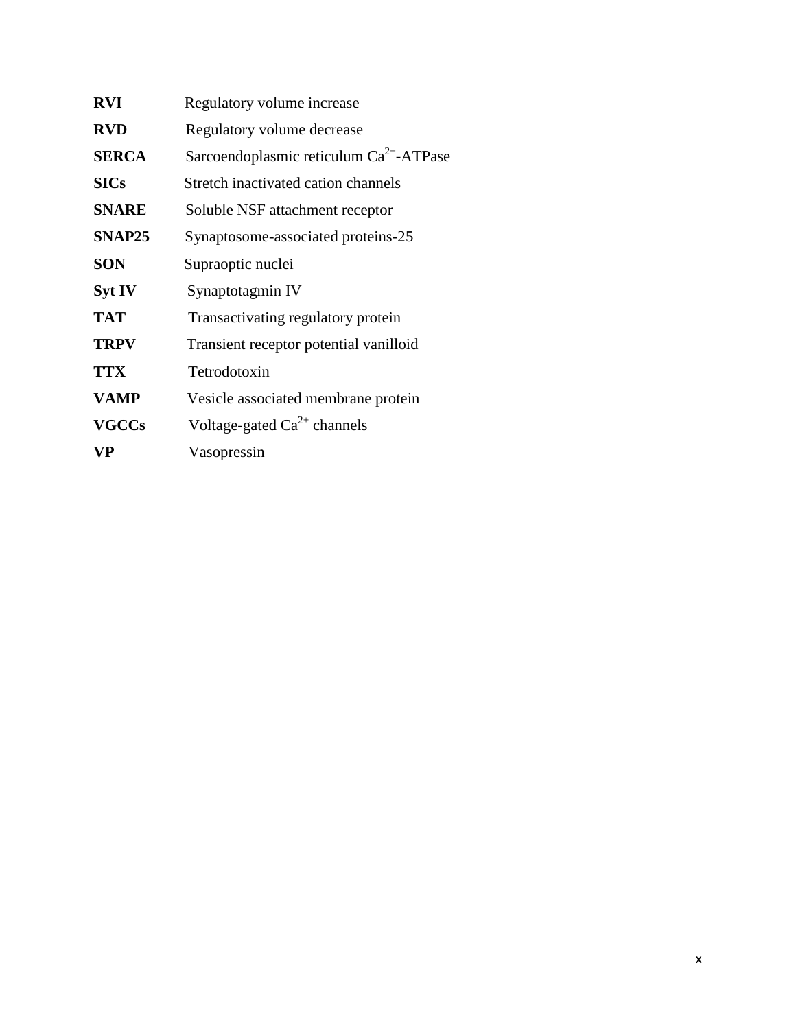**RVI** Regulatory volume increase

**RVD** Regulatory volume decrease

**SERCA** Sarcoendoplasmic reticulum $Ca^{2+}$-ATPase

**SICs** Stretch inactivated cation channels

**SNARE** Soluble NSF attachment receptor

**SNAP25** Synaptosome-associated proteins-25

**SON** Supraoptic nuclei

**Syt IV** Synaptotagmin IV

**TAT** Transactivating regulatory protein

**TRPV** Transient receptor potential vanilloid

**TTX** Tetrodotoxin

**VAMP** Vesicle associated membrane protein

**VGCCs** Voltage-gated $Ca^{2+}$ channels

**VP** Vasopressin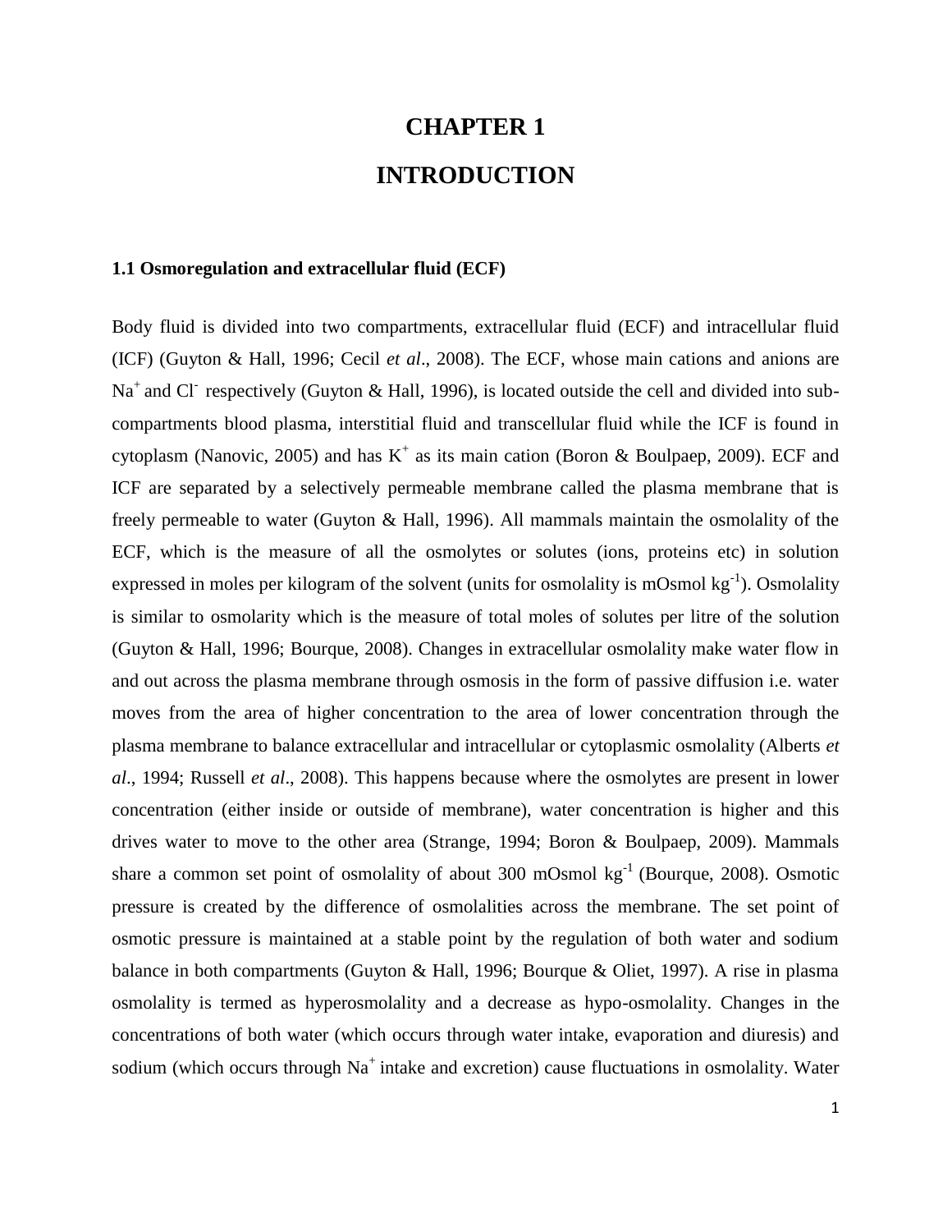# CHAPTER 1

# INTRODUCTION

### 1.1 Osmoregulation and extracellular fluid (ECF)

Body fluid is divided into two compartments, extracellular fluid (ECF) and intracellular fluid (ICF) (Guyton & Hall, 1996; Cecil *et al*., 2008). The ECF, whose main cations and anions are $Na^+$ and $Cl^-$ respectively (Guyton & Hall, 1996), is located outside the cell and divided into sub-compartments blood plasma, interstitial fluid and transcellular fluid while the ICF is found in cytoplasm (Nanovic, 2005) and has $K^+$ as its main cation (Boron & Boulpaep, 2009). ECF and ICF are separated by a selectively permeable membrane called the plasma membrane that is freely permeable to water (Guyton & Hall, 1996). All mammals maintain the osmolality of the ECF, which is the measure of all the osmolytes or solutes (ions, proteins etc) in solution expressed in moles per kilogram of the solvent (units for osmolality is mOsmol $kg^{-1}$). Osmolality is similar to osmolarity which is the measure of total moles of solutes per litre of the solution (Guyton & Hall, 1996; Bourque, 2008). Changes in extracellular osmolality make water flow in and out across the plasma membrane through osmosis in the form of passive diffusion i.e. water moves from the area of higher concentration to the area of lower concentration through the plasma membrane to balance extracellular and intracellular or cytoplasmic osmolality (Alberts *et al*., 1994; Russell *et al*., 2008). This happens because where the osmolytes are present in lower concentration (either inside or outside of membrane), water concentration is higher and this drives water to move to the other area (Strange, 1994; Boron & Boulpaep, 2009). Mammals share a common set point of osmolality of about 300 mOsmol $kg^{-1}$ (Bourque, 2008). Osmotic pressure is created by the difference of osmolalities across the membrane. The set point of osmotic pressure is maintained at a stable point by the regulation of both water and sodium balance in both compartments (Guyton & Hall, 1996; Bourque & Oliet, 1997). A rise in plasma osmolality is termed as hyperosmolality and a decrease as hypo-osmolality. Changes in the concentrations of both water (which occurs through water intake, evaporation and diuresis) and sodium (which occurs through $Na^+$ intake and excretion) cause fluctuations in osmolality. Water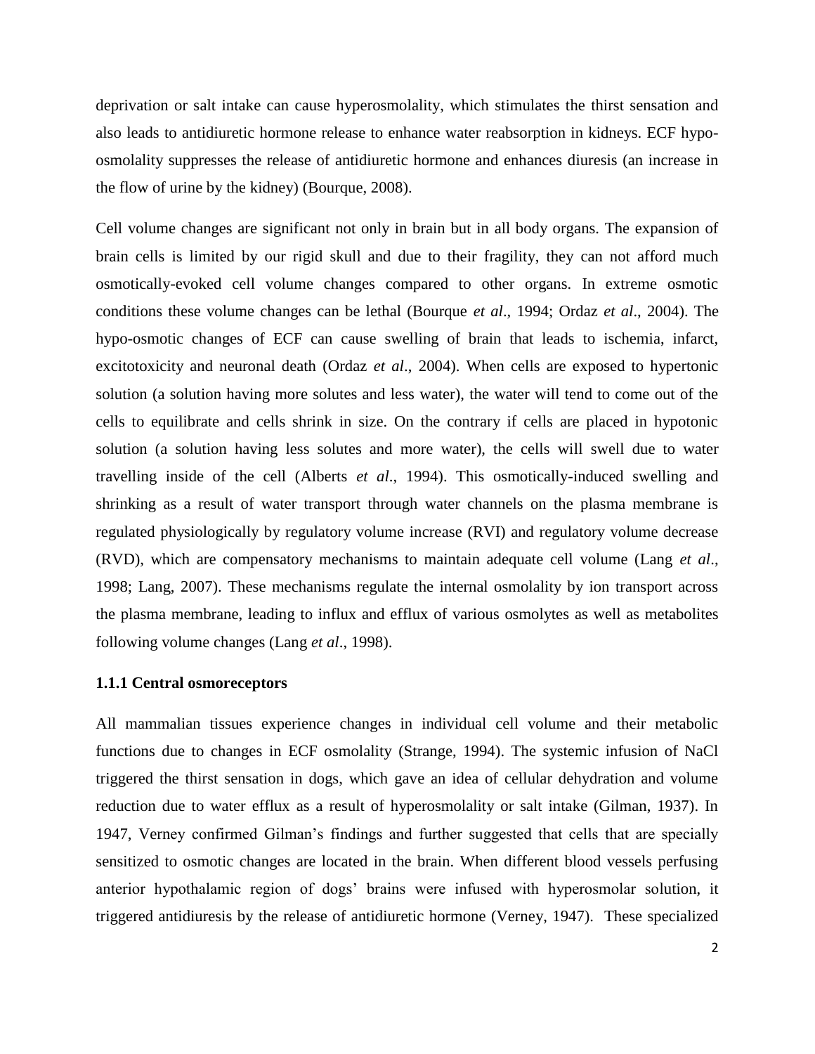deprivation or salt intake can cause hyperosmolality, which stimulates the thirst sensation and also leads to antidiuretic hormone release to enhance water reabsorption in kidneys. ECF hypo-osmolality suppresses the release of antidiuretic hormone and enhances diuresis (an increase in the flow of urine by the kidney) (Bourque, 2008).

Cell volume changes are significant not only in brain but in all body organs. The expansion of brain cells is limited by our rigid skull and due to their fragility, they can not afford much osmotically-evoked cell volume changes compared to other organs. In extreme osmotic conditions these volume changes can be lethal (Bourque *et al*., 1994; Ordaz *et al*., 2004). The hypo-osmotic changes of ECF can cause swelling of brain that leads to ischemia, infarct, excitotoxicity and neuronal death (Ordaz *et al*., 2004). When cells are exposed to hypertonic solution (a solution having more solutes and less water), the water will tend to come out of the cells to equilibrate and cells shrink in size. On the contrary if cells are placed in hypotonic solution (a solution having less solutes and more water), the cells will swell due to water travelling inside of the cell (Alberts *et al*., 1994). This osmotically-induced swelling and shrinking as a result of water transport through water channels on the plasma membrane is regulated physiologically by regulatory volume increase (RVI) and regulatory volume decrease (RVD), which are compensatory mechanisms to maintain adequate cell volume (Lang *et al*., 1998; Lang, 2007). These mechanisms regulate the internal osmolality by ion transport across the plasma membrane, leading to influx and efflux of various osmolytes as well as metabolites following volume changes (Lang *et al*., 1998).

### 1.1.1 Central osmoreceptors

All mammalian tissues experience changes in individual cell volume and their metabolic functions due to changes in ECF osmolality (Strange, 1994). The systemic infusion of NaCl triggered the thirst sensation in dogs, which gave an idea of cellular dehydration and volume reduction due to water efflux as a result of hyperosmolality or salt intake (Gilman, 1937). In 1947, Verney confirmed Gilman's findings and further suggested that cells that are specially sensitized to osmotic changes are located in the brain. When different blood vessels perfusing anterior hypothalamic region of dogs' brains were infused with hyperosmolar solution, it triggered antidiuresis by the release of antidiuretic hormone (Verney, 1947). These specialized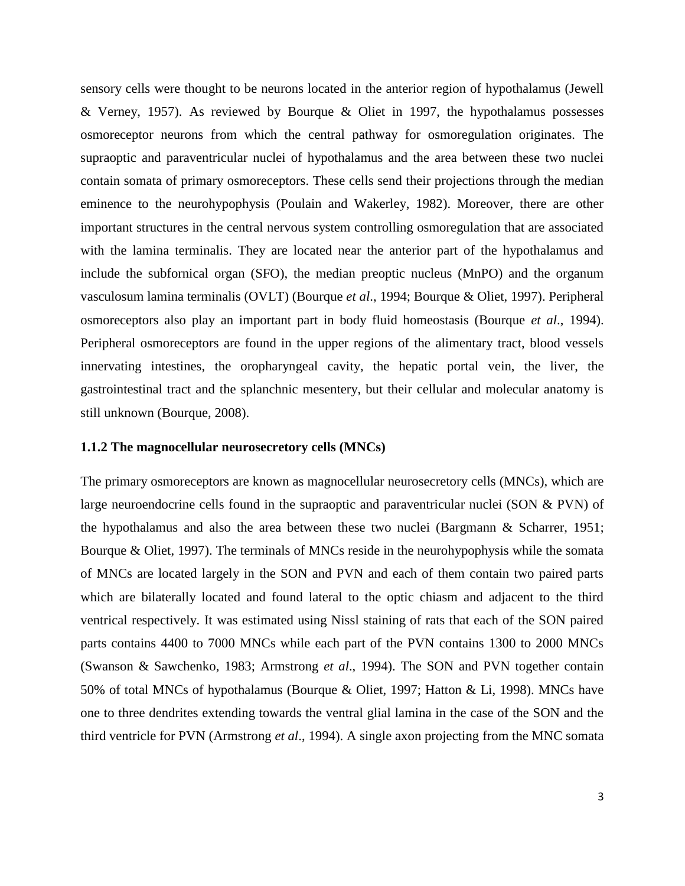sensory cells were thought to be neurons located in the anterior region of hypothalamus (Jewell & Verney, 1957). As reviewed by Bourque & Oliet in 1997, the hypothalamus possesses osmoreceptor neurons from which the central pathway for osmoregulation originates. The supraoptic and paraventricular nuclei of hypothalamus and the area between these two nuclei contain somata of primary osmoreceptors. These cells send their projections through the median eminence to the neurohypophysis (Poulain and Wakerley, 1982). Moreover, there are other important structures in the central nervous system controlling osmoregulation that are associated with the lamina terminalis. They are located near the anterior part of the hypothalamus and include the subfornical organ (SFO), the median preoptic nucleus (MnPO) and the organum vasculosum lamina terminalis (OVLT) (Bourque *et al*., 1994; Bourque & Oliet, 1997). Peripheral osmoreceptors also play an important part in body fluid homeostasis (Bourque *et al*., 1994). Peripheral osmoreceptors are found in the upper regions of the alimentary tract, blood vessels innervating intestines, the oropharyngeal cavity, the hepatic portal vein, the liver, the gastrointestinal tract and the splanchnic mesentery, but their cellular and molecular anatomy is still unknown (Bourque, 2008).

### 1.1.2 The magnocellular neurosecretory cells (MNCs)

The primary osmoreceptors are known as magnocellular neurosecretory cells (MNCs), which are large neuroendocrine cells found in the supraoptic and paraventricular nuclei (SON & PVN) of the hypothalamus and also the area between these two nuclei (Bargmann & Scharrer, 1951; Bourque & Oliet, 1997). The terminals of MNCs reside in the neurohypophysis while the somata of MNCs are located largely in the SON and PVN and each of them contain two paired parts which are bilaterally located and found lateral to the optic chiasm and adjacent to the third ventrical respectively. It was estimated using Nissl staining of rats that each of the SON paired parts contains 4400 to 7000 MNCs while each part of the PVN contains 1300 to 2000 MNCs (Swanson & Sawchenko, 1983; Armstrong *et al*., 1994). The SON and PVN together contain 50% of total MNCs of hypothalamus (Bourque & Oliet, 1997; Hatton & Li, 1998). MNCs have one to three dendrites extending towards the ventral glial lamina in the case of the SON and the third ventricle for PVN (Armstrong *et al*., 1994). A single axon projecting from the MNC somata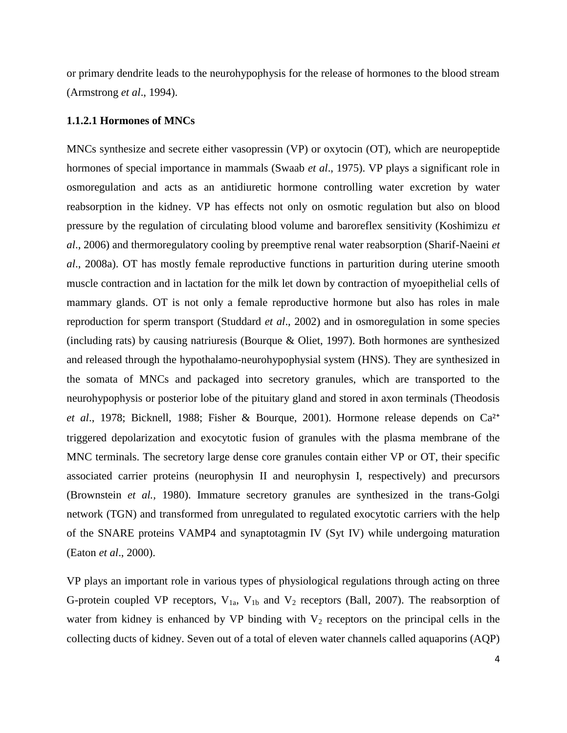or primary dendrite leads to the neurohypophysis for the release of hormones to the blood stream (Armstrong *et al*., 1994).

### 1.1.2.1 Hormones of MNCs

MNCs synthesize and secrete either vasopressin (VP) or oxytocin (OT), which are neuropeptide hormones of special importance in mammals (Swaab *et al*., 1975). VP plays a significant role in osmoregulation and acts as an antidiuretic hormone controlling water excretion by water reabsorption in the kidney. VP has effects not only on osmotic regulation but also on blood pressure by the regulation of circulating blood volume and baroreflex sensitivity (Koshimizu *et al*., 2006) and thermoregulatory cooling by preemptive renal water reabsorption (Sharif-Naeini *et al*., 2008a). OT has mostly female reproductive functions in parturition during uterine smooth muscle contraction and in lactation for the milk let down by contraction of myoepithelial cells of mammary glands. OT is not only a female reproductive hormone but also has roles in male reproduction for sperm transport (Studdard *et al*., 2002) and in osmoregulation in some species (including rats) by causing natriuresis (Bourque & Oliet, 1997). Both hormones are synthesized and released through the hypothalamo-neurohypophysial system (HNS). They are synthesized in the somata of MNCs and packaged into secretory granules, which are transported to the neurohypophysis or posterior lobe of the pituitary gland and stored in axon terminals (Theodosis *et al*., 1978; Bicknell, 1988; Fisher & Bourque, 2001). Hormone release depends on $Ca^{2+}$ triggered depolarization and exocytotic fusion of granules with the plasma membrane of the MNC terminals. The secretory large dense core granules contain either VP or OT, their specific associated carrier proteins (neurophysin II and neurophysin I, respectively) and precursors (Brownstein *et al.*, 1980). Immature secretory granules are synthesized in the trans-Golgi network (TGN) and transformed from unregulated to regulated exocytotic carriers with the help of the SNARE proteins VAMP4 and synaptotagmin IV (Syt IV) while undergoing maturation (Eaton *et al*., 2000).

VP plays an important role in various types of physiological regulations through acting on three G-protein coupled VP receptors, $V_{1a}$, $V_{1b}$ and $V_2$ receptors (Ball, 2007). The reabsorption of water from kidney is enhanced by VP binding with $V_2$ receptors on the principal cells in the collecting ducts of kidney. Seven out of a total of eleven water channels called aquaporins (AQP)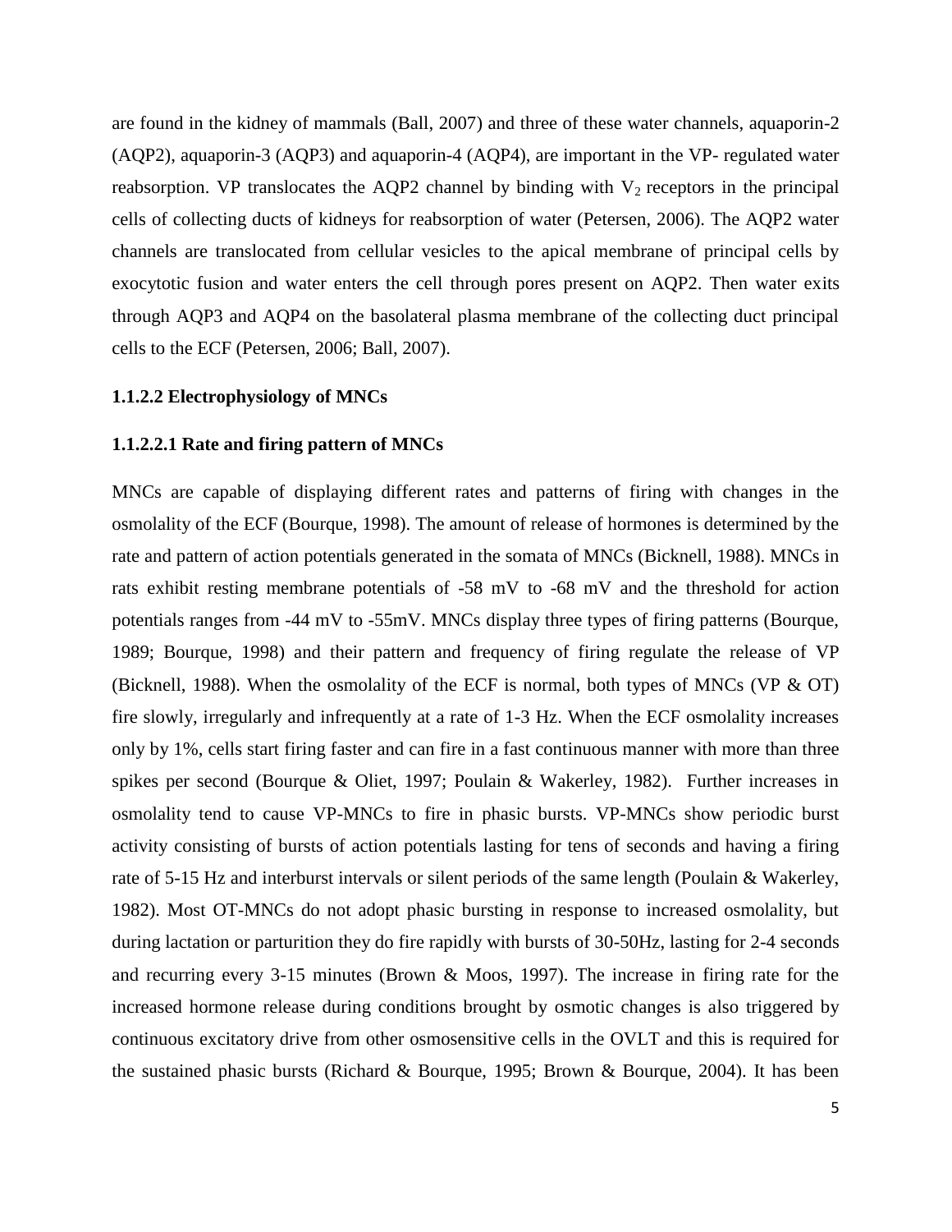are found in the kidney of mammals (Ball, 2007) and three of these water channels, aquaporin-2 (AQP2), aquaporin-3 (AQP3) and aquaporin-4 (AQP4), are important in the VP- regulated water reabsorption. VP translocates the AQP2 channel by binding with $V_2$ receptors in the principal cells of collecting ducts of kidneys for reabsorption of water (Petersen, 2006). The AQP2 water channels are translocated from cellular vesicles to the apical membrane of principal cells by exocytotic fusion and water enters the cell through pores present on AQP2. Then water exits through AQP3 and AQP4 on the basolateral plasma membrane of the collecting duct principal cells to the ECF (Petersen, 2006; Ball, 2007).

#### 1.1.2.2 Electrophysiology of MNCs

##### 1.1.2.2.1 Rate and firing pattern of MNCs

MNCs are capable of displaying different rates and patterns of firing with changes in the osmolality of the ECF (Bourque, 1998). The amount of release of hormones is determined by the rate and pattern of action potentials generated in the somata of MNCs (Bicknell, 1988). MNCs in rats exhibit resting membrane potentials of -58 mV to -68 mV and the threshold for action potentials ranges from -44 mV to -55mV. MNCs display three types of firing patterns (Bourque, 1989; Bourque, 1998) and their pattern and frequency of firing regulate the release of VP (Bicknell, 1988). When the osmolality of the ECF is normal, both types of MNCs (VP & OT) fire slowly, irregularly and infrequently at a rate of 1-3 Hz. When the ECF osmolality increases only by 1%, cells start firing faster and can fire in a fast continuous manner with more than three spikes per second (Bourque & Oliet, 1997; Poulain & Wakerley, 1982). Further increases in osmolality tend to cause VP-MNCs to fire in phasic bursts. VP-MNCs show periodic burst activity consisting of bursts of action potentials lasting for tens of seconds and having a firing rate of 5-15 Hz and interburst intervals or silent periods of the same length (Poulain & Wakerley, 1982). Most OT-MNCs do not adopt phasic bursting in response to increased osmolality, but during lactation or parturition they do fire rapidly with bursts of 30-50Hz, lasting for 2-4 seconds and recurring every 3-15 minutes (Brown & Moos, 1997). The increase in firing rate for the increased hormone release during conditions brought by osmotic changes is also triggered by continuous excitatory drive from other osmosensitive cells in the OVLT and this is required for the sustained phasic bursts (Richard & Bourque, 1995; Brown & Bourque, 2004). It has been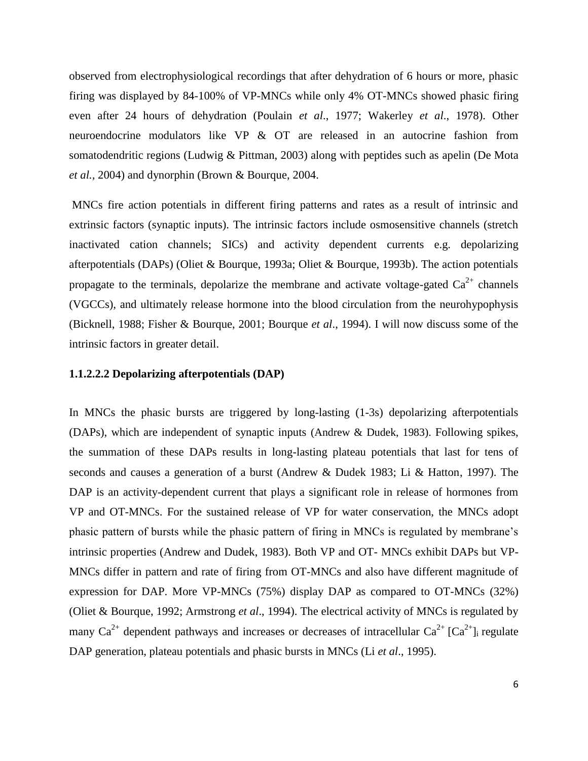observed from electrophysiological recordings that after dehydration of 6 hours or more, phasic firing was displayed by 84-100% of VP-MNCs while only 4% OT-MNCs showed phasic firing even after 24 hours of dehydration (Poulain *et al*., 1977; Wakerley *et al*., 1978). Other neuroendocrine modulators like VP & OT are released in an autocrine fashion from somatodendritic regions (Ludwig & Pittman, 2003) along with peptides such as apelin (De Mota *et al.*, 2004) and dynorphin (Brown & Bourque, 2004.

MNCs fire action potentials in different firing patterns and rates as a result of intrinsic and extrinsic factors (synaptic inputs). The intrinsic factors include osmosensitive channels (stretch inactivated cation channels; SICs) and activity dependent currents e.g. depolarizing afterpotentials (DAPs) (Oliet & Bourque, 1993a; Oliet & Bourque, 1993b). The action potentials propagate to the terminals, depolarize the membrane and activate voltage-gated $Ca^{2+}$ channels (VGCCs), and ultimately release hormone into the blood circulation from the neurohypophysis (Bicknell, 1988; Fisher & Bourque, 2001; Bourque *et al*., 1994). I will now discuss some of the intrinsic factors in greater detail.

### 1.1.2.2.2 Depolarizing afterpotentials (DAP)

In MNCs the phasic bursts are triggered by long-lasting (1-3s) depolarizing afterpotentials (DAPs), which are independent of synaptic inputs (Andrew & Dudek, 1983). Following spikes, the summation of these DAPs results in long-lasting plateau potentials that last for tens of seconds and causes a generation of a burst (Andrew & Dudek 1983; Li & Hatton, 1997). The DAP is an activity-dependent current that plays a significant role in release of hormones from VP and OT-MNCs. For the sustained release of VP for water conservation, the MNCs adopt phasic pattern of bursts while the phasic pattern of firing in MNCs is regulated by membrane's intrinsic properties (Andrew and Dudek, 1983). Both VP and OT- MNCs exhibit DAPs but VP-MNCs differ in pattern and rate of firing from OT-MNCs and also have different magnitude of expression for DAP. More VP-MNCs (75%) display DAP as compared to OT-MNCs (32%) (Oliet & Bourque, 1992; Armstrong *et al*., 1994). The electrical activity of MNCs is regulated by many $Ca^{2+}$ dependent pathways and increases or decreases of intracellular $Ca^{2+}$ $[Ca^{2+}]_i$ regulate DAP generation, plateau potentials and phasic bursts in MNCs (Li *et al*., 1995).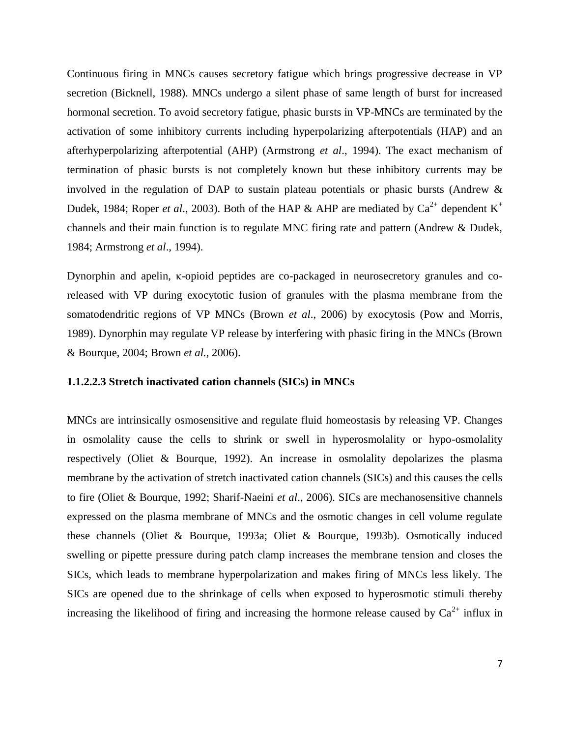Continuous firing in MNCs causes secretory fatigue which brings progressive decrease in VP secretion (Bicknell, 1988). MNCs undergo a silent phase of same length of burst for increased hormonal secretion. To avoid secretory fatigue, phasic bursts in VP-MNCs are terminated by the activation of some inhibitory currents including hyperpolarizing afterpotentials (HAP) and an afterhyperpolarizing afterpotential (AHP) (Armstrong *et al*., 1994). The exact mechanism of termination of phasic bursts is not completely known but these inhibitory currents may be involved in the regulation of DAP to sustain plateau potentials or phasic bursts (Andrew & Dudek, 1984; Roper *et al*., 2003). Both of the HAP & AHP are mediated by $Ca^{2+}$ dependent $K^{+}$ channels and their main function is to regulate MNC firing rate and pattern (Andrew & Dudek, 1984; Armstrong *et al*., 1994).

Dynorphin and apelin, κ-opioid peptides are co-packaged in neurosecretory granules and co-released with VP during exocytotic fusion of granules with the plasma membrane from the somatodendritic regions of VP MNCs (Brown *et al*., 2006) by exocytosis (Pow and Morris, 1989). Dynorphin may regulate VP release by interfering with phasic firing in the MNCs (Brown & Bourque, 2004; Brown *et al.*, 2006).

#### 1.1.2.2.3 Stretch inactivated cation channels (SICs) in MNCs

MNCs are intrinsically osmosensitive and regulate fluid homeostasis by releasing VP. Changes in osmolality cause the cells to shrink or swell in hyperosmolality or hypo-osmolality respectively (Oliet & Bourque, 1992). An increase in osmolality depolarizes the plasma membrane by the activation of stretch inactivated cation channels (SICs) and this causes the cells to fire (Oliet & Bourque, 1992; Sharif-Naeini *et al*., 2006). SICs are mechanosensitive channels expressed on the plasma membrane of MNCs and the osmotic changes in cell volume regulate these channels (Oliet & Bourque, 1993a; Oliet & Bourque, 1993b). Osmotically induced swelling or pipette pressure during patch clamp increases the membrane tension and closes the SICs, which leads to membrane hyperpolarization and makes firing of MNCs less likely. The SICs are opened due to the shrinkage of cells when exposed to hyperosmotic stimuli thereby increasing the likelihood of firing and increasing the hormone release caused by $Ca^{2+}$ influx in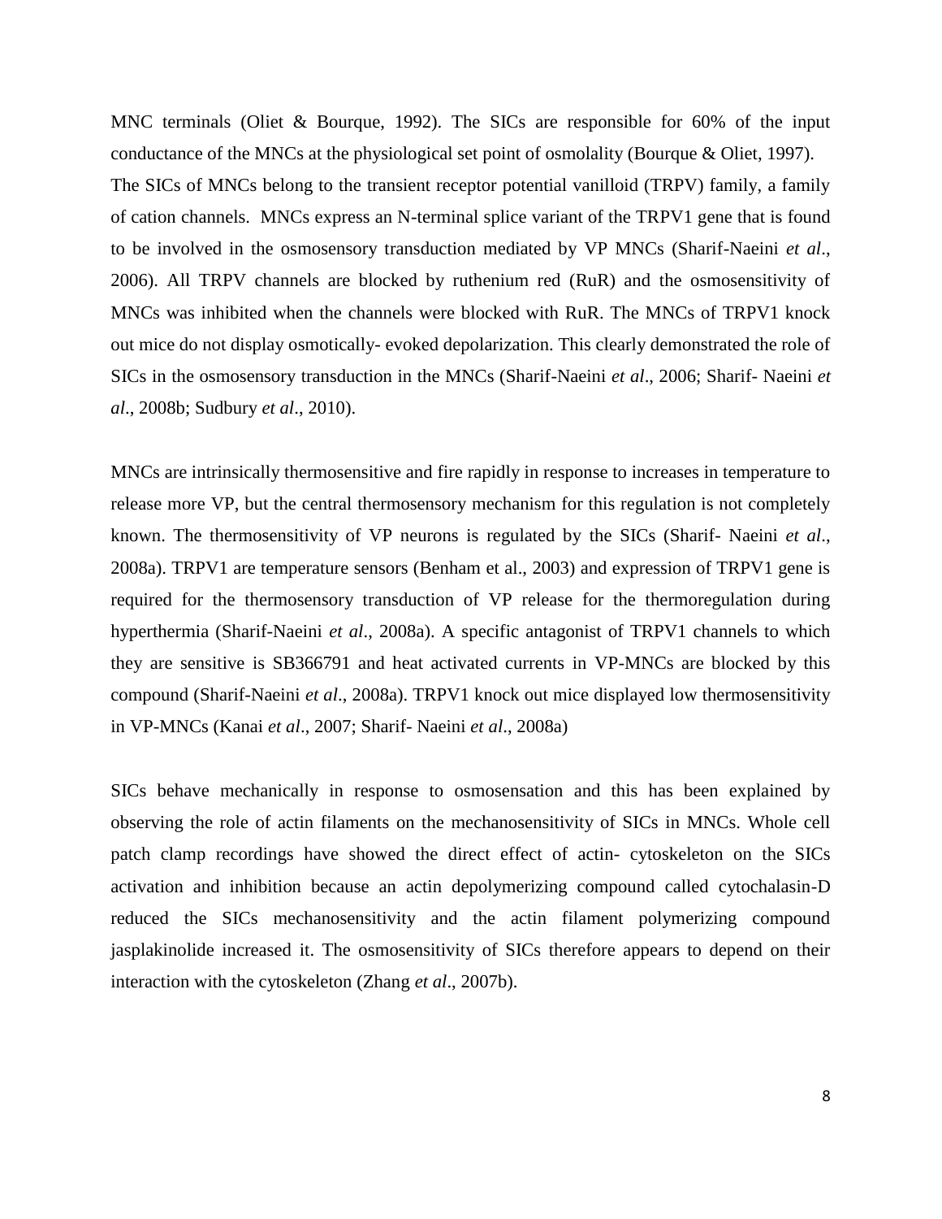MNC terminals (Oliet & Bourque, 1992). The SICs are responsible for 60% of the input conductance of the MNCs at the physiological set point of osmolality (Bourque & Oliet, 1997). The SICs of MNCs belong to the transient receptor potential vanilloid (TRPV) family, a family of cation channels. MNCs express an N-terminal splice variant of the TRPV1 gene that is found to be involved in the osmosensory transduction mediated by VP MNCs (Sharif-Naeini *et al*., 2006). All TRPV channels are blocked by ruthenium red (RuR) and the osmosensitivity of MNCs was inhibited when the channels were blocked with RuR. The MNCs of TRPV1 knock out mice do not display osmotically- evoked depolarization. This clearly demonstrated the role of SICs in the osmosensory transduction in the MNCs (Sharif-Naeini *et al*., 2006; Sharif- Naeini *et al*., 2008b; Sudbury *et al*., 2010).

MNCs are intrinsically thermosensitive and fire rapidly in response to increases in temperature to release more VP, but the central thermosensory mechanism for this regulation is not completely known. The thermosensitivity of VP neurons is regulated by the SICs (Sharif- Naeini *et al*., 2008a). TRPV1 are temperature sensors (Benham et al., 2003) and expression of TRPV1 gene is required for the thermosensory transduction of VP release for the thermoregulation during hyperthermia (Sharif-Naeini *et al*., 2008a). A specific antagonist of TRPV1 channels to which they are sensitive is SB366791 and heat activated currents in VP-MNCs are blocked by this compound (Sharif-Naeini *et al*., 2008a). TRPV1 knock out mice displayed low thermosensitivity in VP-MNCs (Kanai *et al*., 2007; Sharif- Naeini *et al*., 2008a)

SICs behave mechanically in response to osmosensation and this has been explained by observing the role of actin filaments on the mechanosensitivity of SICs in MNCs. Whole cell patch clamp recordings have showed the direct effect of actin- cytoskeleton on the SICs activation and inhibition because an actin depolymerizing compound called cytochalasin-D reduced the SICs mechanosensitivity and the actin filament polymerizing compound jasplakinolide increased it. The osmosensitivity of SICs therefore appears to depend on their interaction with the cytoskeleton (Zhang *et al*., 2007b).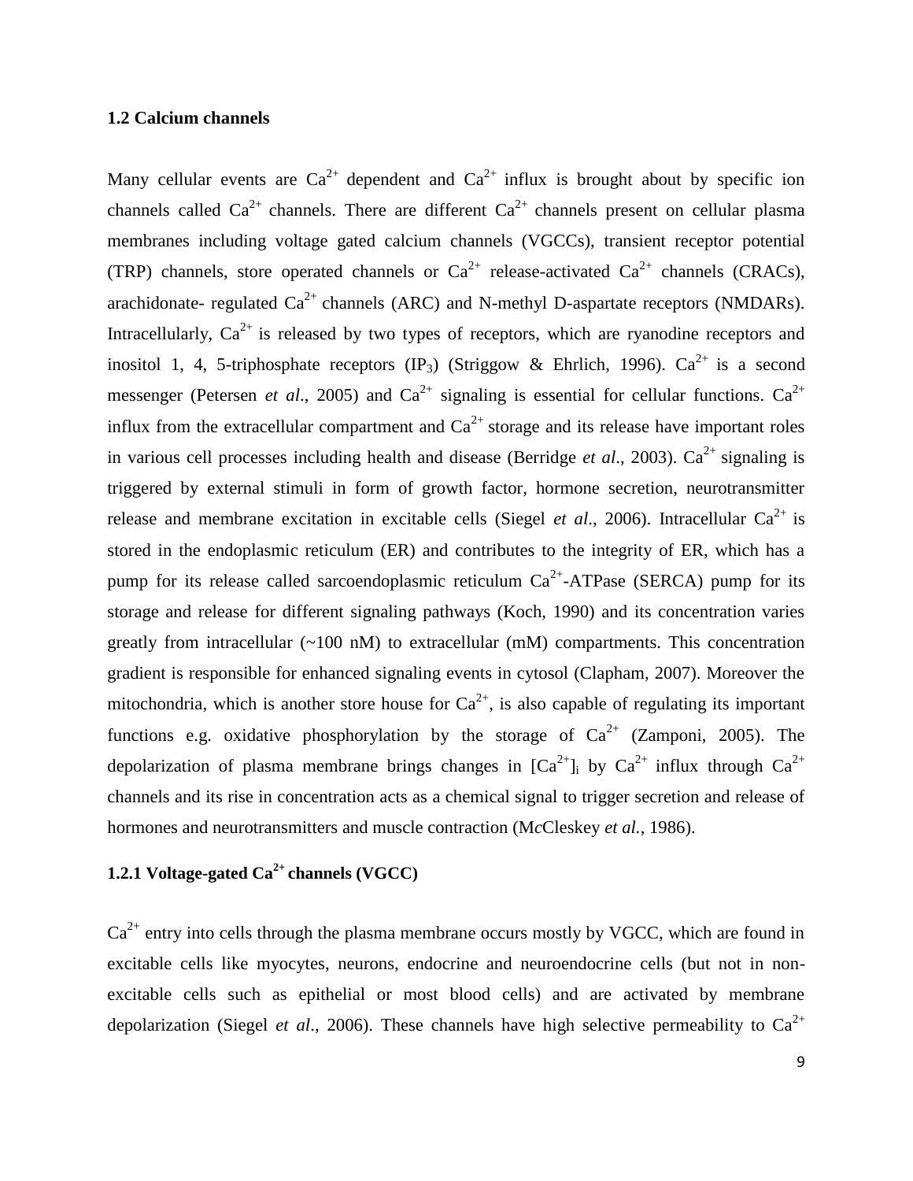## 1.2 Calcium channels

Many cellular events are $Ca^{2+}$ dependent and $Ca^{2+}$ influx is brought about by specific ion channels called $Ca^{2+}$ channels. There are different $Ca^{2+}$ channels present on cellular plasma membranes including voltage gated calcium channels (VGCCs), transient receptor potential (TRP) channels, store operated channels or $Ca^{2+}$ release-activated $Ca^{2+}$ channels (CRACs), arachidonate- regulated $Ca^{2+}$ channels (ARC) and N-methyl D-aspartate receptors (NMDARs). Intracellularly, $Ca^{2+}$ is released by two types of receptors, which are ryanodine receptors and inositol 1, 4, 5-triphosphate receptors ($IP_3$) (Striggow & Ehrlich, 1996). $Ca^{2+}$ is a second messenger (Petersen *et al*., 2005) and $Ca^{2+}$ signaling is essential for cellular functions. $Ca^{2+}$ influx from the extracellular compartment and $Ca^{2+}$ storage and its release have important roles in various cell processes including health and disease (Berridge *et al*., 2003). $Ca^{2+}$ signaling is triggered by external stimuli in form of growth factor, hormone secretion, neurotransmitter release and membrane excitation in excitable cells (Siegel *et al*., 2006). Intracellular $Ca^{2+}$ is stored in the endoplasmic reticulum (ER) and contributes to the integrity of ER, which has a pump for its release called sarcoendoplasmic reticulum $Ca^{2+}$-ATPase (SERCA) pump for its storage and release for different signaling pathways (Koch, 1990) and its concentration varies greatly from intracellular (~100 nM) to extracellular (mM) compartments. This concentration gradient is responsible for enhanced signaling events in cytosol (Clapham, 2007). Moreover the mitochondria, which is another store house for $Ca^{2+}$, is also capable of regulating its important functions e.g. oxidative phosphorylation by the storage of $Ca^{2+}$ (Zamponi, 2005). The depolarization of plasma membrane brings changes in $[Ca^{2+}]_i$ by $Ca^{2+}$ influx through $Ca^{2+}$ channels and its rise in concentration acts as a chemical signal to trigger secretion and release of hormones and neurotransmitters and muscle contraction (M*c*Cleskey *et al.*, 1986).

### 1.2.1 Voltage-gated $Ca^{2+}$ channels (VGCC)

$Ca^{2+}$ entry into cells through the plasma membrane occurs mostly by VGCC, which are found in excitable cells like myocytes, neurons, endocrine and neuroendocrine cells (but not in non-excitable cells such as epithelial or most blood cells) and are activated by membrane depolarization (Siegel *et al*., 2006). These channels have high selective permeability to $Ca^{2+}$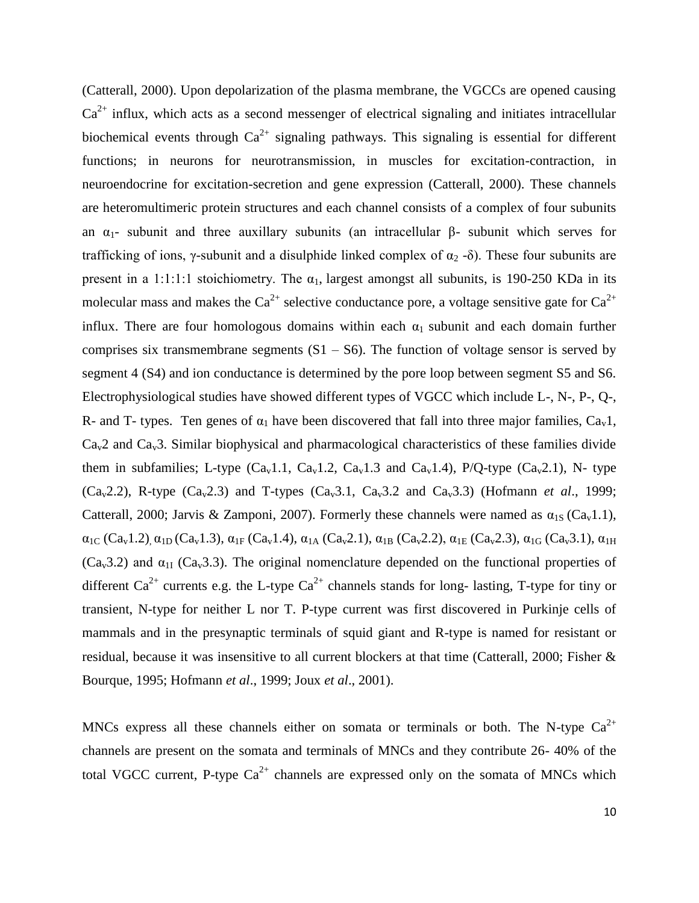(Catterall, 2000). Upon depolarization of the plasma membrane, the VGCCs are opened causing $Ca^{2+}$ influx, which acts as a second messenger of electrical signaling and initiates intracellular biochemical events through $Ca^{2+}$ signaling pathways. This signaling is essential for different functions; in neurons for neurotransmission, in muscles for excitation-contraction, in neuroendocrine for excitation-secretion and gene expression (Catterall, 2000). These channels are heteromultimeric protein structures and each channel consists of a complex of four subunits an $\alpha_1$- subunit and three auxillary subunits (an intracellular β- subunit which serves for trafficking of ions, γ-subunit and a disulphide linked complex of $\alpha_2$ -δ). These four subunits are present in a 1:1:1:1 stoichiometry. The $\alpha_1$, largest amongst all subunits, is 190-250 KDa in its molecular mass and makes the $Ca^{2+}$ selective conductance pore, a voltage sensitive gate for $Ca^{2+}$ influx. There are four homologous domains within each $\alpha_1$ subunit and each domain further comprises six transmembrane segments (S1 – S6). The function of voltage sensor is served by segment 4 (S4) and ion conductance is determined by the pore loop between segment S5 and S6. Electrophysiological studies have showed different types of VGCC which include L-, N-, P-, Q-, R- and T- types. Ten genes of $\alpha_1$ have been discovered that fall into three major families, $Ca_v1$, $Ca_v2$ and $Ca_v3$. Similar biophysical and pharmacological characteristics of these families divide them in subfamilies; L-type ($Ca_v1.1$, $Ca_v1.2$, $Ca_v1.3$ and $Ca_v1.4$), P/Q-type ($Ca_v2.1$), N- type ($Ca_v2.2$), R-type ($Ca_v2.3$) and T-types ($Ca_v3.1$, $Ca_v3.2$ and $Ca_v3.3$) (Hofmann *et al*., 1999; Catterall, 2000; Jarvis & Zamponi, 2007). Formerly these channels were named as $\alpha_{1S}$ ($Ca_v1.1$), $\alpha_{1C}$ ($Ca_v1.2$), $\alpha_{1D}$ ($Ca_v1.3$), $\alpha_{1F}$ ($Ca_v1.4$), $\alpha_{1A}$ ($Ca_v2.1$), $\alpha_{1B}$ ($Ca_v2.2$), $\alpha_{1E}$ ($Ca_v2.3$), $\alpha_{1G}$ ($Ca_v3.1$), $\alpha_{1H}$ ($Ca_v3.2$) and $\alpha_{1I}$ ($Ca_v3.3$). The original nomenclature depended on the functional properties of different $Ca^{2+}$ currents e.g. the L-type $Ca^{2+}$ channels stands for long- lasting, T-type for tiny or transient, N-type for neither L nor T. P-type current was first discovered in Purkinje cells of mammals and in the presynaptic terminals of squid giant and R-type is named for resistant or residual, because it was insensitive to all current blockers at that time (Catterall, 2000; Fisher & Bourque, 1995; Hofmann *et al*., 1999; Joux *et al*., 2001).

MNCs express all these channels either on somata or terminals or both. The N-type $Ca^{2+}$ channels are present on the somata and terminals of MNCs and they contribute 26- 40% of the total VGCC current, P-type $Ca^{2+}$ channels are expressed only on the somata of MNCs which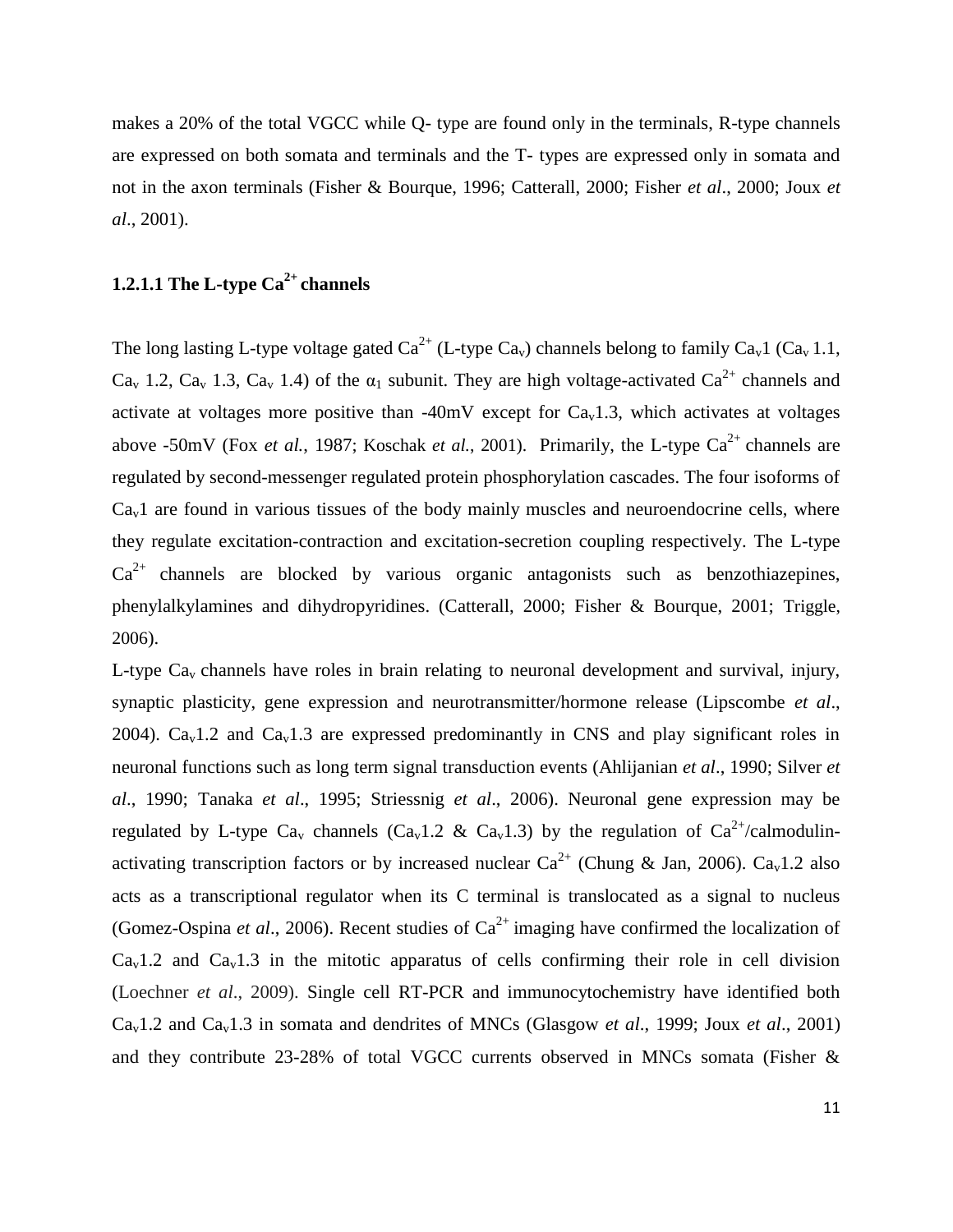makes a 20% of the total VGCC while Q- type are found only in the terminals, R-type channels are expressed on both somata and terminals and the T- types are expressed only in somata and not in the axon terminals (Fisher & Bourque, 1996; Catterall, 2000; Fisher *et al*., 2000; Joux *et al*., 2001).

#### 1.2.1.1 The L-type $Ca^{2+}$ channels

The long lasting L-type voltage gated $Ca^{2+}$ (L-type $Ca_v$) channels belong to family $Ca_v1$ ($Ca_v$ 1.1, $Ca_v$ 1.2, $Ca_v$ 1.3, $Ca_v$ 1.4) of the $\alpha_1$ subunit. They are high voltage-activated $Ca^{2+}$ channels and activate at voltages more positive than -40mV except for $Ca_v1.3$, which activates at voltages above -50mV (Fox *et al.*, 1987; Koschak *et al.*, 2001). Primarily, the L-type $Ca^{2+}$ channels are regulated by second-messenger regulated protein phosphorylation cascades. The four isoforms of $Ca_v1$ are found in various tissues of the body mainly muscles and neuroendocrine cells, where they regulate excitation-contraction and excitation-secretion coupling respectively. The L-type $Ca^{2+}$ channels are blocked by various organic antagonists such as benzothiazepines, phenylalkylamines and dihydropyridines. (Catterall, 2000; Fisher & Bourque, 2001; Triggle, 2006).

L-type $Ca_v$ channels have roles in brain relating to neuronal development and survival, injury, synaptic plasticity, gene expression and neurotransmitter/hormone release (Lipscombe *et al*., 2004). $Ca_v1.2$ and $Ca_v1.3$ are expressed predominantly in CNS and play significant roles in neuronal functions such as long term signal transduction events (Ahlijanian *et al*., 1990; Silver *et al*., 1990; Tanaka *et al*., 1995; Striessnig *et al*., 2006). Neuronal gene expression may be regulated by L-type $Ca_v$ channels ($Ca_v1.2$ & $Ca_v1.3$) by the regulation of $Ca^{2+}$/calmodulin-activating transcription factors or by increased nuclear $Ca^{2+}$ (Chung & Jan, 2006). $Ca_v1.2$ also acts as a transcriptional regulator when its C terminal is translocated as a signal to nucleus (Gomez-Ospina *et al*., 2006). Recent studies of $Ca^{2+}$ imaging have confirmed the localization of $Ca_v1.2$ and $Ca_v1.3$ in the mitotic apparatus of cells confirming their role in cell division (Loechner *et al*., 2009). Single cell RT-PCR and immunocytochemistry have identified both $Ca_v1.2$ and $Ca_v1.3$ in somata and dendrites of MNCs (Glasgow *et al*., 1999; Joux *et al*., 2001) and they contribute 23-28% of total VGCC currents observed in MNCs somata (Fisher &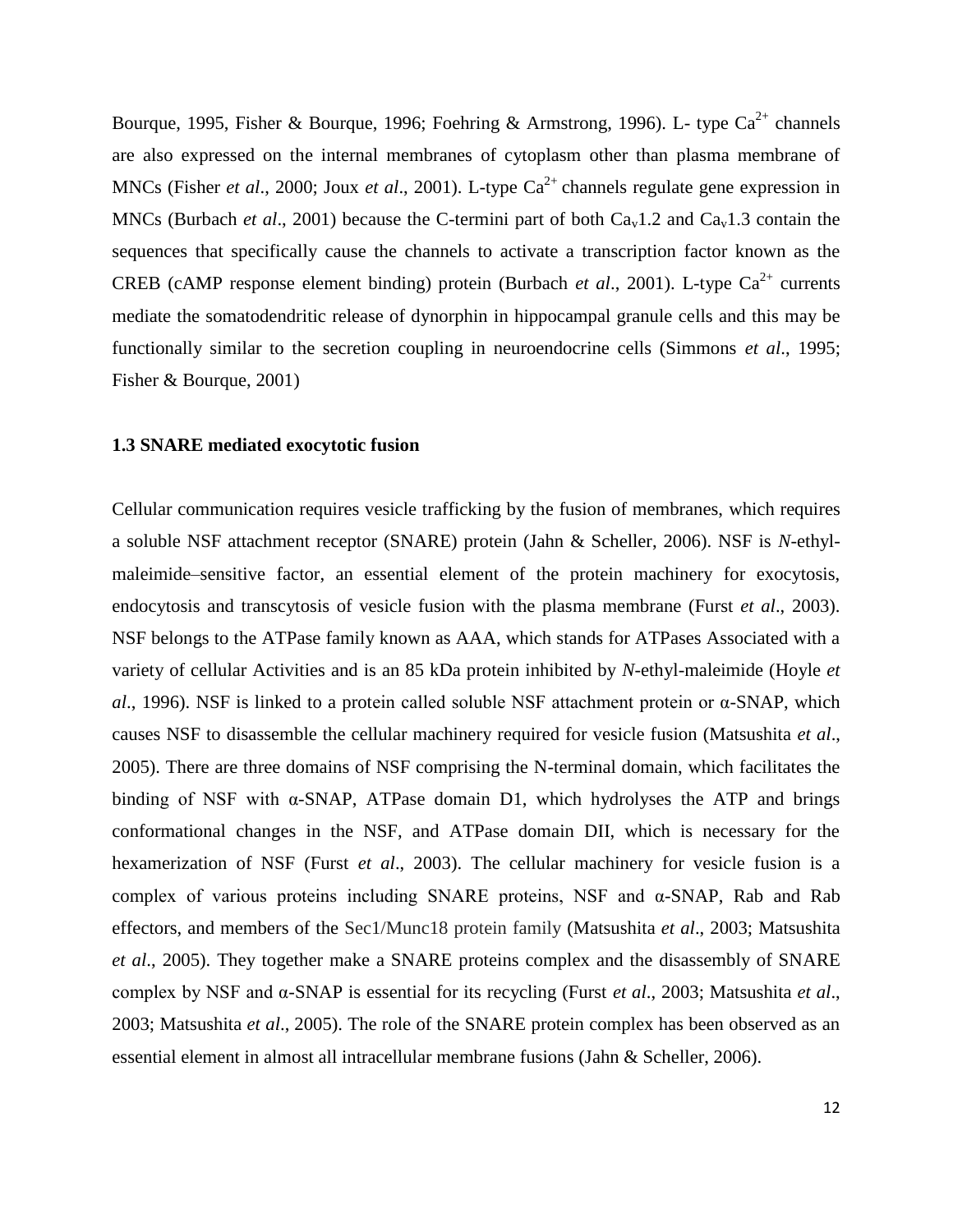Bourque, 1995, Fisher & Bourque, 1996; Foehring & Armstrong, 1996). L- type $Ca^{2+}$ channels are also expressed on the internal membranes of cytoplasm other than plasma membrane of MNCs (Fisher *et al*., 2000; Joux *et al*., 2001). L-type $Ca^{2+}$ channels regulate gene expression in MNCs (Burbach *et al*., 2001) because the C-termini part of both $Ca_v1.2$ and $Ca_v1.3$ contain the sequences that specifically cause the channels to activate a transcription factor known as the CREB (cAMP response element binding) protein (Burbach *et al*., 2001). L-type $Ca^{2+}$ currents mediate the somatodendritic release of dynorphin in hippocampal granule cells and this may be functionally similar to the secretion coupling in neuroendocrine cells (Simmons *et al*., 1995; Fisher & Bourque, 2001)

### 1.3 SNARE mediated exocytotic fusion

Cellular communication requires vesicle trafficking by the fusion of membranes, which requires a soluble NSF attachment receptor (SNARE) protein (Jahn & Scheller, 2006). NSF is *N*-ethyl-maleimide–sensitive factor, an essential element of the protein machinery for exocytosis, endocytosis and transcytosis of vesicle fusion with the plasma membrane (Furst *et al*., 2003). NSF belongs to the ATPase family known as AAA, which stands for ATPases Associated with a variety of cellular Activities and is an 85 kDa protein inhibited by *N*-ethyl-maleimide (Hoyle *et al*., 1996). NSF is linked to a protein called soluble NSF attachment protein or α-SNAP, which causes NSF to disassemble the cellular machinery required for vesicle fusion (Matsushita *et al*., 2005). There are three domains of NSF comprising the N-terminal domain, which facilitates the binding of NSF with α-SNAP, ATPase domain D1, which hydrolyses the ATP and brings conformational changes in the NSF, and ATPase domain DII, which is necessary for the hexamerization of NSF (Furst *et al*., 2003). The cellular machinery for vesicle fusion is a complex of various proteins including SNARE proteins, NSF and α-SNAP, Rab and Rab effectors, and members of the Sec1/Munc18 protein family (Matsushita *et al*., 2003; Matsushita *et al*., 2005). They together make a SNARE proteins complex and the disassembly of SNARE complex by NSF and α-SNAP is essential for its recycling (Furst *et al*., 2003; Matsushita *et al*., 2003; Matsushita *et al*., 2005). The role of the SNARE protein complex has been observed as an essential element in almost all intracellular membrane fusions (Jahn & Scheller, 2006).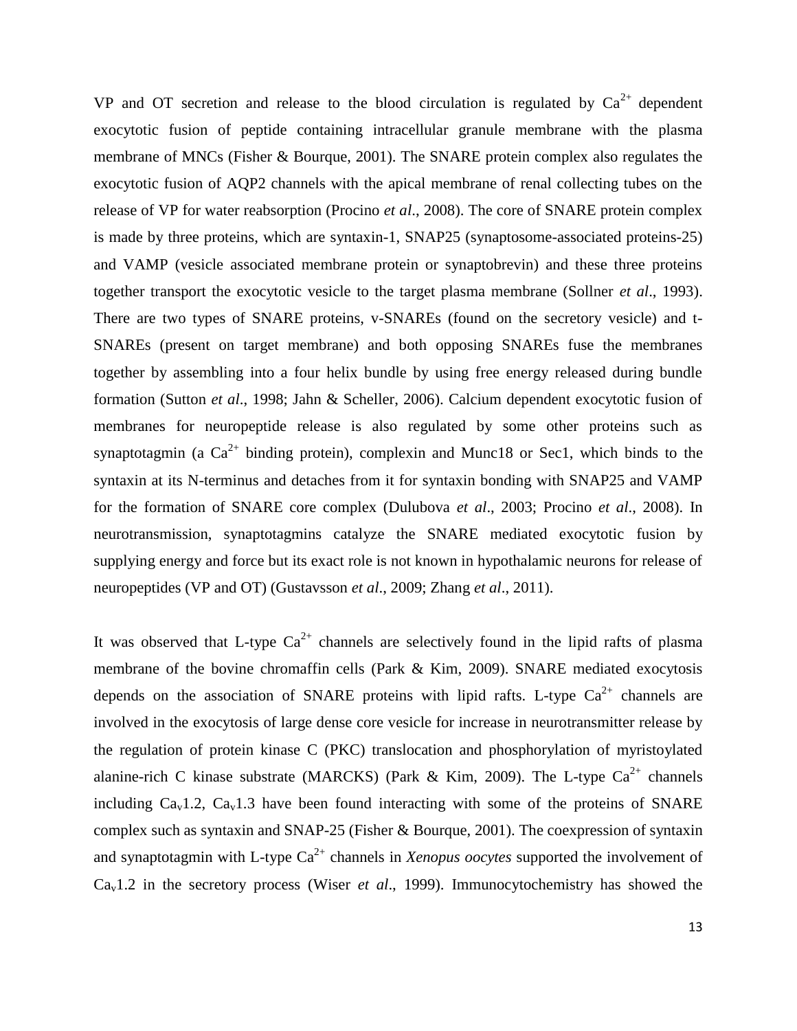VP and OT secretion and release to the blood circulation is regulated by $Ca^{2+}$ dependent exocytotic fusion of peptide containing intracellular granule membrane with the plasma membrane of MNCs (Fisher & Bourque, 2001). The SNARE protein complex also regulates the exocytotic fusion of AQP2 channels with the apical membrane of renal collecting tubes on the release of VP for water reabsorption (Procino *et al*., 2008). The core of SNARE protein complex is made by three proteins, which are syntaxin-1, SNAP25 (synaptosome-associated proteins-25) and VAMP (vesicle associated membrane protein or synaptobrevin) and these three proteins together transport the exocytotic vesicle to the target plasma membrane (Sollner *et al*., 1993). There are two types of SNARE proteins, v-SNAREs (found on the secretory vesicle) and t-SNAREs (present on target membrane) and both opposing SNAREs fuse the membranes together by assembling into a four helix bundle by using free energy released during bundle formation (Sutton *et al*., 1998; Jahn & Scheller, 2006). Calcium dependent exocytotic fusion of membranes for neuropeptide release is also regulated by some other proteins such as synaptotagmin (a $Ca^{2+}$ binding protein), complexin and Munc18 or Sec1, which binds to the syntaxin at its N-terminus and detaches from it for syntaxin bonding with SNAP25 and VAMP for the formation of SNARE core complex (Dulubova *et al*., 2003; Procino *et al*., 2008). In neurotransmission, synaptotagmins catalyze the SNARE mediated exocytotic fusion by supplying energy and force but its exact role is not known in hypothalamic neurons for release of neuropeptides (VP and OT) (Gustavsson *et al*., 2009; Zhang *et al*., 2011).

It was observed that L-type $Ca^{2+}$ channels are selectively found in the lipid rafts of plasma membrane of the bovine chromaffin cells (Park & Kim, 2009). SNARE mediated exocytosis depends on the association of SNARE proteins with lipid rafts. L-type $Ca^{2+}$ channels are involved in the exocytosis of large dense core vesicle for increase in neurotransmitter release by the regulation of protein kinase C (PKC) translocation and phosphorylation of myristoylated alanine-rich C kinase substrate (MARCKS) (Park & Kim, 2009). The L-type $Ca^{2+}$ channels including $Ca_v1.2$, $Ca_v1.3$ have been found interacting with some of the proteins of SNARE complex such as syntaxin and SNAP-25 (Fisher & Bourque, 2001). The coexpression of syntaxin and synaptotagmin with L-type $Ca^{2+}$ channels in *Xenopus oocytes* supported the involvement of $Ca_v1.2$ in the secretory process (Wiser *et al*., 1999). Immunocytochemistry has showed the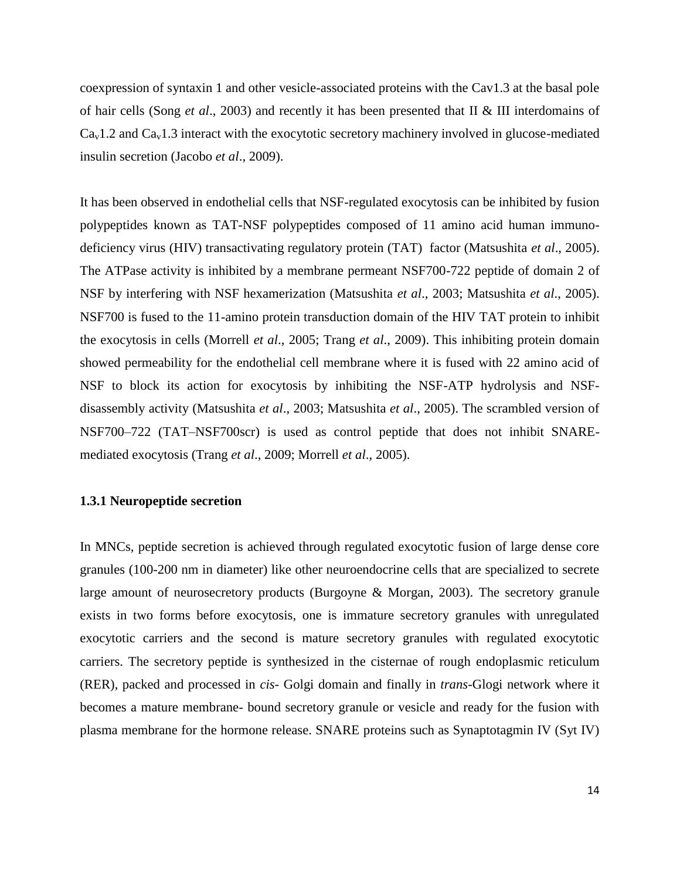coexpression of syntaxin 1 and other vesicle-associated proteins with the Cav1.3 at the basal pole of hair cells (Song *et al*., 2003) and recently it has been presented that II & III interdomains of $Ca_v1.2$ and $Ca_v1.3$ interact with the exocytotic secretory machinery involved in glucose-mediated insulin secretion (Jacobo *et al*., 2009).

It has been observed in endothelial cells that NSF-regulated exocytosis can be inhibited by fusion polypeptides known as TAT-NSF polypeptides composed of 11 amino acid human immuno-deficiency virus (HIV) transactivating regulatory protein (TAT) factor (Matsushita *et al*., 2005). The ATPase activity is inhibited by a membrane permeant NSF700-722 peptide of domain 2 of NSF by interfering with NSF hexamerization (Matsushita *et al*., 2003; Matsushita *et al*., 2005). NSF700 is fused to the 11-amino protein transduction domain of the HIV TAT protein to inhibit the exocytosis in cells (Morrell *et al*., 2005; Trang *et al*., 2009). This inhibiting protein domain showed permeability for the endothelial cell membrane where it is fused with 22 amino acid of NSF to block its action for exocytosis by inhibiting the NSF-ATP hydrolysis and NSF-disassembly activity (Matsushita *et al*., 2003; Matsushita *et al*., 2005). The scrambled version of NSF700–722 (TAT–NSF700scr) is used as control peptide that does not inhibit SNARE-mediated exocytosis (Trang *et al*., 2009; Morrell *et al*., 2005).

### 1.3.1 Neuropeptide secretion

In MNCs, peptide secretion is achieved through regulated exocytotic fusion of large dense core granules (100-200 nm in diameter) like other neuroendocrine cells that are specialized to secrete large amount of neurosecretory products (Burgoyne & Morgan, 2003). The secretory granule exists in two forms before exocytosis, one is immature secretory granules with unregulated exocytotic carriers and the second is mature secretory granules with regulated exocytotic carriers. The secretory peptide is synthesized in the cisternae of rough endoplasmic reticulum (RER), packed and processed in *cis*- Golgi domain and finally in *trans*-Glogi network where it becomes a mature membrane- bound secretory granule or vesicle and ready for the fusion with plasma membrane for the hormone release. SNARE proteins such as Synaptotagmin IV (Syt IV)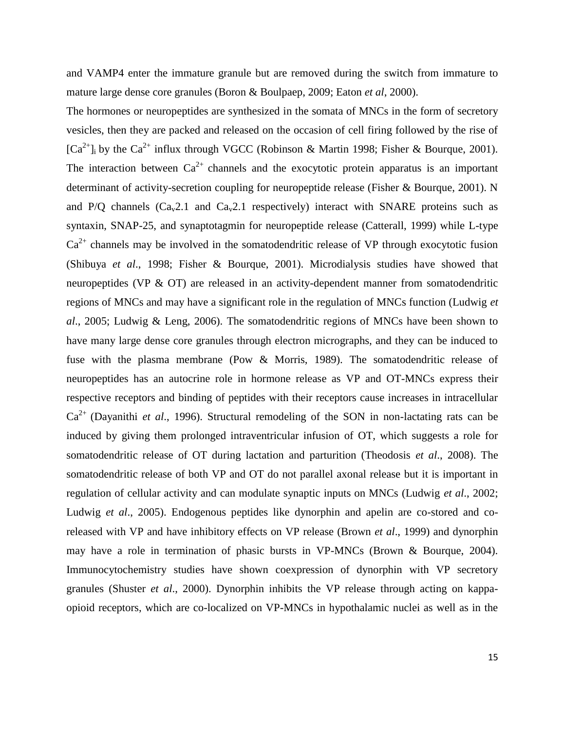and VAMP4 enter the immature granule but are removed during the switch from immature to mature large dense core granules (Boron & Boulpaep, 2009; Eaton *et al*, 2000).

The hormones or neuropeptides are synthesized in the somata of MNCs in the form of secretory vesicles, then they are packed and released on the occasion of cell firing followed by the rise of $[Ca^{2+}]_i$ by the $Ca^{2+}$ influx through VGCC (Robinson & Martin 1998; Fisher & Bourque, 2001). The interaction between $Ca^{2+}$ channels and the exocytotic protein apparatus is an important determinant of activity-secretion coupling for neuropeptide release (Fisher & Bourque, 2001). N and P/Q channels ($Ca_v2.1$ and $Ca_v2.1$ respectively) interact with SNARE proteins such as syntaxin, SNAP-25, and synaptotagmin for neuropeptide release (Catterall, 1999) while L-type $Ca^{2+}$ channels may be involved in the somatodendritic release of VP through exocytotic fusion (Shibuya *et al*., 1998; Fisher & Bourque, 2001). Microdialysis studies have showed that neuropeptides (VP & OT) are released in an activity-dependent manner from somatodendritic regions of MNCs and may have a significant role in the regulation of MNCs function (Ludwig *et al*., 2005; Ludwig & Leng, 2006). The somatodendritic regions of MNCs have been shown to have many large dense core granules through electron micrographs, and they can be induced to fuse with the plasma membrane (Pow & Morris, 1989). The somatodendritic release of neuropeptides has an autocrine role in hormone release as VP and OT-MNCs express their respective receptors and binding of peptides with their receptors cause increases in intracellular $Ca^{2+}$ (Dayanithi *et al*., 1996). Structural remodeling of the SON in non-lactating rats can be induced by giving them prolonged intraventricular infusion of OT, which suggests a role for somatodendritic release of OT during lactation and parturition (Theodosis *et al*., 2008). The somatodendritic release of both VP and OT do not parallel axonal release but it is important in regulation of cellular activity and can modulate synaptic inputs on MNCs (Ludwig *et al*., 2002; Ludwig *et al*., 2005). Endogenous peptides like dynorphin and apelin are co-stored and co-released with VP and have inhibitory effects on VP release (Brown *et al*., 1999) and dynorphin may have a role in termination of phasic bursts in VP-MNCs (Brown & Bourque, 2004). Immunocytochemistry studies have shown coexpression of dynorphin with VP secretory granules (Shuster *et al*., 2000). Dynorphin inhibits the VP release through acting on kappa-opioid receptors, which are co-localized on VP-MNCs in hypothalamic nuclei as well as in the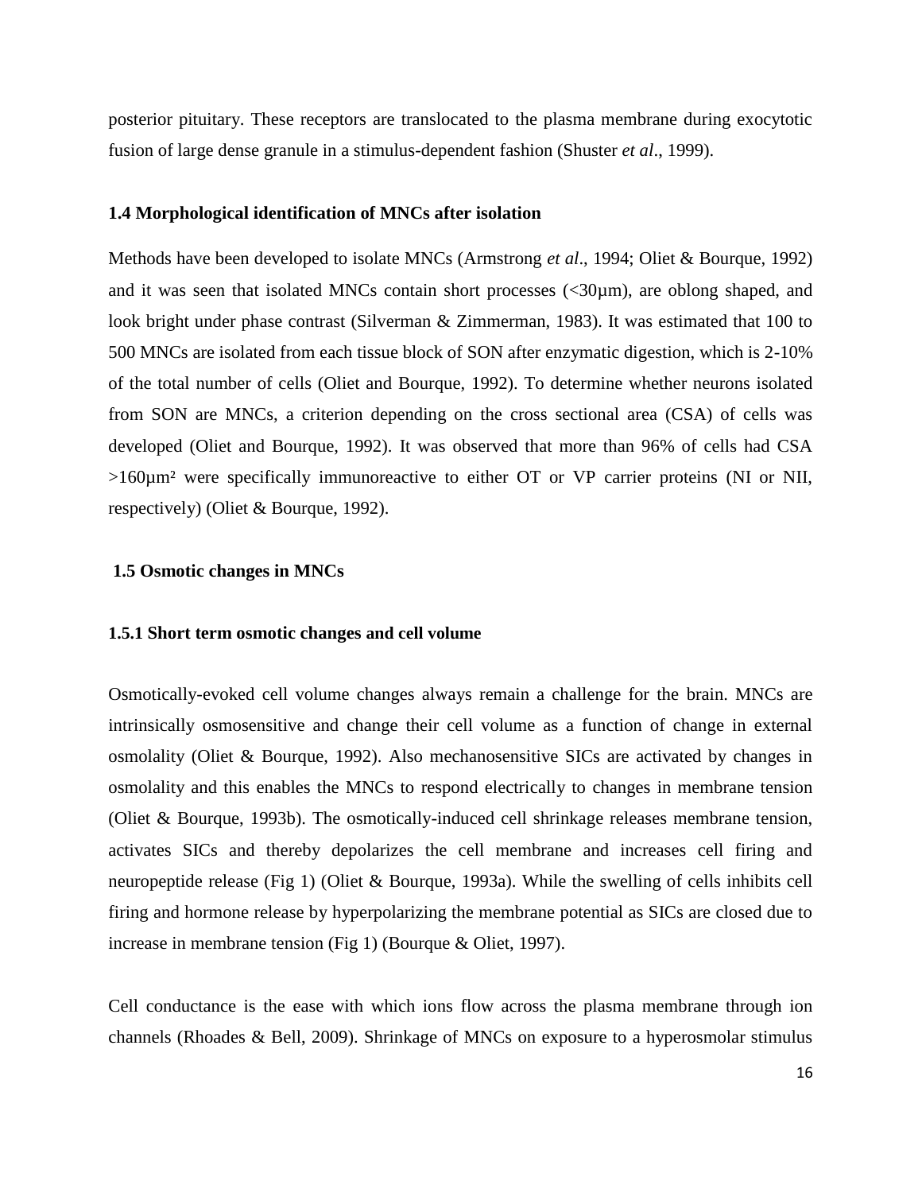posterior pituitary. These receptors are translocated to the plasma membrane during exocytotic fusion of large dense granule in a stimulus-dependent fashion (Shuster *et al*., 1999).

### 1.4 Morphological identification of MNCs after isolation

Methods have been developed to isolate MNCs (Armstrong *et al*., 1994; Oliet & Bourque, 1992) and it was seen that isolated MNCs contain short processes (<30µm), are oblong shaped, and look bright under phase contrast (Silverman & Zimmerman, 1983). It was estimated that 100 to 500 MNCs are isolated from each tissue block of SON after enzymatic digestion, which is 2-10% of the total number of cells (Oliet and Bourque, 1992). To determine whether neurons isolated from SON are MNCs, a criterion depending on the cross sectional area (CSA) of cells was developed (Oliet and Bourque, 1992). It was observed that more than 96% of cells had CSA >160µm² were specifically immunoreactive to either OT or VP carrier proteins (NI or NII, respectively) (Oliet & Bourque, 1992).

### 1.5 Osmotic changes in MNCs

#### 1.5.1 Short term osmotic changes and cell volume

Osmotically-evoked cell volume changes always remain a challenge for the brain. MNCs are intrinsically osmosensitive and change their cell volume as a function of change in external osmolality (Oliet & Bourque, 1992). Also mechanosensitive SICs are activated by changes in osmolality and this enables the MNCs to respond electrically to changes in membrane tension (Oliet & Bourque, 1993b). The osmotically-induced cell shrinkage releases membrane tension, activates SICs and thereby depolarizes the cell membrane and increases cell firing and neuropeptide release (Fig 1) (Oliet & Bourque, 1993a). While the swelling of cells inhibits cell firing and hormone release by hyperpolarizing the membrane potential as SICs are closed due to increase in membrane tension (Fig 1) (Bourque & Oliet, 1997).

Cell conductance is the ease with which ions flow across the plasma membrane through ion channels (Rhoades & Bell, 2009). Shrinkage of MNCs on exposure to a hyperosmolar stimulus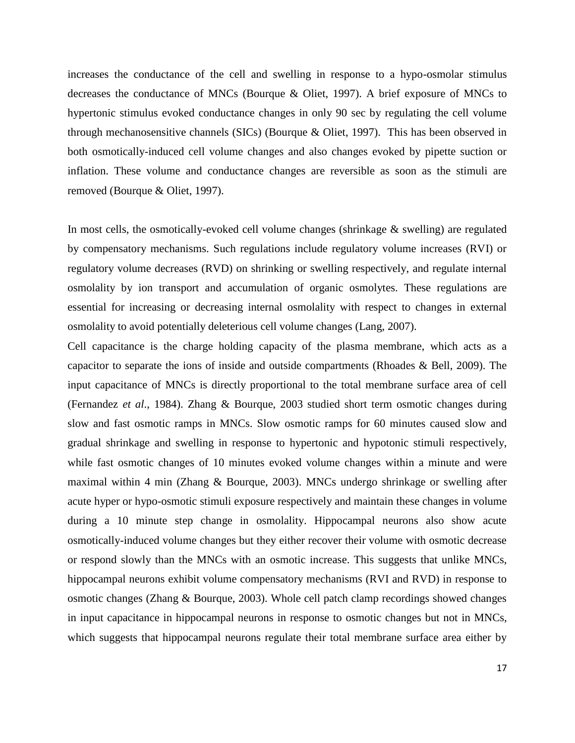increases the conductance of the cell and swelling in response to a hypo-osmolar stimulus decreases the conductance of MNCs (Bourque & Oliet, 1997). A brief exposure of MNCs to hypertonic stimulus evoked conductance changes in only 90 sec by regulating the cell volume through mechanosensitive channels (SICs) (Bourque & Oliet, 1997). This has been observed in both osmotically-induced cell volume changes and also changes evoked by pipette suction or inflation. These volume and conductance changes are reversible as soon as the stimuli are removed (Bourque & Oliet, 1997).

In most cells, the osmotically-evoked cell volume changes (shrinkage & swelling) are regulated by compensatory mechanisms. Such regulations include regulatory volume increases (RVI) or regulatory volume decreases (RVD) on shrinking or swelling respectively, and regulate internal osmolality by ion transport and accumulation of organic osmolytes. These regulations are essential for increasing or decreasing internal osmolality with respect to changes in external osmolality to avoid potentially deleterious cell volume changes (Lang, 2007).

Cell capacitance is the charge holding capacity of the plasma membrane, which acts as a capacitor to separate the ions of inside and outside compartments (Rhoades & Bell, 2009). The input capacitance of MNCs is directly proportional to the total membrane surface area of cell (Fernandez *et al*., 1984). Zhang & Bourque, 2003 studied short term osmotic changes during slow and fast osmotic ramps in MNCs. Slow osmotic ramps for 60 minutes caused slow and gradual shrinkage and swelling in response to hypertonic and hypotonic stimuli respectively, while fast osmotic changes of 10 minutes evoked volume changes within a minute and were maximal within 4 min (Zhang & Bourque, 2003). MNCs undergo shrinkage or swelling after acute hyper or hypo-osmotic stimuli exposure respectively and maintain these changes in volume during a 10 minute step change in osmolality. Hippocampal neurons also show acute osmotically-induced volume changes but they either recover their volume with osmotic decrease or respond slowly than the MNCs with an osmotic increase. This suggests that unlike MNCs, hippocampal neurons exhibit volume compensatory mechanisms (RVI and RVD) in response to osmotic changes (Zhang & Bourque, 2003). Whole cell patch clamp recordings showed changes in input capacitance in hippocampal neurons in response to osmotic changes but not in MNCs, which suggests that hippocampal neurons regulate their total membrane surface area either by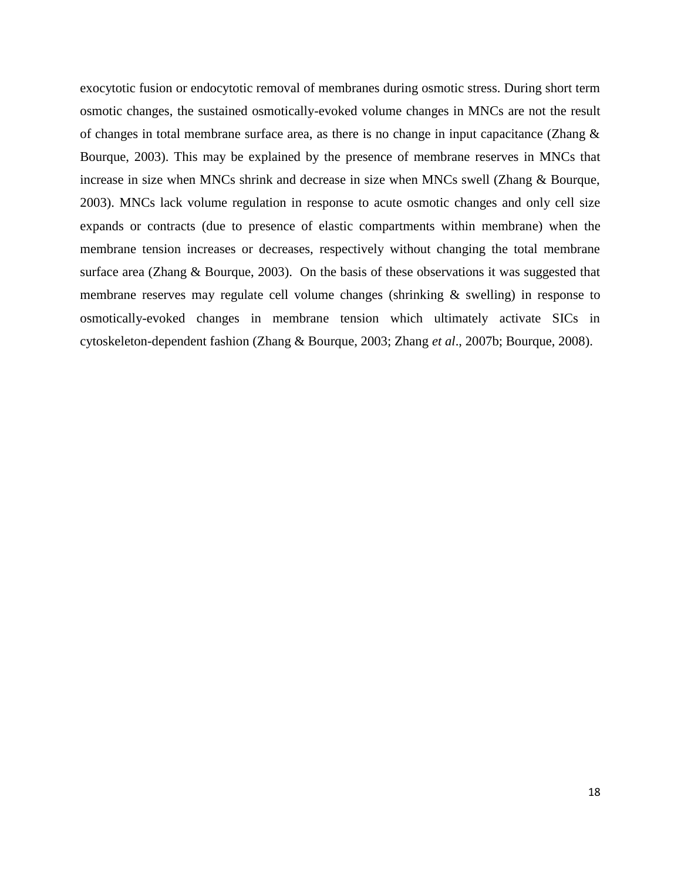exocytotic fusion or endocytotic removal of membranes during osmotic stress. During short term osmotic changes, the sustained osmotically-evoked volume changes in MNCs are not the result of changes in total membrane surface area, as there is no change in input capacitance (Zhang & Bourque, 2003). This may be explained by the presence of membrane reserves in MNCs that increase in size when MNCs shrink and decrease in size when MNCs swell (Zhang & Bourque, 2003). MNCs lack volume regulation in response to acute osmotic changes and only cell size expands or contracts (due to presence of elastic compartments within membrane) when the membrane tension increases or decreases, respectively without changing the total membrane surface area (Zhang & Bourque, 2003). On the basis of these observations it was suggested that membrane reserves may regulate cell volume changes (shrinking & swelling) in response to osmotically-evoked changes in membrane tension which ultimately activate SICs in cytoskeleton-dependent fashion (Zhang & Bourque, 2003; Zhang *et al*., 2007b; Bourque, 2008).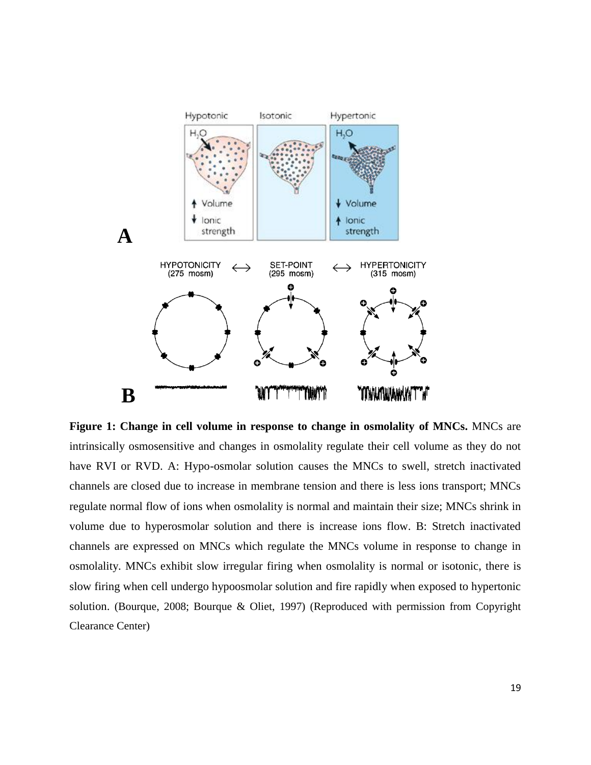**Figure 1: Change in cell volume in response to change in osmolality of MNCs.** MNCs are intrinsically osmosensitive and changes in osmolality regulate their cell volume as they do not have RVI or RVD. A: Hypo-osmolar solution causes the MNCs to swell, stretch inactivated channels are closed due to increase in membrane tension and there is less ions transport; MNCs regulate normal flow of ions when osmolality is normal and maintain their size; MNCs shrink in volume due to hyperosmolar solution and there is increase ions flow. B: Stretch inactivated channels are expressed on MNCs which regulate the MNCs volume in response to change in osmolality. MNCs exhibit slow irregular firing when osmolality is normal or isotonic, there is slow firing when cell undergo hypoosmolar solution and fire rapidly when exposed to hypertonic solution. (Bourque, 2008; Bourque & Oliet, 1997) (Reproduced with permission from Copyright Clearance Center)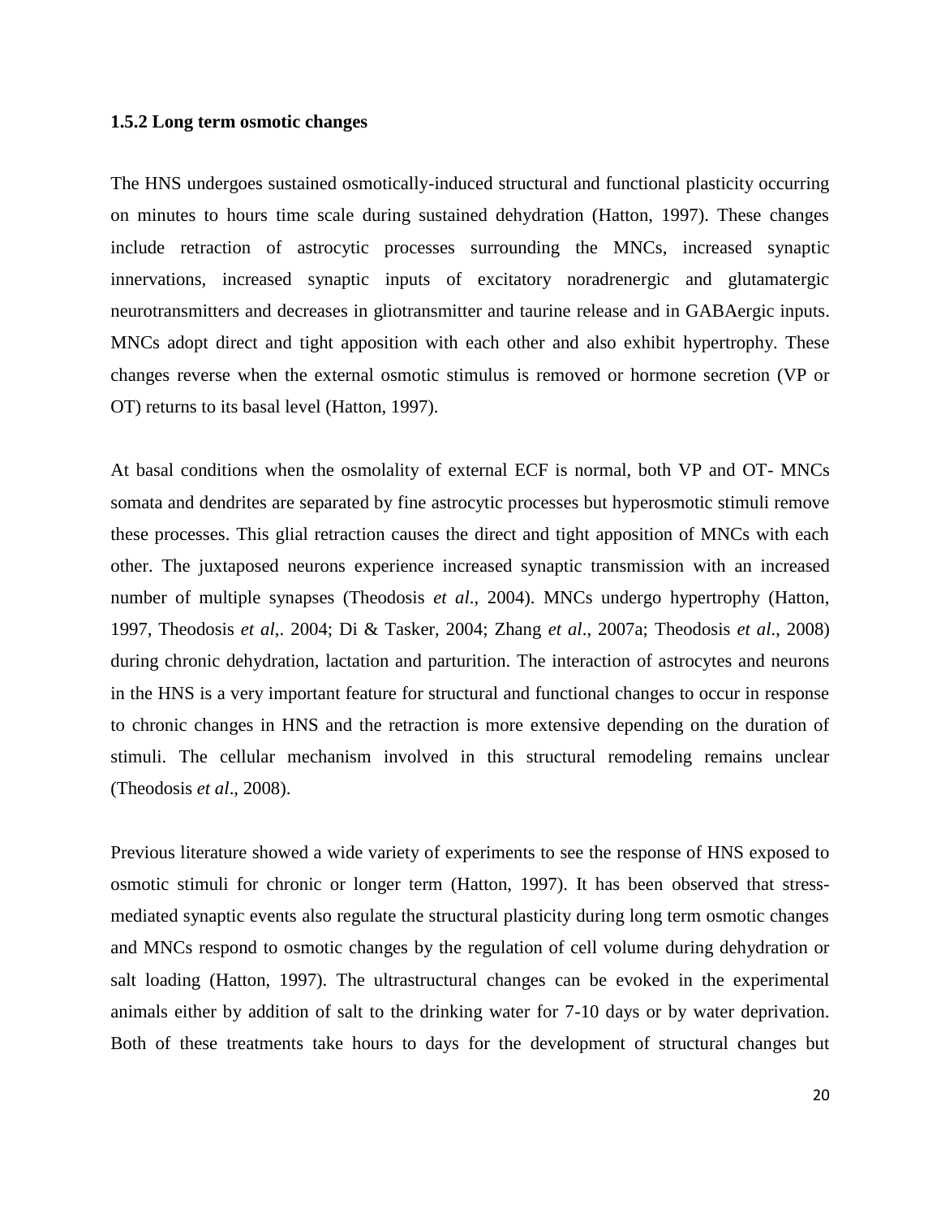### 1.5.2 Long term osmotic changes

The HNS undergoes sustained osmotically-induced structural and functional plasticity occurring on minutes to hours time scale during sustained dehydration (Hatton, 1997). These changes include retraction of astrocytic processes surrounding the MNCs, increased synaptic innervations, increased synaptic inputs of excitatory noradrenergic and glutamatergic neurotransmitters and decreases in gliotransmitter and taurine release and in GABAergic inputs. MNCs adopt direct and tight apposition with each other and also exhibit hypertrophy. These changes reverse when the external osmotic stimulus is removed or hormone secretion (VP or OT) returns to its basal level (Hatton, 1997).

At basal conditions when the osmolality of external ECF is normal, both VP and OT- MNCs somata and dendrites are separated by fine astrocytic processes but hyperosmotic stimuli remove these processes. This glial retraction causes the direct and tight apposition of MNCs with each other. The juxtaposed neurons experience increased synaptic transmission with an increased number of multiple synapses (Theodosis *et al*., 2004). MNCs undergo hypertrophy (Hatton, 1997, Theodosis *et al*,. 2004; Di & Tasker, 2004; Zhang *et al*., 2007a; Theodosis *et al*., 2008) during chronic dehydration, lactation and parturition. The interaction of astrocytes and neurons in the HNS is a very important feature for structural and functional changes to occur in response to chronic changes in HNS and the retraction is more extensive depending on the duration of stimuli. The cellular mechanism involved in this structural remodeling remains unclear (Theodosis *et al*., 2008).

Previous literature showed a wide variety of experiments to see the response of HNS exposed to osmotic stimuli for chronic or longer term (Hatton, 1997). It has been observed that stress-mediated synaptic events also regulate the structural plasticity during long term osmotic changes and MNCs respond to osmotic changes by the regulation of cell volume during dehydration or salt loading (Hatton, 1997). The ultrastructural changes can be evoked in the experimental animals either by addition of salt to the drinking water for 7-10 days or by water deprivation. Both of these treatments take hours to days for the development of structural changes but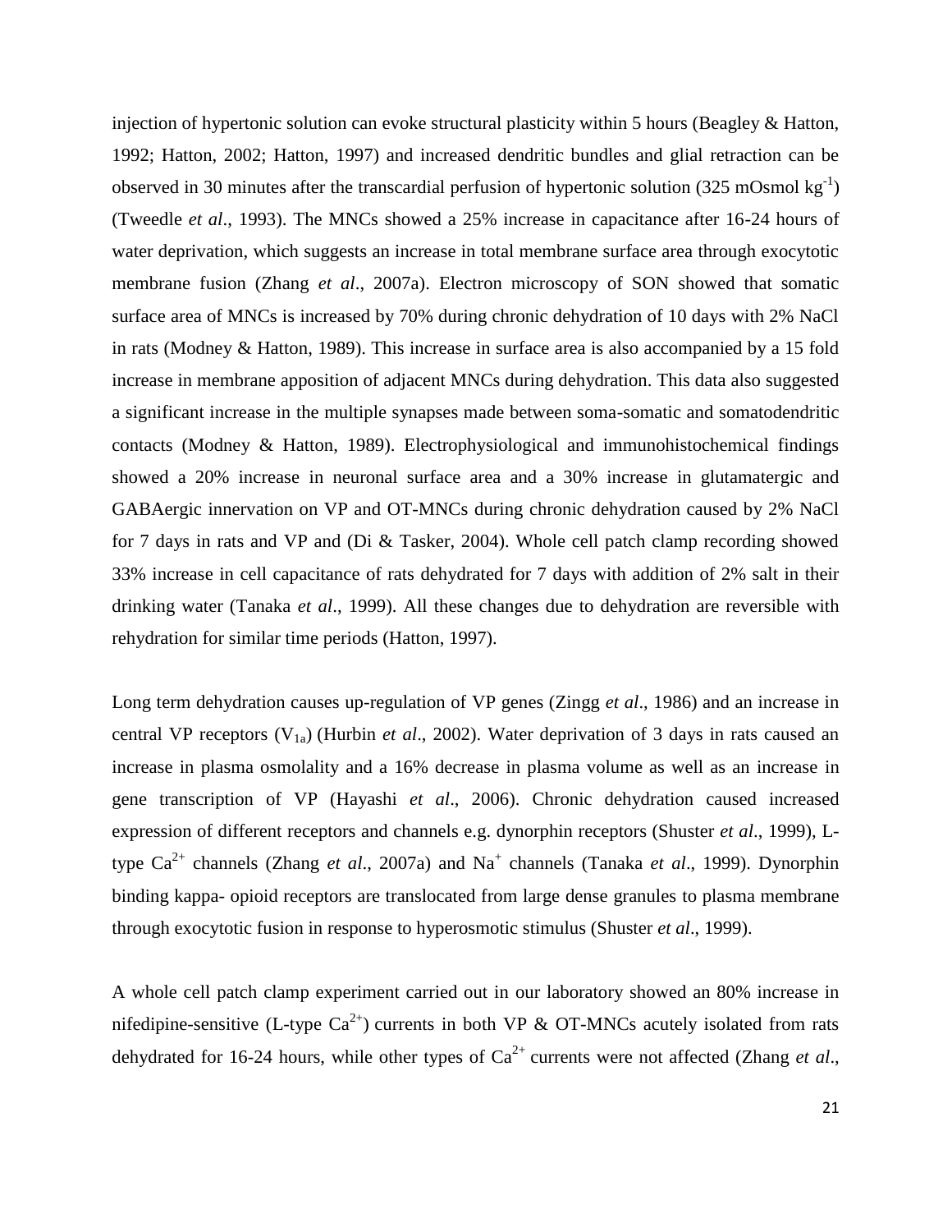injection of hypertonic solution can evoke structural plasticity within 5 hours (Beagley & Hatton, 1992; Hatton, 2002; Hatton, 1997) and increased dendritic bundles and glial retraction can be observed in 30 minutes after the transcardial perfusion of hypertonic solution (325 mOsmol $kg^{-1}$) (Tweedle *et al*., 1993). The MNCs showed a 25% increase in capacitance after 16-24 hours of water deprivation, which suggests an increase in total membrane surface area through exocytotic membrane fusion (Zhang *et al*., 2007a). Electron microscopy of SON showed that somatic surface area of MNCs is increased by 70% during chronic dehydration of 10 days with 2% NaCl in rats (Modney & Hatton, 1989). This increase in surface area is also accompanied by a 15 fold increase in membrane apposition of adjacent MNCs during dehydration. This data also suggested a significant increase in the multiple synapses made between soma-somatic and somatodendritic contacts (Modney & Hatton, 1989). Electrophysiological and immunohistochemical findings showed a 20% increase in neuronal surface area and a 30% increase in glutamatergic and GABAergic innervation on VP and OT-MNCs during chronic dehydration caused by 2% NaCl for 7 days in rats and VP and (Di & Tasker, 2004). Whole cell patch clamp recording showed 33% increase in cell capacitance of rats dehydrated for 7 days with addition of 2% salt in their drinking water (Tanaka *et al*., 1999). All these changes due to dehydration are reversible with rehydration for similar time periods (Hatton, 1997).

Long term dehydration causes up-regulation of VP genes (Zingg *et al*., 1986) and an increase in central VP receptors ($V_{1a}$) (Hurbin *et al*., 2002). Water deprivation of 3 days in rats caused an increase in plasma osmolality and a 16% decrease in plasma volume as well as an increase in gene transcription of VP (Hayashi *et al*., 2006). Chronic dehydration caused increased expression of different receptors and channels e.g. dynorphin receptors (Shuster *et al*., 1999), L-type $Ca^{2+}$ channels (Zhang *et al*., 2007a) and $Na^{+}$ channels (Tanaka *et al*., 1999). Dynorphin binding kappa- opioid receptors are translocated from large dense granules to plasma membrane through exocytotic fusion in response to hyperosmotic stimulus (Shuster *et al*., 1999).

A whole cell patch clamp experiment carried out in our laboratory showed an 80% increase in nifedipine-sensitive (L-type $Ca^{2+}$) currents in both VP & OT-MNCs acutely isolated from rats dehydrated for 16-24 hours, while other types of $Ca^{2+}$ currents were not affected (Zhang *et al*.,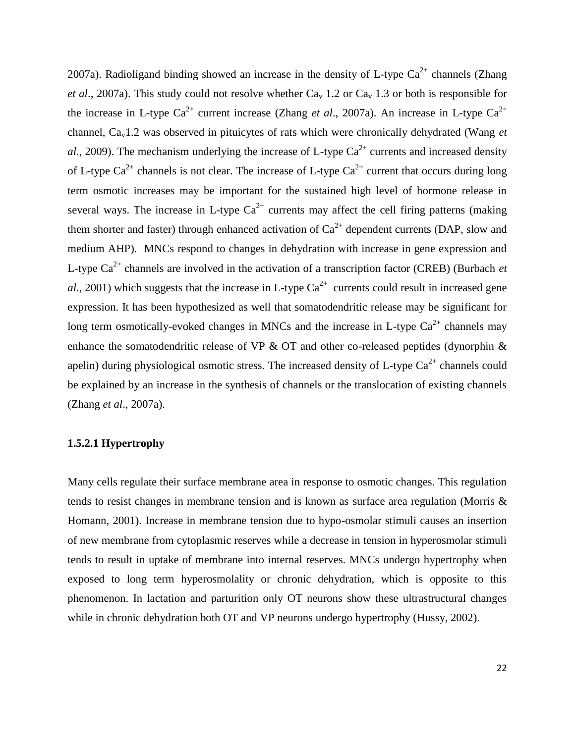2007a). Radioligand binding showed an increase in the density of L-type $Ca^{2+}$ channels (Zhang *et al*., 2007a). This study could not resolve whether $Ca_v$ 1.2 or $Ca_v$ 1.3 or both is responsible for the increase in L-type $Ca^{2+}$ current increase (Zhang *et al*., 2007a). An increase in L-type $Ca^{2+}$ channel, $Ca_v$1.2 was observed in pituicytes of rats which were chronically dehydrated (Wang *et al*., 2009). The mechanism underlying the increase of L-type $Ca^{2+}$ currents and increased density of L-type $Ca^{2+}$ channels is not clear. The increase of L-type $Ca^{2+}$ current that occurs during long term osmotic increases may be important for the sustained high level of hormone release in several ways. The increase in L-type $Ca^{2+}$ currents may affect the cell firing patterns (making them shorter and faster) through enhanced activation of $Ca^{2+}$ dependent currents (DAP, slow and medium AHP). MNCs respond to changes in dehydration with increase in gene expression and L-type $Ca^{2+}$ channels are involved in the activation of a transcription factor (CREB) (Burbach *et al*., 2001) which suggests that the increase in L-type $Ca^{2+}$ currents could result in increased gene expression. It has been hypothesized as well that somatodendritic release may be significant for long term osmotically-evoked changes in MNCs and the increase in L-type $Ca^{2+}$ channels may enhance the somatodendritic release of VP & OT and other co-released peptides (dynorphin & apelin) during physiological osmotic stress. The increased density of L-type $Ca^{2+}$ channels could be explained by an increase in the synthesis of channels or the translocation of existing channels (Zhang *et al*., 2007a).

#### 1.5.2.1 Hypertrophy

Many cells regulate their surface membrane area in response to osmotic changes. This regulation tends to resist changes in membrane tension and is known as surface area regulation (Morris & Homann, 2001). Increase in membrane tension due to hypo-osmolar stimuli causes an insertion of new membrane from cytoplasmic reserves while a decrease in tension in hyperosmolar stimuli tends to result in uptake of membrane into internal reserves. MNCs undergo hypertrophy when exposed to long term hyperosmolality or chronic dehydration, which is opposite to this phenomenon. In lactation and parturition only OT neurons show these ultrastructural changes while in chronic dehydration both OT and VP neurons undergo hypertrophy (Hussy, 2002).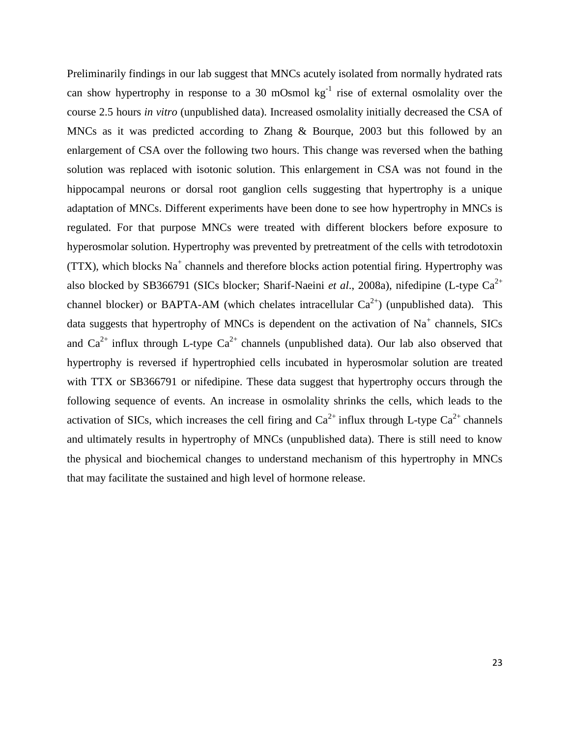Preliminarily findings in our lab suggest that MNCs acutely isolated from normally hydrated rats can show hypertrophy in response to a 30 mOsmol $kg^{-1}$ rise of external osmolality over the course 2.5 hours *in vitro* (unpublished data). Increased osmolality initially decreased the CSA of MNCs as it was predicted according to Zhang & Bourque, 2003 but this followed by an enlargement of CSA over the following two hours. This change was reversed when the bathing solution was replaced with isotonic solution. This enlargement in CSA was not found in the hippocampal neurons or dorsal root ganglion cells suggesting that hypertrophy is a unique adaptation of MNCs. Different experiments have been done to see how hypertrophy in MNCs is regulated. For that purpose MNCs were treated with different blockers before exposure to hyperosmolar solution. Hypertrophy was prevented by pretreatment of the cells with tetrodotoxin (TTX), which blocks $Na^+$ channels and therefore blocks action potential firing. Hypertrophy was also blocked by SB366791 (SICs blocker; Sharif-Naeini *et al*., 2008a), nifedipine (L-type $Ca^{2+}$ channel blocker) or BAPTA-AM (which chelates intracellular $Ca^{2+}$) (unpublished data). This data suggests that hypertrophy of MNCs is dependent on the activation of $Na^+$ channels, SICs and $Ca^{2+}$ influx through L-type $Ca^{2+}$ channels (unpublished data). Our lab also observed that hypertrophy is reversed if hypertrophied cells incubated in hyperosmolar solution are treated with TTX or SB366791 or nifedipine. These data suggest that hypertrophy occurs through the following sequence of events. An increase in osmolality shrinks the cells, which leads to the activation of SICs, which increases the cell firing and $Ca^{2+}$ influx through L-type $Ca^{2+}$ channels and ultimately results in hypertrophy of MNCs (unpublished data). There is still need to know the physical and biochemical changes to understand mechanism of this hypertrophy in MNCs that may facilitate the sustained and high level of hormone release.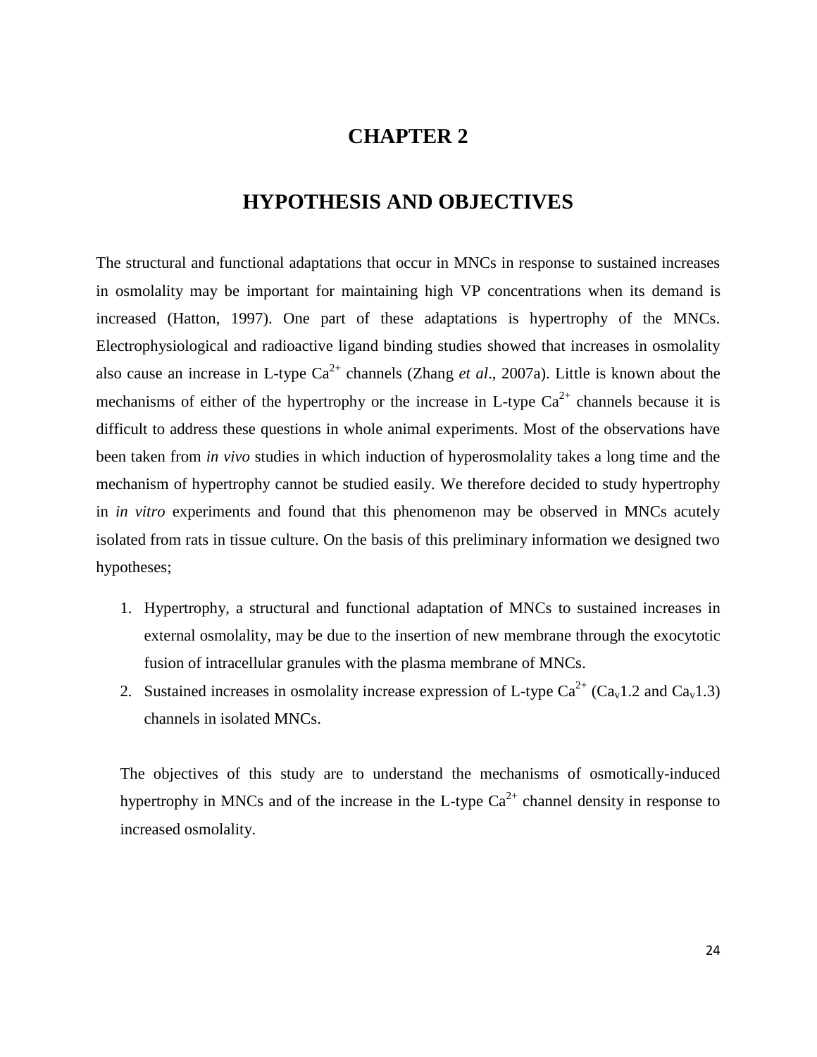# CHAPTER 2

# HYPOTHESIS AND OBJECTIVES

The structural and functional adaptations that occur in MNCs in response to sustained increases in osmolality may be important for maintaining high VP concentrations when its demand is increased (Hatton, 1997). One part of these adaptations is hypertrophy of the MNCs. Electrophysiological and radioactive ligand binding studies showed that increases in osmolality also cause an increase in L-type $Ca^{2+}$ channels (Zhang *et al*., 2007a). Little is known about the mechanisms of either of the hypertrophy or the increase in L-type $Ca^{2+}$ channels because it is difficult to address these questions in whole animal experiments. Most of the observations have been taken from *in vivo* studies in which induction of hyperosmolality takes a long time and the mechanism of hypertrophy cannot be studied easily. We therefore decided to study hypertrophy in *in vitro* experiments and found that this phenomenon may be observed in MNCs acutely isolated from rats in tissue culture. On the basis of this preliminary information we designed two hypotheses;

1. Hypertrophy, a structural and functional adaptation of MNCs to sustained increases in external osmolality, may be due to the insertion of new membrane through the exocytotic fusion of intracellular granules with the plasma membrane of MNCs.
2. Sustained increases in osmolality increase expression of L-type $Ca^{2+}$ ($Ca_v1.2$ and $Ca_v1.3$) channels in isolated MNCs.

The objectives of this study are to understand the mechanisms of osmotically-induced hypertrophy in MNCs and of the increase in the L-type $Ca^{2+}$ channel density in response to increased osmolality.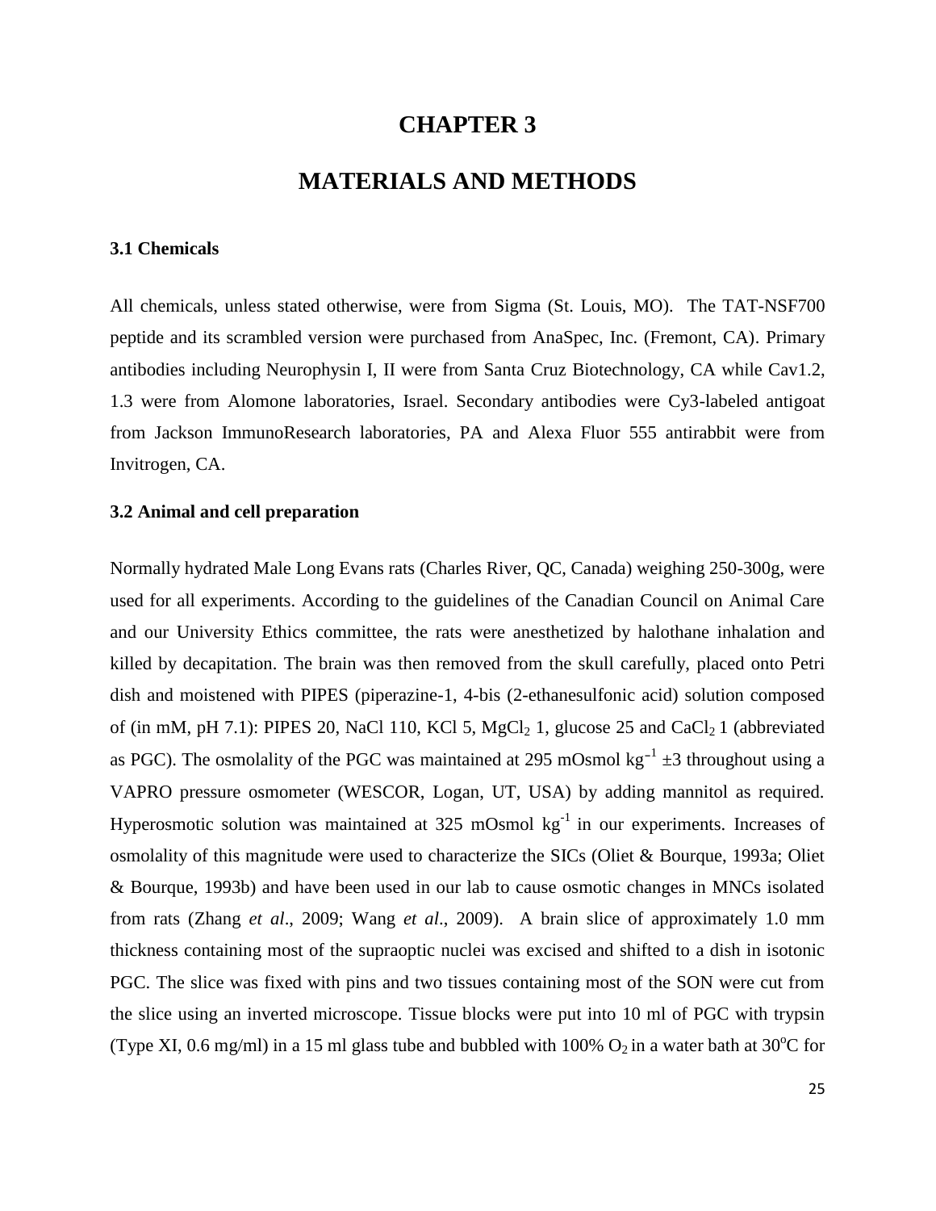# CHAPTER 3

# MATERIALS AND METHODS

### 3.1 Chemicals

All chemicals, unless stated otherwise, were from Sigma (St. Louis, MO). The TAT-NSF700 peptide and its scrambled version were purchased from AnaSpec, Inc. (Fremont, CA). Primary antibodies including Neurophysin I, II were from Santa Cruz Biotechnology, CA while Cav1.2, 1.3 were from Alomone laboratories, Israel. Secondary antibodies were Cy3-labeled antigoat from Jackson ImmunoResearch laboratories, PA and Alexa Fluor 555 antirabbit were from Invitrogen, CA.

### 3.2 Animal and cell preparation

Normally hydrated Male Long Evans rats (Charles River, QC, Canada) weighing 250-300g, were used for all experiments. According to the guidelines of the Canadian Council on Animal Care and our University Ethics committee, the rats were anesthetized by halothane inhalation and killed by decapitation. The brain was then removed from the skull carefully, placed onto Petri dish and moistened with PIPES (piperazine-1, 4-bis (2-ethanesulfonic acid) solution composed of (in mM, pH 7.1): PIPES 20, NaCl 110, KCl 5, $MgCl_2$ 1, glucose 25 and $CaCl_2$ 1 (abbreviated as PGC). The osmolality of the PGC was maintained at 295 mOsmol $kg^{-1}$ ±3 throughout using a VAPRO pressure osmometer (WESCOR, Logan, UT, USA) by adding mannitol as required. Hyperosmotic solution was maintained at 325 mOsmol $kg^{-1}$ in our experiments. Increases of osmolality of this magnitude were used to characterize the SICs (Oliet & Bourque, 1993a; Oliet & Bourque, 1993b) and have been used in our lab to cause osmotic changes in MNCs isolated from rats (Zhang *et al*., 2009; Wang *et al*., 2009). A brain slice of approximately 1.0 mm thickness containing most of the supraoptic nuclei was excised and shifted to a dish in isotonic PGC. The slice was fixed with pins and two tissues containing most of the SON were cut from the slice using an inverted microscope. Tissue blocks were put into 10 ml of PGC with trypsin (Type XI, 0.6 mg/ml) in a 15 ml glass tube and bubbled with 100% $O_2$ in a water bath at 30°C for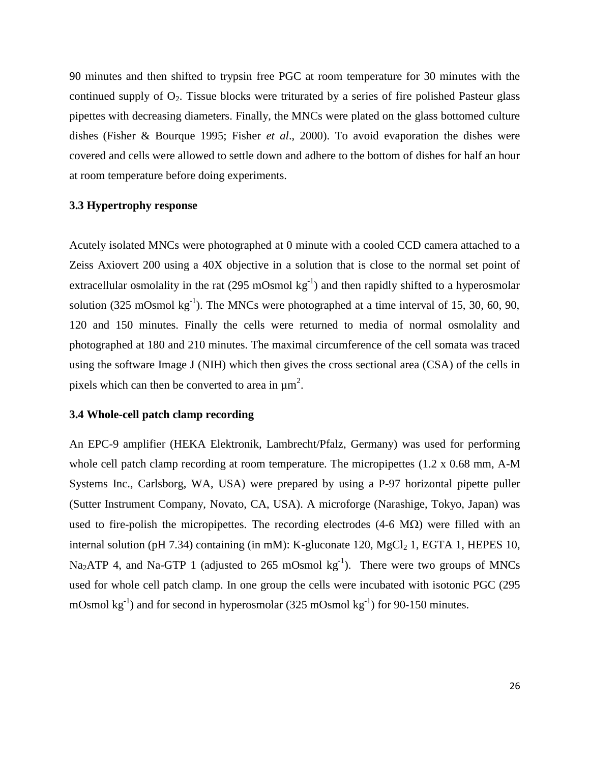90 minutes and then shifted to trypsin free PGC at room temperature for 30 minutes with the continued supply of $O_2$. Tissue blocks were triturated by a series of fire polished Pasteur glass pipettes with decreasing diameters. Finally, the MNCs were plated on the glass bottomed culture dishes (Fisher & Bourque 1995; Fisher *et al*., 2000). To avoid evaporation the dishes were covered and cells were allowed to settle down and adhere to the bottom of dishes for half an hour at room temperature before doing experiments.

### 3.3 Hypertrophy response

Acutely isolated MNCs were photographed at 0 minute with a cooled CCD camera attached to a Zeiss Axiovert 200 using a 40X objective in a solution that is close to the normal set point of extracellular osmolality in the rat (295 mOsmol $kg^{-1}$) and then rapidly shifted to a hyperosmolar solution (325 mOsmol $kg^{-1}$). The MNCs were photographed at a time interval of 15, 30, 60, 90, 120 and 150 minutes. Finally the cells were returned to media of normal osmolality and photographed at 180 and 210 minutes. The maximal circumference of the cell somata was traced using the software Image J (NIH) which then gives the cross sectional area (CSA) of the cells in pixels which can then be converted to area in $\mu m^2$.

### 3.4 Whole-cell patch clamp recording

An EPC-9 amplifier (HEKA Elektronik, Lambrecht/Pfalz, Germany) was used for performing whole cell patch clamp recording at room temperature. The micropipettes (1.2 x 0.68 mm, A-M Systems Inc., Carlsborg, WA, USA) were prepared by using a P-97 horizontal pipette puller (Sutter Instrument Company, Novato, CA, USA). A microforge (Narashige, Tokyo, Japan) was used to fire-polish the micropipettes. The recording electrodes (4-6 M$\Omega$) were filled with an internal solution (pH 7.34) containing (in mM): K-gluconate 120, $MgCl_2$ 1, EGTA 1, HEPES 10, $Na_2ATP$ 4, and Na-GTP 1 (adjusted to 265 mOsmol $kg^{-1}$). There were two groups of MNCs used for whole cell patch clamp. In one group the cells were incubated with isotonic PGC (295 mOsmol $kg^{-1}$) and for second in hyperosmolar (325 mOsmol $kg^{-1}$) for 90-150 minutes.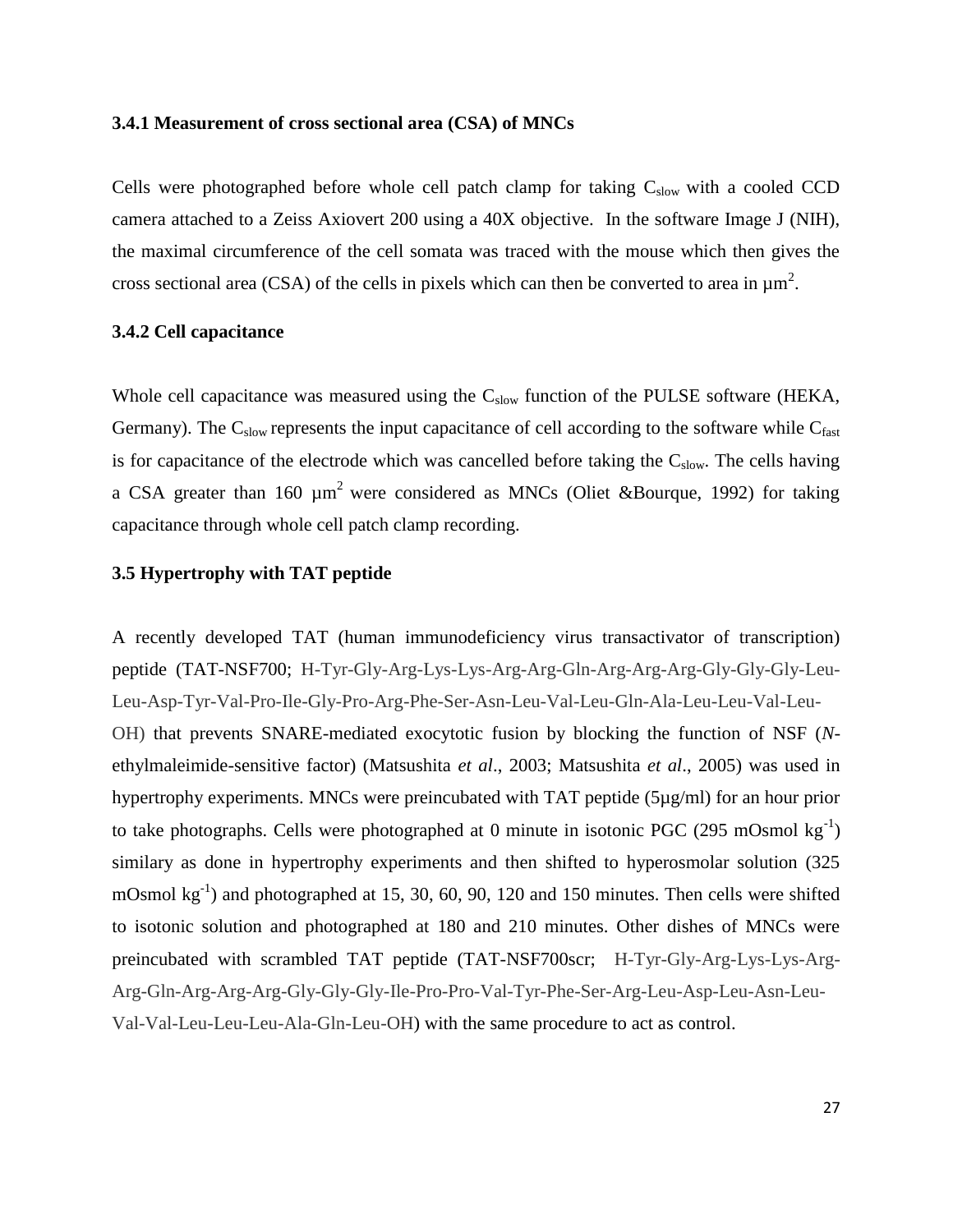### 3.4.1 Measurement of cross sectional area (CSA) of MNCs

Cells were photographed before whole cell patch clamp for taking $C_{slow}$ with a cooled CCD camera attached to a Zeiss Axiovert 200 using a 40X objective. In the software Image J (NIH), the maximal circumference of the cell somata was traced with the mouse which then gives the cross sectional area (CSA) of the cells in pixels which can then be converted to area in $\mu m^2$.

### 3.4.2 Cell capacitance

Whole cell capacitance was measured using the $C_{slow}$ function of the PULSE software (HEKA, Germany). The $C_{slow}$ represents the input capacitance of cell according to the software while $C_{fast}$ is for capacitance of the electrode which was cancelled before taking the $C_{slow}$. The cells having a CSA greater than 160 $\mu m^2$ were considered as MNCs (Oliet &Bourque, 1992) for taking capacitance through whole cell patch clamp recording.

### 3.5 Hypertrophy with TAT peptide

A recently developed TAT (human immunodeficiency virus transactivator of transcription) peptide (TAT-NSF700; H-Tyr-Gly-Arg-Lys-Lys-Arg-Arg-Gln-Arg-Arg-Arg-Gly-Gly-Gly-Leu-Leu-Asp-Tyr-Val-Pro-Ile-Gly-Pro-Arg-Phe-Ser-Asn-Leu-Val-Leu-Gln-Ala-Leu-Leu-Val-Leu-OH) that prevents SNARE-mediated exocytotic fusion by blocking the function of NSF (*N*-ethylmaleimide-sensitive factor) (Matsushita *et al*., 2003; Matsushita *et al*., 2005) was used in hypertrophy experiments. MNCs were preincubated with TAT peptide (5µg/ml) for an hour prior to take photographs. Cells were photographed at 0 minute in isotonic PGC (295 mOsmol $kg^{-1}$) similary as done in hypertrophy experiments and then shifted to hyperosmolar solution (325 mOsmol $kg^{-1}$) and photographed at 15, 30, 60, 90, 120 and 150 minutes. Then cells were shifted to isotonic solution and photographed at 180 and 210 minutes. Other dishes of MNCs were preincubated with scrambled TAT peptide (TAT-NSF700scr; H-Tyr-Gly-Arg-Lys-Lys-Arg-Arg-Gln-Arg-Arg-Arg-Gly-Gly-Gly-Ile-Pro-Pro-Val-Tyr-Phe-Ser-Arg-Leu-Asp-Leu-Asn-Leu-Val-Val-Leu-Leu-Leu-Ala-Gln-Leu-OH) with the same procedure to act as control.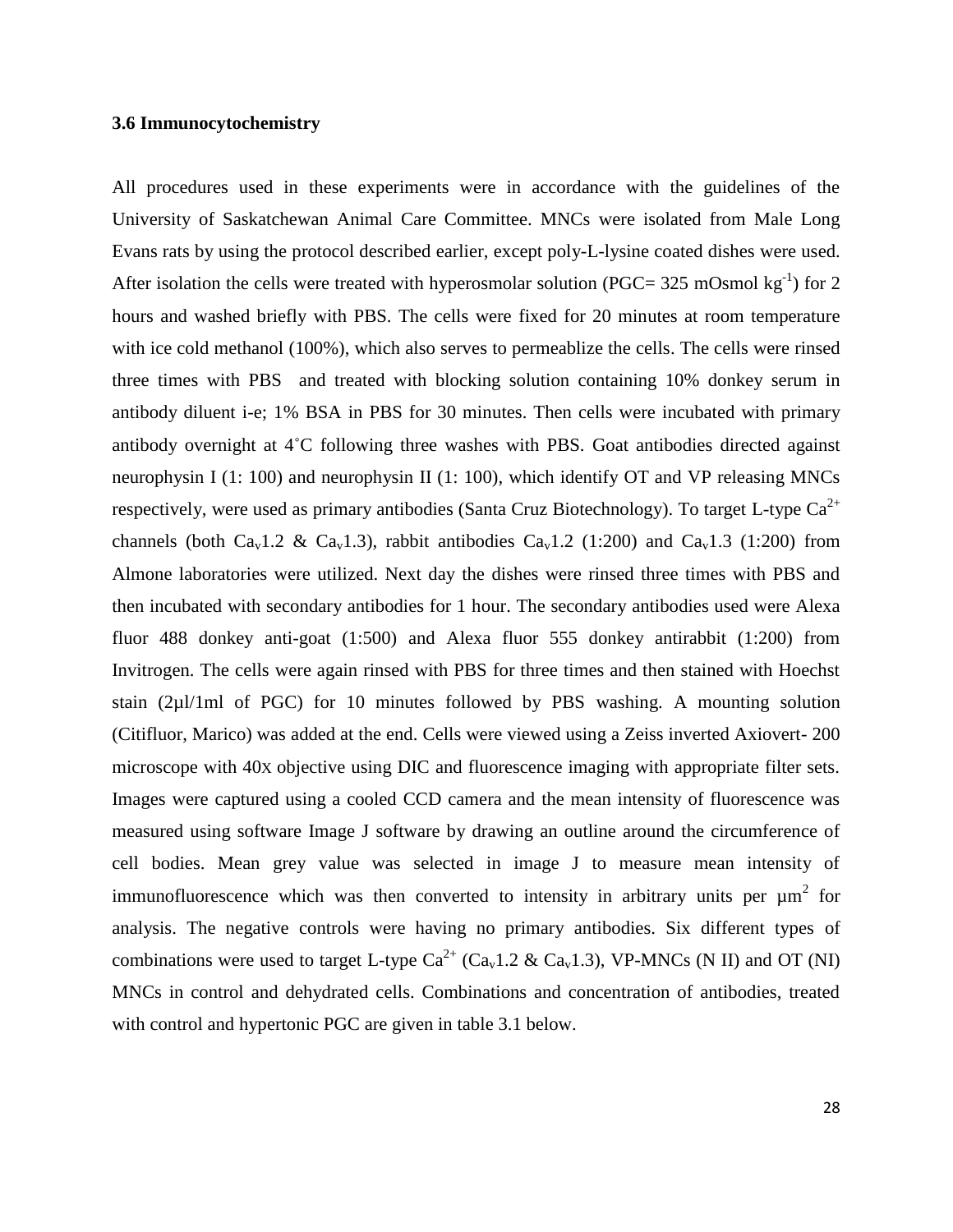### 3.6 Immunocytochemistry

All procedures used in these experiments were in accordance with the guidelines of the University of Saskatchewan Animal Care Committee. MNCs were isolated from Male Long Evans rats by using the protocol described earlier, except poly-L-lysine coated dishes were used. After isolation the cells were treated with hyperosmolar solution (PGC= 325 mOsmol $kg^{-1}$) for 2 hours and washed briefly with PBS. The cells were fixed for 20 minutes at room temperature with ice cold methanol (100%), which also serves to permeablize the cells. The cells were rinsed three times with PBS and treated with blocking solution containing 10% donkey serum in antibody diluent i-e; 1% BSA in PBS for 30 minutes. Then cells were incubated with primary antibody overnight at 4˚C following three washes with PBS. Goat antibodies directed against neurophysin I (1: 100) and neurophysin II (1: 100), which identify OT and VP releasing MNCs respectively, were used as primary antibodies (Santa Cruz Biotechnology). To target L-type $Ca^{2+}$ channels (both $Ca_v1.2$ & $Ca_v1.3$), rabbit antibodies $Ca_v1.2$ (1:200) and $Ca_v1.3$ (1:200) from Almone laboratories were utilized. Next day the dishes were rinsed three times with PBS and then incubated with secondary antibodies for 1 hour. The secondary antibodies used were Alexa fluor 488 donkey anti-goat (1:500) and Alexa fluor 555 donkey antirabbit (1:200) from Invitrogen. The cells were again rinsed with PBS for three times and then stained with Hoechst stain (2µl/1ml of PGC) for 10 minutes followed by PBS washing. A mounting solution (Citifluor, Marico) was added at the end. Cells were viewed using a Zeiss inverted Axiovert- 200 microscope with 40x objective using DIC and fluorescence imaging with appropriate filter sets. Images were captured using a cooled CCD camera and the mean intensity of fluorescence was measured using software Image J software by drawing an outline around the circumference of cell bodies. Mean grey value was selected in image J to measure mean intensity of immunofluorescence which was then converted to intensity in arbitrary units per $\mu m^2$ for analysis. The negative controls were having no primary antibodies. Six different types of combinations were used to target L-type $Ca^{2+}$ ($Ca_v1.2$ & $Ca_v1.3$), VP-MNCs (N II) and OT (NI) MNCs in control and dehydrated cells. Combinations and concentration of antibodies, treated with control and hypertonic PGC are given in table 3.1 below.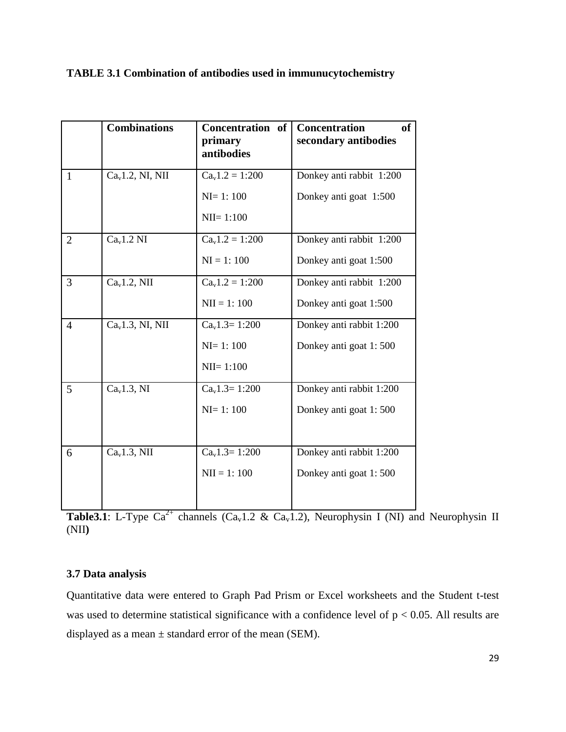**TABLE 3.1 Combination of antibodies used in immunucytochemistry**

| | Combinations | Concentration of primary antibodies | Concentration of secondary antibodies |
|---|---|---|---|
| 1 | $Ca_v1.2$, NI, NII | $Ca_v1.2$ = 1:200<br>NI= 1: 100<br>NII= 1:100 | Donkey anti rabbit 1:200<br>Donkey anti goat 1:500 |
| 2 | $Ca_v1.2$ NI | $Ca_v1.2$ = 1:200<br>NI = 1: 100 | Donkey anti rabbit 1:200<br>Donkey anti goat 1:500 |
| 3 | $Ca_v1.2$, NII | $Ca_v1.2$ = 1:200<br>NII = 1: 100 | Donkey anti rabbit 1:200<br>Donkey anti goat 1:500 |
| 4 | $Ca_v1.3$, NI, NII | $Ca_v1.3$= 1:200<br>NI= 1: 100<br>NII= 1:100 | Donkey anti rabbit 1:200<br>Donkey anti goat 1: 500 |
| 5 | $Ca_v1.3$, NI | $Ca_v1.3$= 1:200<br>NI= 1: 100 | Donkey anti rabbit 1:200<br>Donkey anti goat 1: 500 |
| 6 | $Ca_v1.3$, NII | $Ca_v1.3$= 1:200<br>NII = 1: 100 | Donkey anti rabbit 1:200<br>Donkey anti goat 1: 500 |

**Table3.1**: L-Type $Ca^{2+}$ channels ($Ca_v1.2$ & $Ca_v1.2$), Neurophysin I (NI) and Neurophysin II (NII**)**

### 3.7 Data analysis

Quantitative data were entered to Graph Pad Prism or Excel worksheets and the Student t-test was used to determine statistical significance with a confidence level of $p < 0.05$. All results are displayed as a mean ± standard error of the mean (SEM).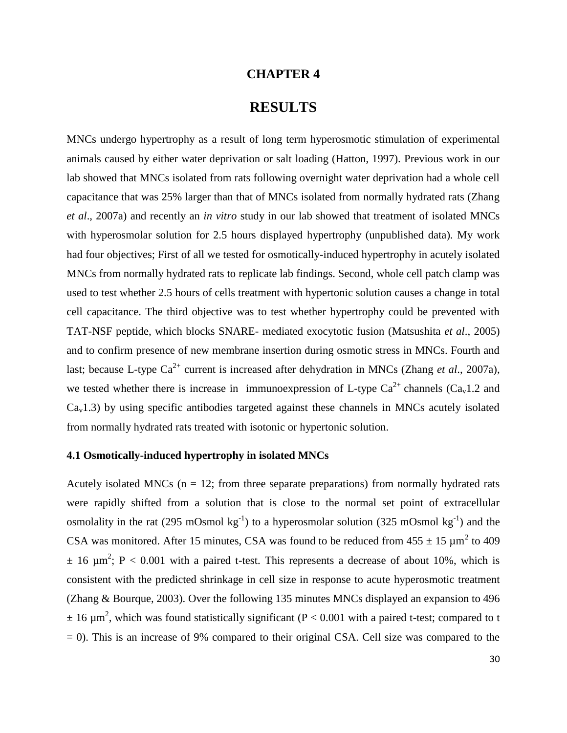# CHAPTER 4

# RESULTS

MNCs undergo hypertrophy as a result of long term hyperosmotic stimulation of experimental animals caused by either water deprivation or salt loading (Hatton, 1997). Previous work in our lab showed that MNCs isolated from rats following overnight water deprivation had a whole cell capacitance that was 25% larger than that of MNCs isolated from normally hydrated rats (Zhang *et al*., 2007a) and recently an *in vitro* study in our lab showed that treatment of isolated MNCs with hyperosmolar solution for 2.5 hours displayed hypertrophy (unpublished data). My work had four objectives; First of all we tested for osmotically-induced hypertrophy in acutely isolated MNCs from normally hydrated rats to replicate lab findings. Second, whole cell patch clamp was used to test whether 2.5 hours of cells treatment with hypertonic solution causes a change in total cell capacitance. The third objective was to test whether hypertrophy could be prevented with TAT-NSF peptide, which blocks SNARE- mediated exocytotic fusion (Matsushita *et al*., 2005) and to confirm presence of new membrane insertion during osmotic stress in MNCs. Fourth and last; because L-type $Ca^{2+}$ current is increased after dehydration in MNCs (Zhang *et al*., 2007a), we tested whether there is increase in immunoexpression of L-type $Ca^{2+}$ channels ($Ca_v1.2$ and $Ca_v1.3$) by using specific antibodies targeted against these channels in MNCs acutely isolated from normally hydrated rats treated with isotonic or hypertonic solution.

### 4.1 Osmotically-induced hypertrophy in isolated MNCs

Acutely isolated MNCs ($n = 12$; from three separate preparations) from normally hydrated rats were rapidly shifted from a solution that is close to the normal set point of extracellular osmolality in the rat (295 mOsmol $kg^{-1}$) to a hyperosmolar solution (325 mOsmol $kg^{-1}$) and the CSA was monitored. After 15 minutes, CSA was found to be reduced from $455 \pm 15$ $\mu m^2$ to $409 \pm 16$ $\mu m^2$; $P < 0.001$ with a paired t-test. This represents a decrease of about 10%, which is consistent with the predicted shrinkage in cell size in response to acute hyperosmotic treatment (Zhang & Bourque, 2003). Over the following 135 minutes MNCs displayed an expansion to $496 \pm 16$ $\mu m^2$, which was found statistically significant ($P < 0.001$ with a paired t-test; compared to $t = 0$). This is an increase of 9% compared to their original CSA. Cell size was compared to the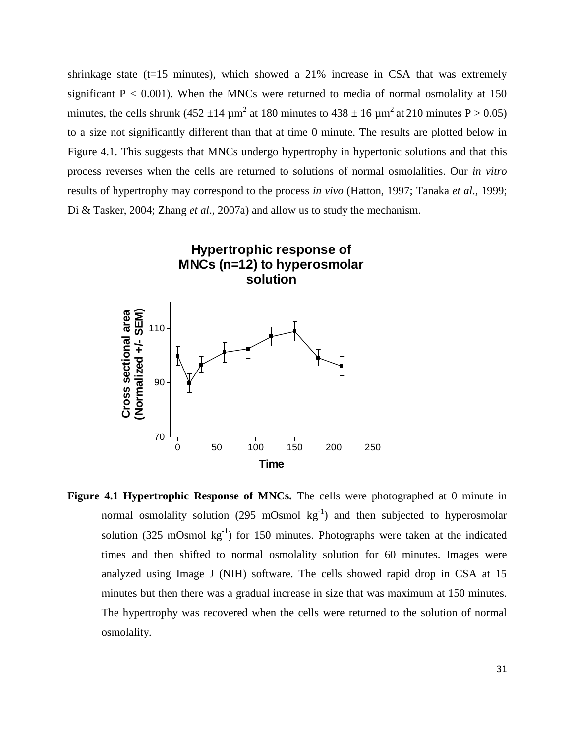shrinkage state (t=15 minutes), which showed a 21% increase in CSA that was extremely significant $P < 0.001$). When the MNCs were returned to media of normal osmolality at 150 minutes, the cells shrunk ($452 \pm 14$ µm$^2$ at 180 minutes to $438 \pm 16$ µm$^2$ at 210 minutes $P > 0.05$) to a size not significantly different than that at time 0 minute. The results are plotted below in Figure 4.1. This suggests that MNCs undergo hypertrophy in hypertonic solutions and that this process reverses when the cells are returned to solutions of normal osmolalities. Our *in vitro* results of hypertrophy may correspond to the process *in vivo* (Hatton, 1997; Tanaka *et al*., 1999; Di & Tasker, 2004; Zhang *et al*., 2007a) and allow us to study the mechanism.

**Figure 4.1 Hypertrophic Response of MNCs.** The cells were photographed at 0 minute in normal osmolality solution (295 mOsmol kg$^{-1}$) and then subjected to hyperosmolar solution (325 mOsmol kg$^{-1}$) for 150 minutes. Photographs were taken at the indicated times and then shifted to normal osmolality solution for 60 minutes. Images were analyzed using Image J (NIH) software. The cells showed rapid drop in CSA at 15 minutes but then there was a gradual increase in size that was maximum at 150 minutes. The hypertrophy was recovered when the cells were returned to the solution of normal osmolality.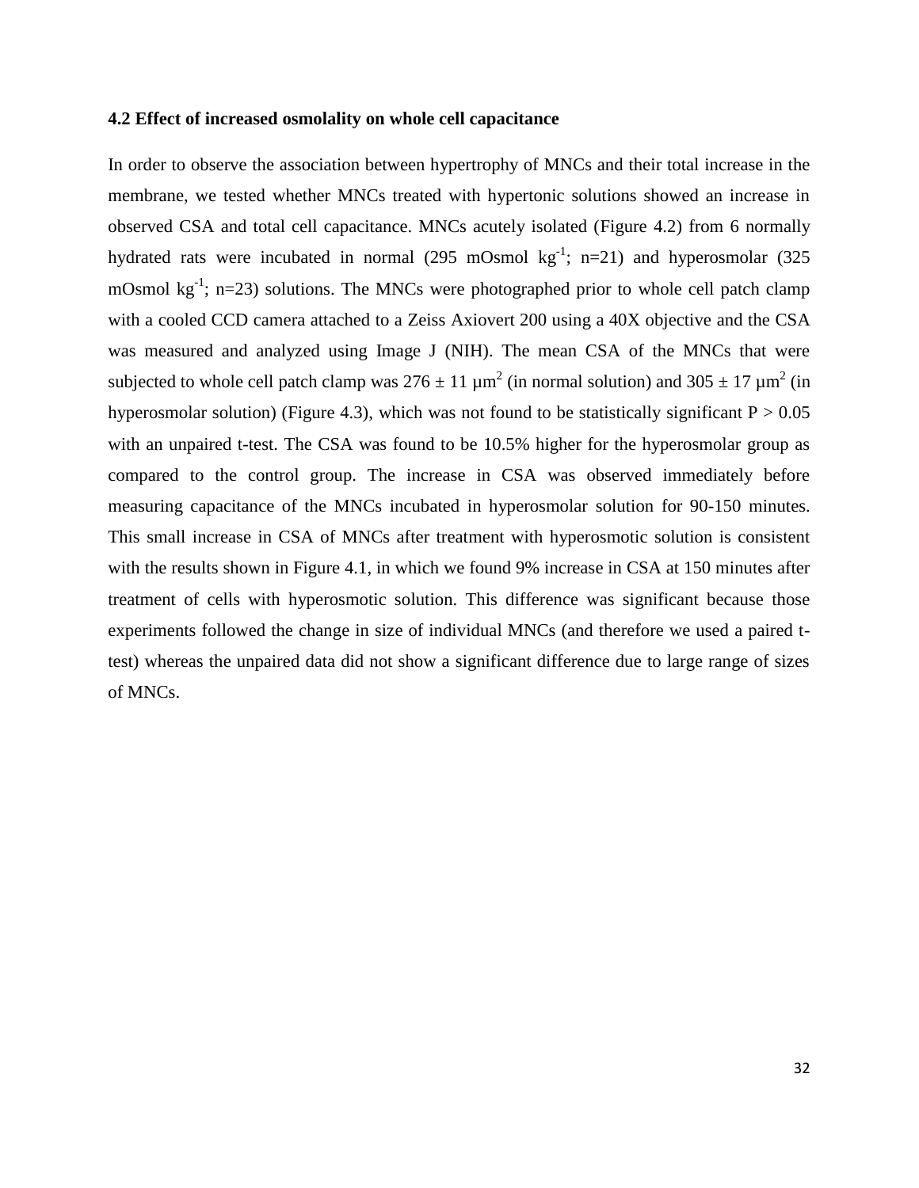### 4.2 Effect of increased osmolality on whole cell capacitance

In order to observe the association between hypertrophy of MNCs and their total increase in the membrane, we tested whether MNCs treated with hypertonic solutions showed an increase in observed CSA and total cell capacitance. MNCs acutely isolated (Figure 4.2) from 6 normally hydrated rats were incubated in normal (295 mOsmol $kg^{-1}$; n=21) and hyperosmolar (325 mOsmol $kg^{-1}$; n=23) solutions. The MNCs were photographed prior to whole cell patch clamp with a cooled CCD camera attached to a Zeiss Axiovert 200 using a 40X objective and the CSA was measured and analyzed using Image J (NIH). The mean CSA of the MNCs that were subjected to whole cell patch clamp was $276 \pm 11$ $\mu m^2$ (in normal solution) and $305 \pm 17$ $\mu m^2$ (in hyperosmolar solution) (Figure 4.3), which was not found to be statistically significant $P > 0.05$ with an unpaired t-test. The CSA was found to be 10.5% higher for the hyperosmolar group as compared to the control group. The increase in CSA was observed immediately before measuring capacitance of the MNCs incubated in hyperosmolar solution for 90-150 minutes. This small increase in CSA of MNCs after treatment with hyperosmotic solution is consistent with the results shown in Figure 4.1, in which we found 9% increase in CSA at 150 minutes after treatment of cells with hyperosmotic solution. This difference was significant because those experiments followed the change in size of individual MNCs (and therefore we used a paired t-test) whereas the unpaired data did not show a significant difference due to large range of sizes of MNCs.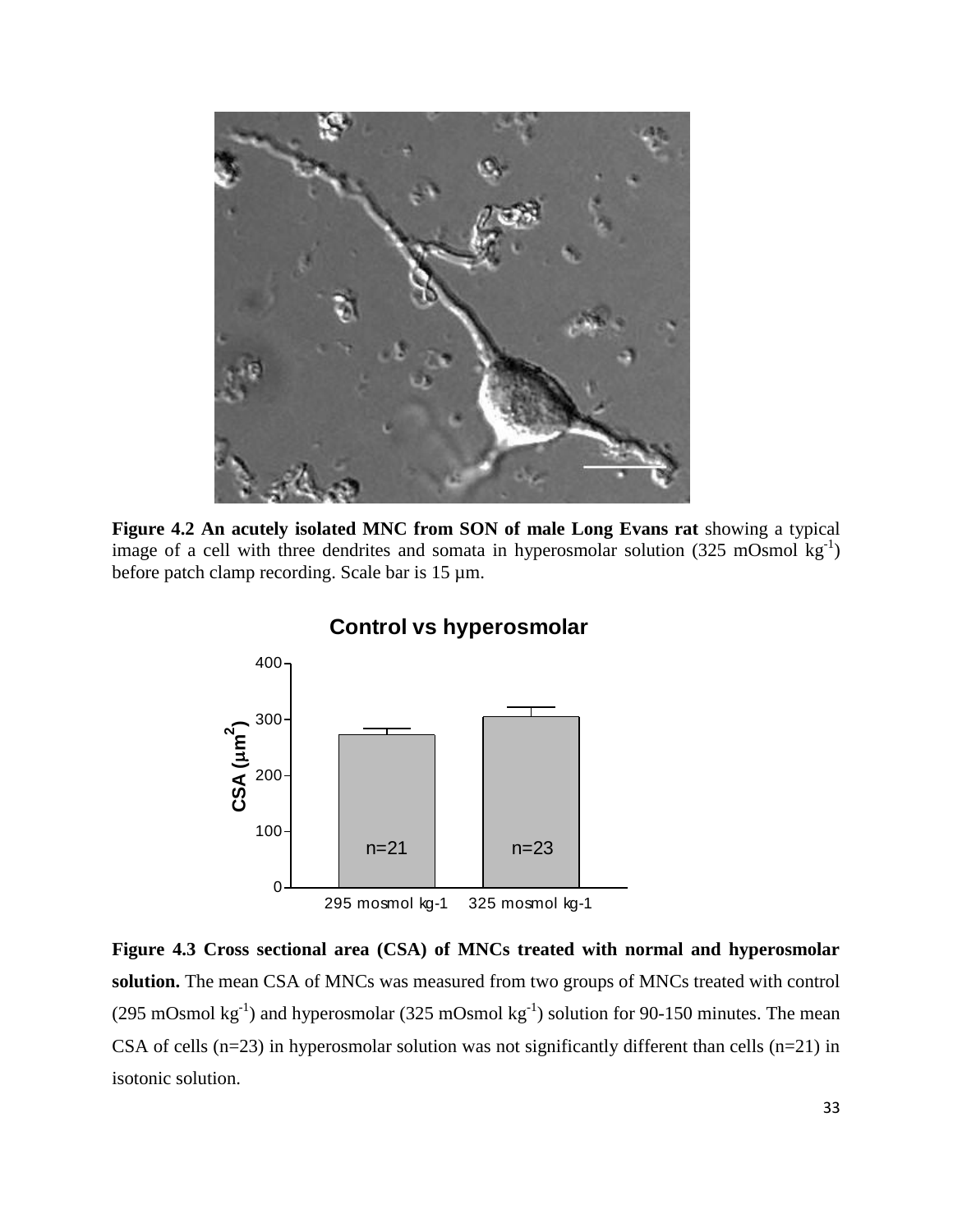**Figure 4.2 An acutely isolated MNC from SON of male Long Evans rat** showing a typical image of a cell with three dendrites and somata in hyperosmolar solution (325 mOsmol $kg^{-1}$) before patch clamp recording. Scale bar is 15 µm.

**Figure 4.3 Cross sectional area (CSA) of MNCs treated with normal and hyperosmolar solution.** The mean CSA of MNCs was measured from two groups of MNCs treated with control (295 mOsmol $kg^{-1}$) and hyperosmolar (325 mOsmol $kg^{-1}$) solution for 90-150 minutes. The mean CSA of cells (n=23) in hyperosmolar solution was not significantly different than cells (n=21) in isotonic solution.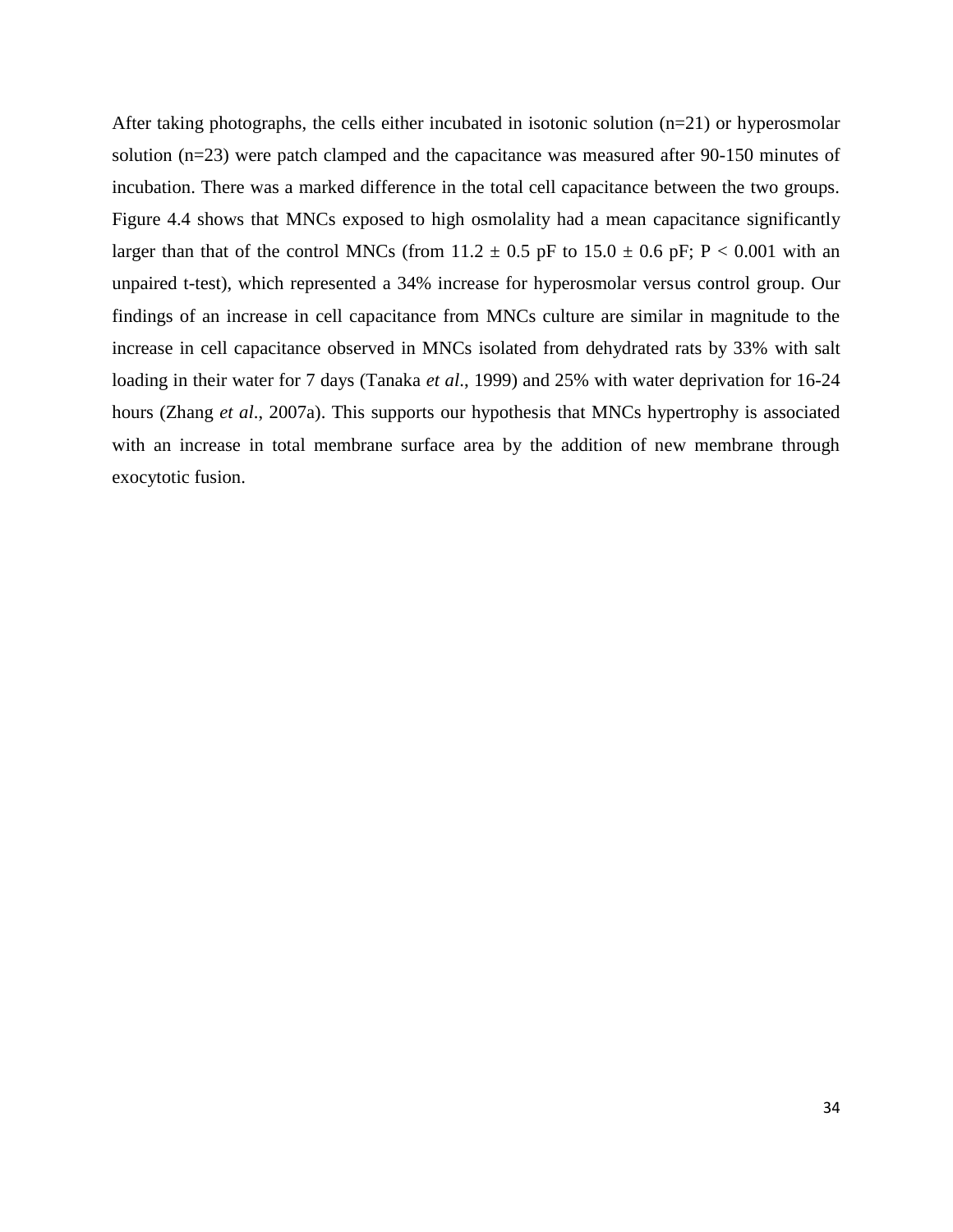After taking photographs, the cells either incubated in isotonic solution (n=21) or hyperosmolar solution (n=23) were patch clamped and the capacitance was measured after 90-150 minutes of incubation. There was a marked difference in the total cell capacitance between the two groups. Figure 4.4 shows that MNCs exposed to high osmolality had a mean capacitance significantly larger than that of the control MNCs (from $11.2 \pm 0.5$ pF to $15.0 \pm 0.6$ pF; $P < 0.001$ with an unpaired t-test), which represented a 34% increase for hyperosmolar versus control group. Our findings of an increase in cell capacitance from MNCs culture are similar in magnitude to the increase in cell capacitance observed in MNCs isolated from dehydrated rats by 33% with salt loading in their water for 7 days (Tanaka *et al*., 1999) and 25% with water deprivation for 16-24 hours (Zhang *et al*., 2007a). This supports our hypothesis that MNCs hypertrophy is associated with an increase in total membrane surface area by the addition of new membrane through exocytotic fusion.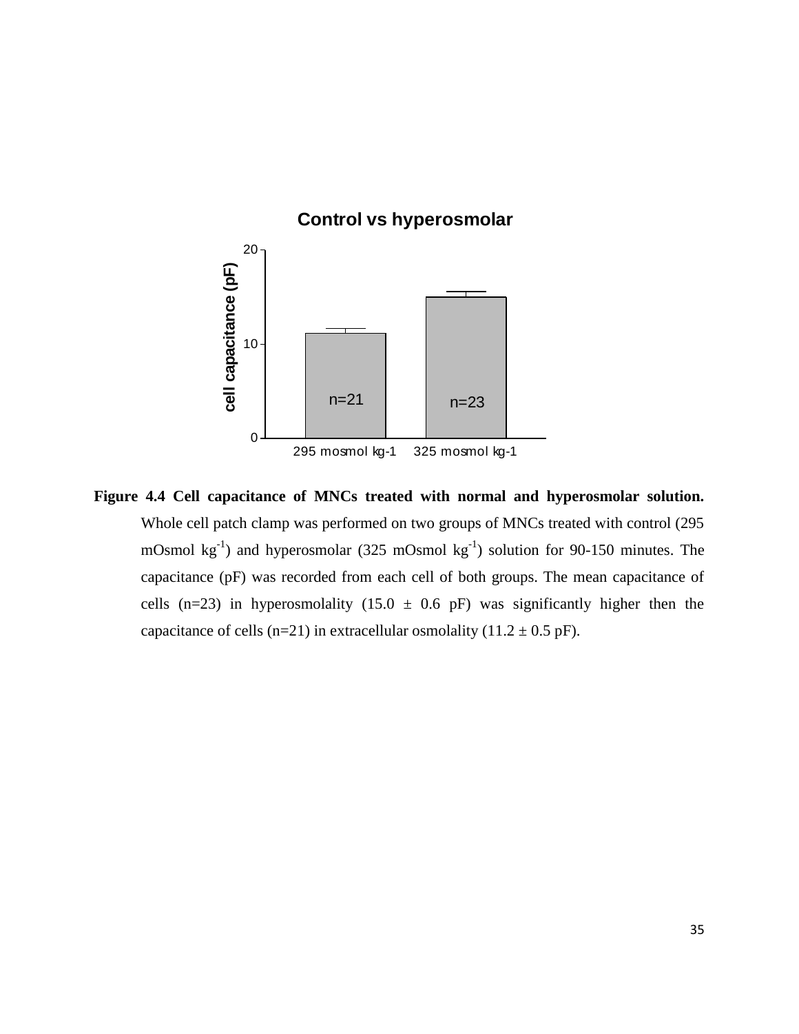**Figure 4.4 Cell capacitance of MNCs treated with normal and hyperosmolar solution.** Whole cell patch clamp was performed on two groups of MNCs treated with control (295 mOsmol $kg^{-1}$) and hyperosmolar (325 mOsmol $kg^{-1}$) solution for 90-150 minutes. The capacitance (pF) was recorded from each cell of both groups. The mean capacitance of cells (n=23) in hyperosmolality (15.0 ± 0.6 pF) was significantly higher then the capacitance of cells (n=21) in extracellular osmolality (11.2 ± 0.5 pF).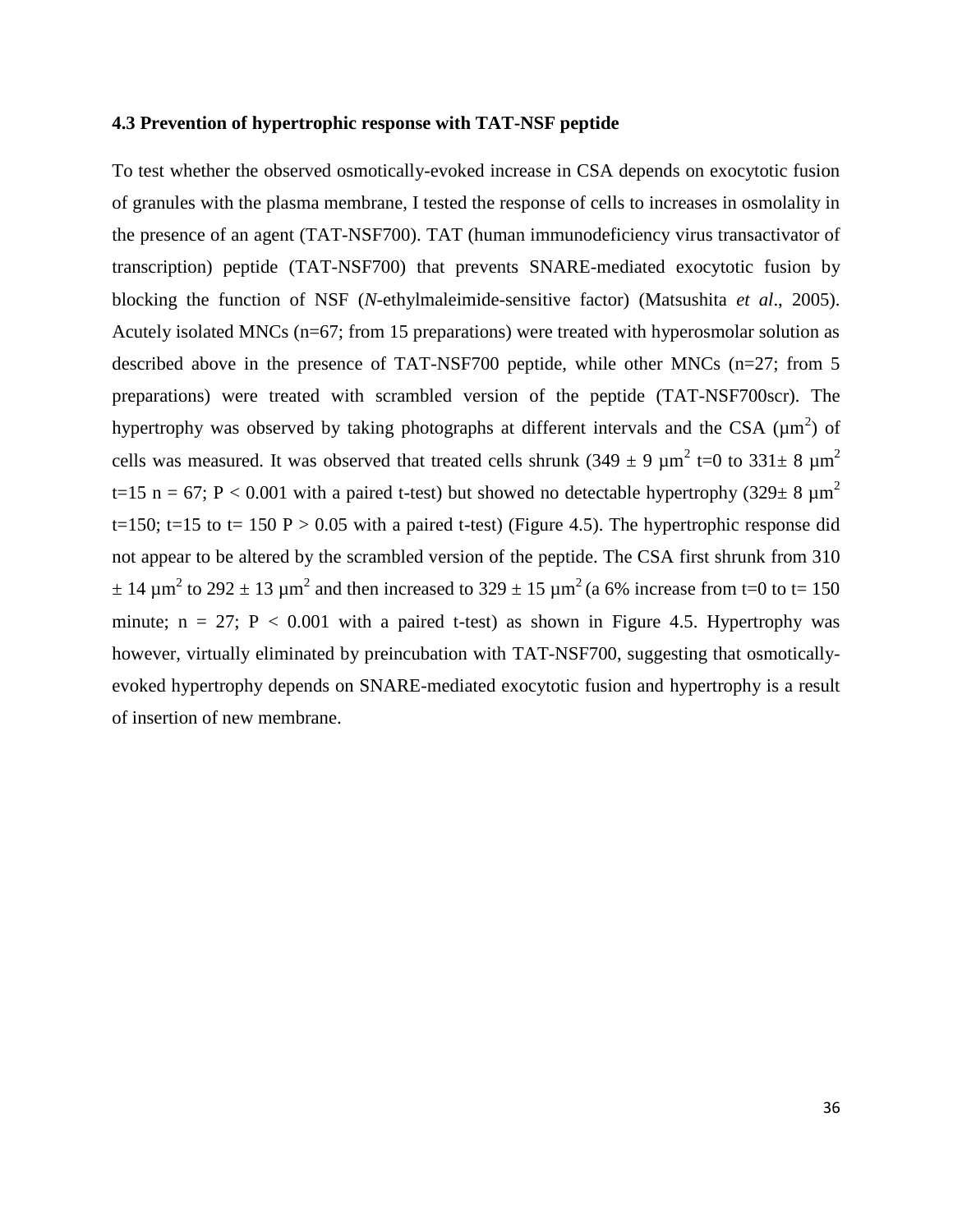### 4.3 Prevention of hypertrophic response with TAT-NSF peptide

To test whether the observed osmotically-evoked increase in CSA depends on exocytotic fusion of granules with the plasma membrane, I tested the response of cells to increases in osmolality in the presence of an agent (TAT-NSF700). TAT (human immunodeficiency virus transactivator of transcription) peptide (TAT-NSF700) that prevents SNARE-mediated exocytotic fusion by blocking the function of NSF (*N*-ethylmaleimide-sensitive factor) (Matsushita *et al*., 2005). Acutely isolated MNCs (n=67; from 15 preparations) were treated with hyperosmolar solution as described above in the presence of TAT-NSF700 peptide, while other MNCs (n=27; from 5 preparations) were treated with scrambled version of the peptide (TAT-NSF700scr). The hypertrophy was observed by taking photographs at different intervals and the CSA ($\mu m^2$) of cells was measured. It was observed that treated cells shrunk ($349 \pm 9\ \mu m^2$ t=0 to $331 \pm 8\ \mu m^2$ t=15 n = 67; $P < 0.001$ with a paired t-test) but showed no detectable hypertrophy ($329 \pm 8\ \mu m^2$ t=150; t=15 to t= 150 $P > 0.05$ with a paired t-test) (Figure 4.5). The hypertrophic response did not appear to be altered by the scrambled version of the peptide. The CSA first shrunk from $310 \pm 14\ \mu m^2$ to $292 \pm 13\ \mu m^2$ and then increased to $329 \pm 15\ \mu m^2$ (a 6% increase from t=0 to t= 150 minute; n = 27; $P < 0.001$ with a paired t-test) as shown in Figure 4.5. Hypertrophy was however, virtually eliminated by preincubation with TAT-NSF700, suggesting that osmotically-evoked hypertrophy depends on SNARE-mediated exocytotic fusion and hypertrophy is a result of insertion of new membrane.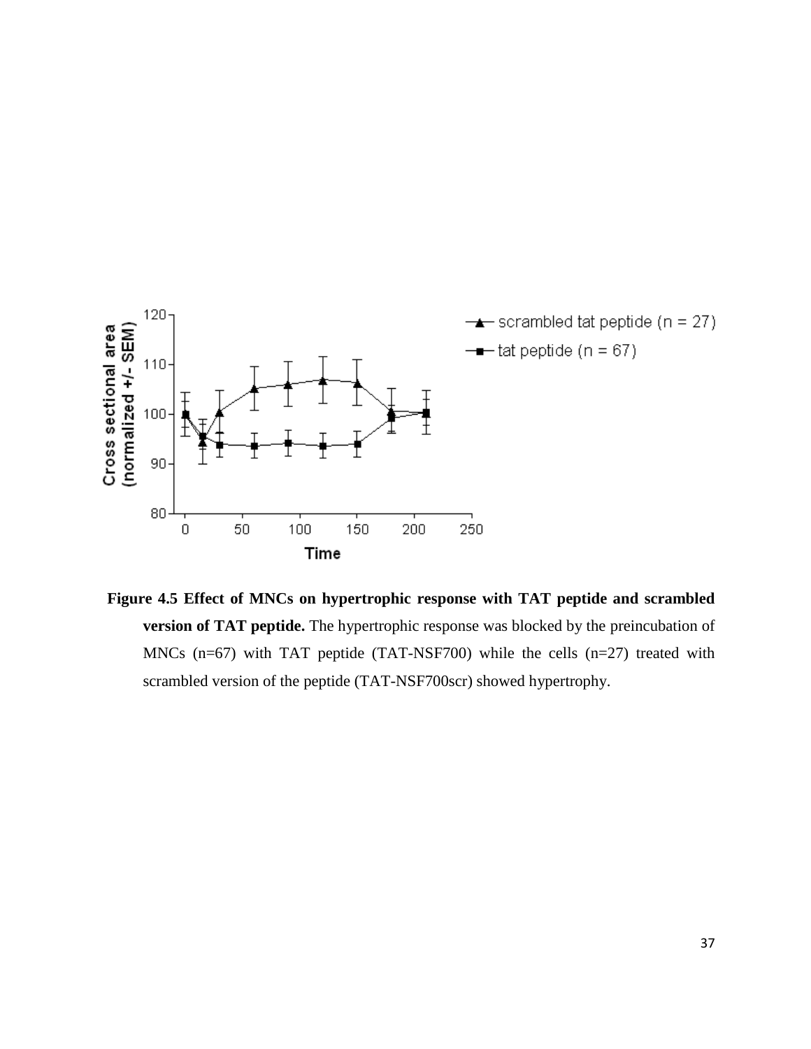**Figure 4.5 Effect of MNCs on hypertrophic response with TAT peptide and scrambled version of TAT peptide.** The hypertrophic response was blocked by the preincubation of MNCs (n=67) with TAT peptide (TAT-NSF700) while the cells (n=27) treated with scrambled version of the peptide (TAT-NSF700scr) showed hypertrophy.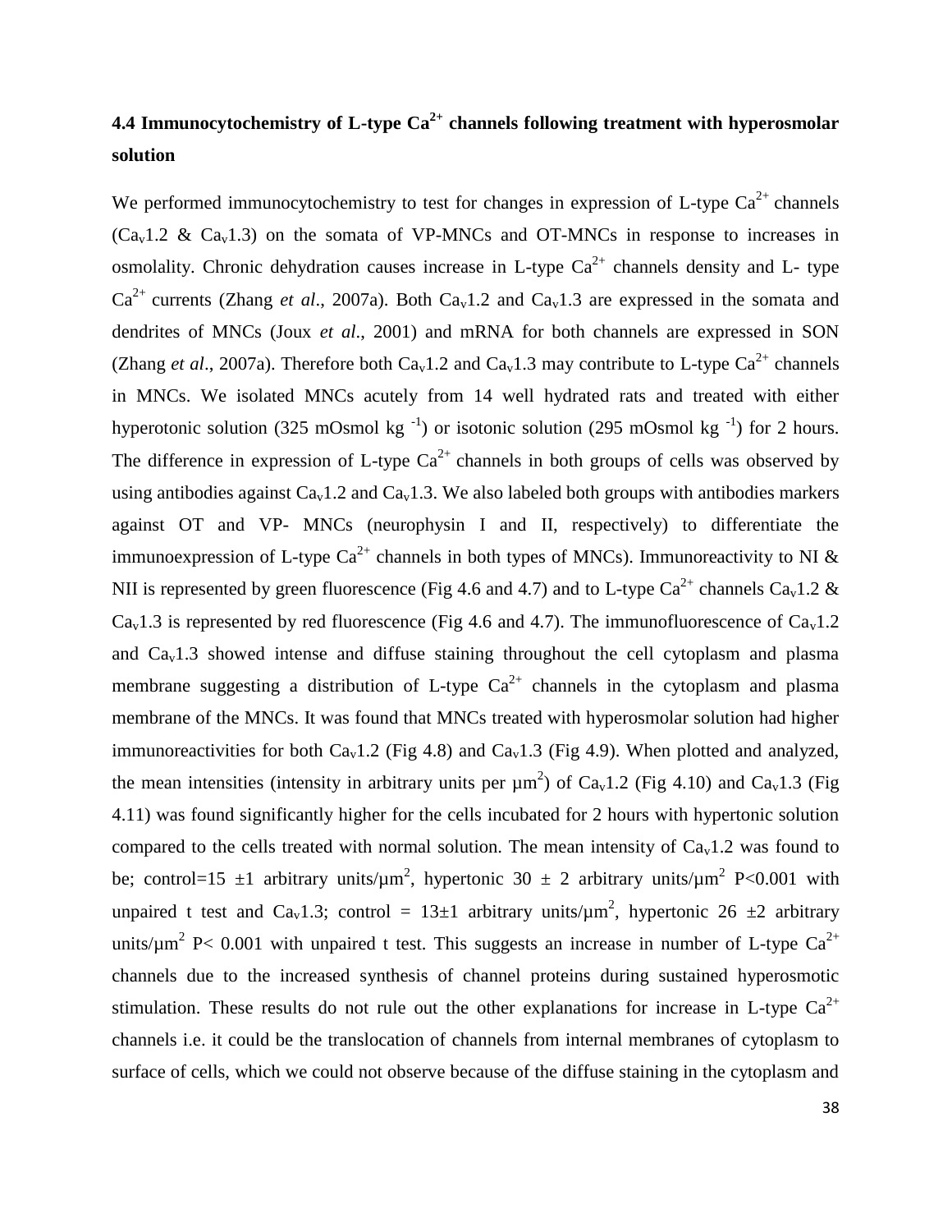## 4.4 Immunocytochemistry of L-type $Ca^{2+}$ channels following treatment with hyperosmolar solution

We performed immunocytochemistry to test for changes in expression of L-type $Ca^{2+}$ channels ($Ca_v1.2$ & $Ca_v1.3$) on the somata of VP-MNCs and OT-MNCs in response to increases in osmolality. Chronic dehydration causes increase in L-type $Ca^{2+}$ channels density and L- type $Ca^{2+}$ currents (Zhang *et al*., 2007a). Both $Ca_v1.2$ and $Ca_v1.3$ are expressed in the somata and dendrites of MNCs (Joux *et al*., 2001) and mRNA for both channels are expressed in SON (Zhang *et al*., 2007a). Therefore both $Ca_v1.2$ and $Ca_v1.3$ may contribute to L-type $Ca^{2+}$ channels in MNCs. We isolated MNCs acutely from 14 well hydrated rats and treated with either hyperotonic solution (325 mOsmol kg $^{-1}$) or isotonic solution (295 mOsmol kg $^{-1}$) for 2 hours. The difference in expression of L-type $Ca^{2+}$ channels in both groups of cells was observed by using antibodies against $Ca_v1.2$ and $Ca_v1.3$. We also labeled both groups with antibodies markers against OT and VP- MNCs (neurophysin I and II, respectively) to differentiate the immunoexpression of L-type $Ca^{2+}$ channels in both types of MNCs). Immunoreactivity to NI & NII is represented by green fluorescence (Fig 4.6 and 4.7) and to L-type $Ca^{2+}$ channels $Ca_v1.2$ & $Ca_v1.3$ is represented by red fluorescence (Fig 4.6 and 4.7). The immunofluorescence of $Ca_v1.2$ and $Ca_v1.3$ showed intense and diffuse staining throughout the cell cytoplasm and plasma membrane suggesting a distribution of L-type $Ca^{2+}$ channels in the cytoplasm and plasma membrane of the MNCs. It was found that MNCs treated with hyperosmolar solution had higher immunoreactivities for both $Ca_v1.2$ (Fig 4.8) and $Ca_v1.3$ (Fig 4.9). When plotted and analyzed, the mean intensities (intensity in arbitrary units per $\mu m^2$) of $Ca_v1.2$ (Fig 4.10) and $Ca_v1.3$ (Fig 4.11) was found significantly higher for the cells incubated for 2 hours with hypertonic solution compared to the cells treated with normal solution. The mean intensity of $Ca_v1.2$ was found to be; control=15 $\pm$1 arbitrary units/$\mu m^2$, hypertonic 30 $\pm$ 2 arbitrary units/$\mu m^2$ $P<0.001$ with unpaired t test and $Ca_v1.3$; control = 13$\pm$1 arbitrary units/$\mu m^2$, hypertonic 26 $\pm$2 arbitrary units/$\mu m^2$ $P< 0.001$ with unpaired t test. This suggests an increase in number of L-type $Ca^{2+}$ channels due to the increased synthesis of channel proteins during sustained hyperosmotic stimulation. These results do not rule out the other explanations for increase in L-type $Ca^{2+}$ channels i.e. it could be the translocation of channels from internal membranes of cytoplasm to surface of cells, which we could not observe because of the diffuse staining in the cytoplasm and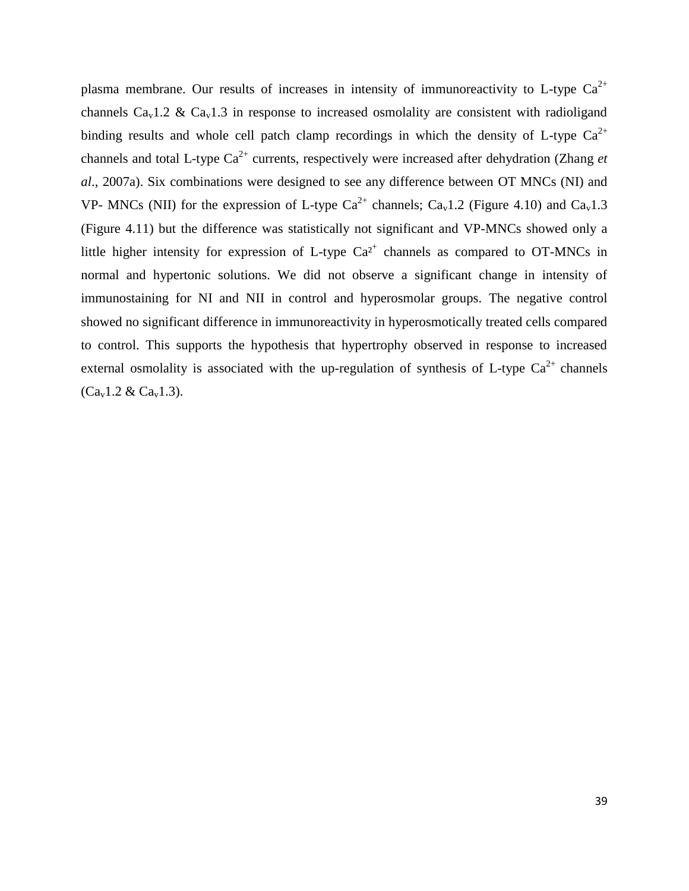plasma membrane. Our results of increases in intensity of immunoreactivity to L-type $Ca^{2+}$ channels $Ca_v1.2$ & $Ca_v1.3$ in response to increased osmolality are consistent with radioligand binding results and whole cell patch clamp recordings in which the density of L-type $Ca^{2+}$ channels and total L-type $Ca^{2+}$ currents, respectively were increased after dehydration (Zhang *et al*., 2007a). Six combinations were designed to see any difference between OT MNCs (NI) and VP- MNCs (NII) for the expression of L-type $Ca^{2+}$ channels; $Ca_v1.2$ (Figure 4.10) and $Ca_v1.3$ (Figure 4.11) but the difference was statistically not significant and VP-MNCs showed only a little higher intensity for expression of L-type $Ca^{2+}$ channels as compared to OT-MNCs in normal and hypertonic solutions. We did not observe a significant change in intensity of immunostaining for NI and NII in control and hyperosmolar groups. The negative control showed no significant difference in immunoreactivity in hyperosmotically treated cells compared to control. This supports the hypothesis that hypertrophy observed in response to increased external osmolality is associated with the up-regulation of synthesis of L-type $Ca^{2+}$ channels ($Ca_v1.2$ & $Ca_v1.3$).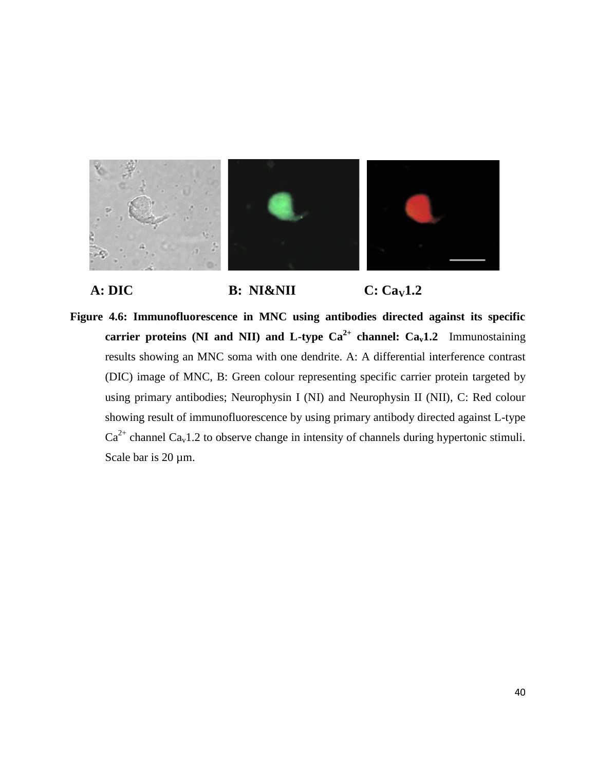**A: DIC** **B: NI&NII** **C: $Ca_V1.2$**

**Figure 4.6: Immunofluorescence in MNC using antibodies directed against its specific carrier proteins (NI and NII) and L-type $Ca^{2+}$ channel: $Ca_v1.2$** Immunostaining results showing an MNC soma with one dendrite. A: A differential interference contrast (DIC) image of MNC, B: Green colour representing specific carrier protein targeted by using primary antibodies; Neurophysin I (NI) and Neurophysin II (NII), C: Red colour showing result of immunofluorescence by using primary antibody directed against L-type $Ca^{2+}$ channel $Ca_v1.2$ to observe change in intensity of channels during hypertonic stimuli. Scale bar is 20 µm.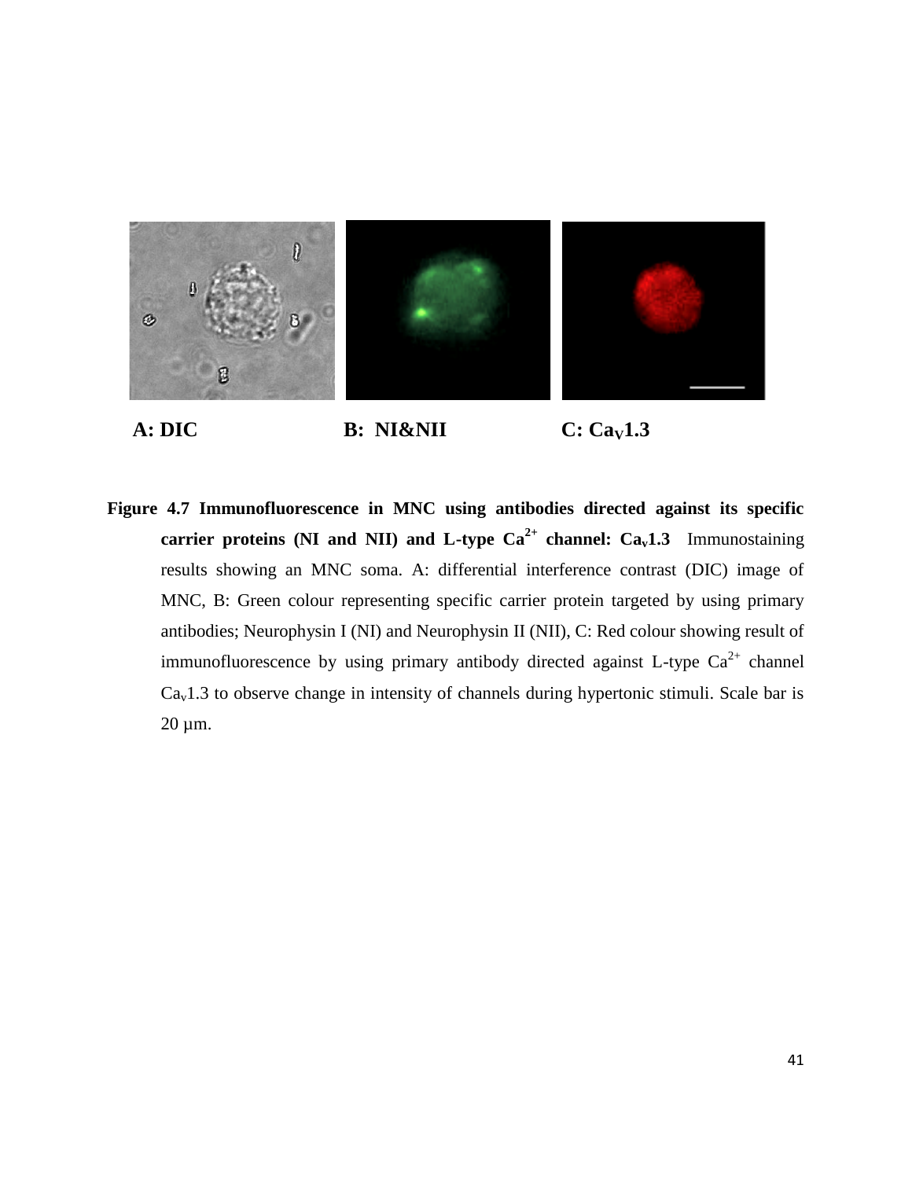A: DIC B: NI&NII C: $Ca_V1.3$

**Figure 4.7 Immunofluorescence in MNC using antibodies directed against its specific carrier proteins (NI and NII) and L-type $Ca^{2+}$ channel: $Ca_v1.3$** Immunostaining results showing an MNC soma. A: differential interference contrast (DIC) image of MNC, B: Green colour representing specific carrier protein targeted by using primary antibodies; Neurophysin I (NI) and Neurophysin II (NII), C: Red colour showing result of immunofluorescence by using primary antibody directed against L-type $Ca^{2+}$ channel $Ca_v1.3$ to observe change in intensity of channels during hypertonic stimuli. Scale bar is 20 µm.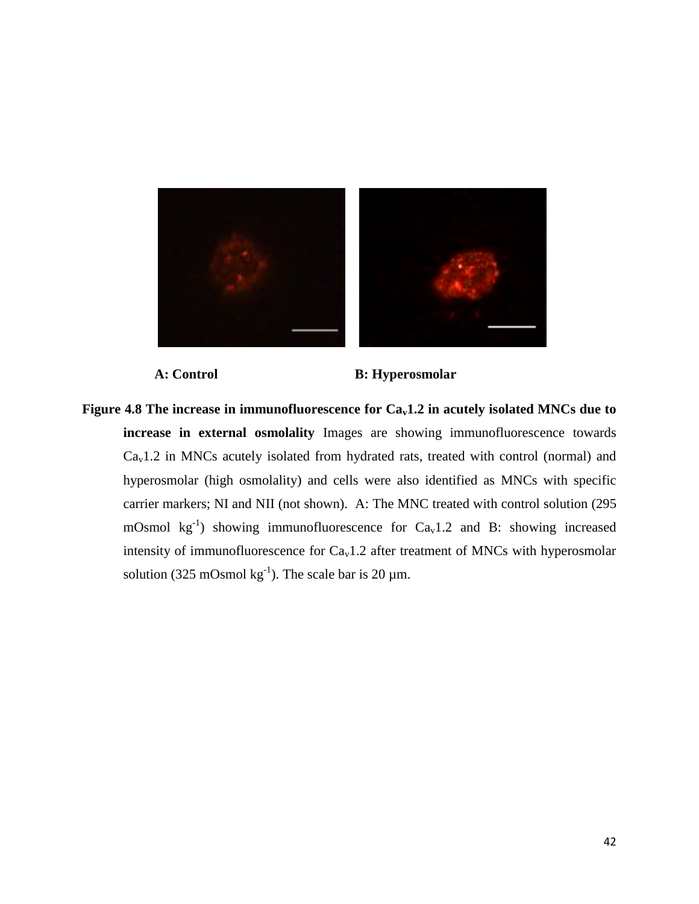A: Control B: Hyperosmolar

**Figure 4.8 The increase in immunofluorescence for $Ca_v1.2$ in acutely isolated MNCs due to increase in external osmolality** Images are showing immunofluorescence towards $Ca_v1.2$ in MNCs acutely isolated from hydrated rats, treated with control (normal) and hyperosmolar (high osmolality) and cells were also identified as MNCs with specific carrier markers; NI and NII (not shown). A: The MNC treated with control solution (295 mOsmol $kg^{-1}$) showing immunofluorescence for $Ca_v1.2$ and B: showing increased intensity of immunofluorescence for $Ca_v1.2$ after treatment of MNCs with hyperosmolar solution (325 mOsmol $kg^{-1}$). The scale bar is 20 µm.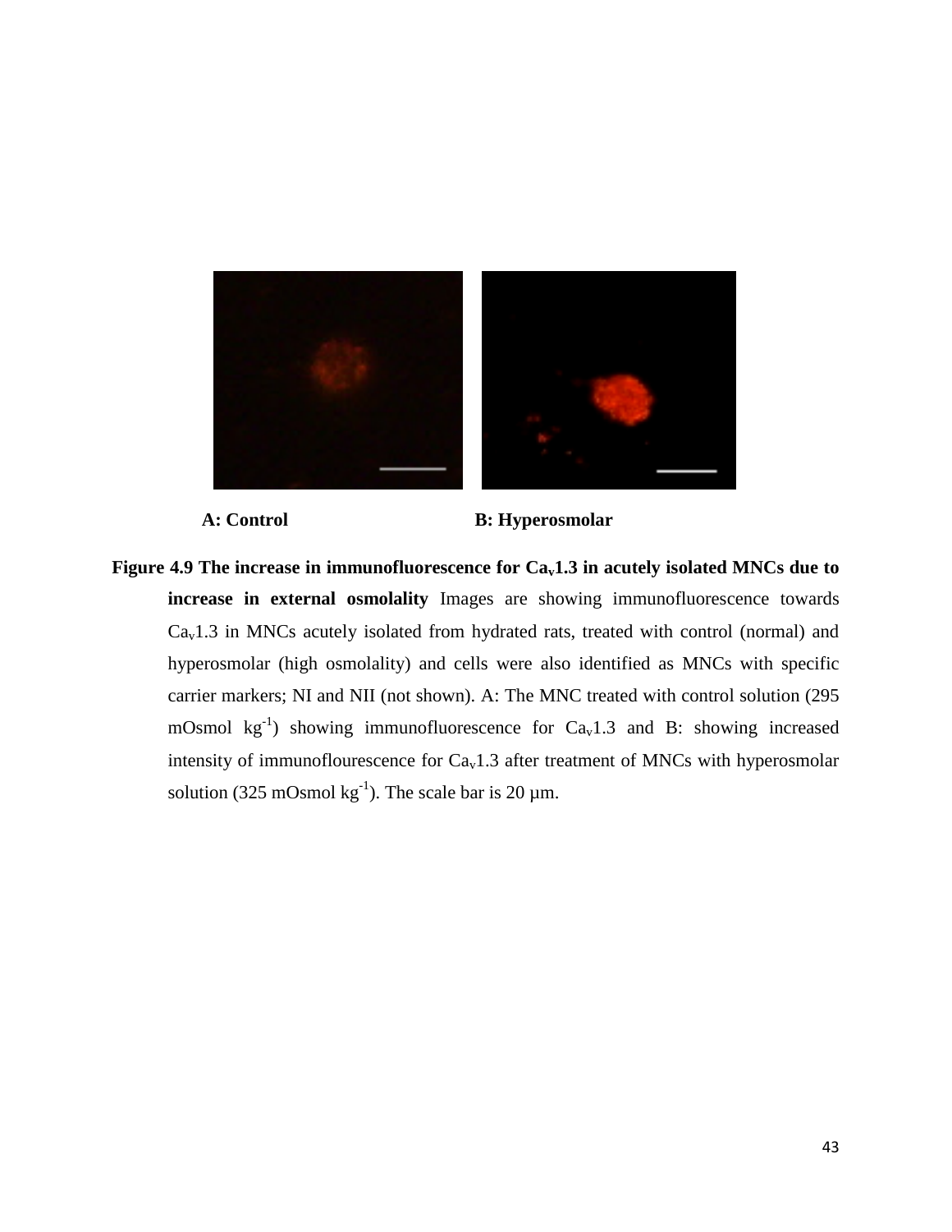A: Control B: Hyperosmolar

**Figure 4.9 The increase in immunofluorescence for $Ca_v1.3$ in acutely isolated MNCs due to increase in external osmolality** Images are showing immunofluorescence towards $Ca_v1.3$ in MNCs acutely isolated from hydrated rats, treated with control (normal) and hyperosmolar (high osmolality) and cells were also identified as MNCs with specific carrier markers; NI and NII (not shown). A: The MNC treated with control solution (295 mOsmol $kg^{-1}$) showing immunofluorescence for $Ca_v1.3$ and B: showing increased intensity of immunoflourescence for $Ca_v1.3$ after treatment of MNCs with hyperosmolar solution (325 mOsmol $kg^{-1}$). The scale bar is 20 µm.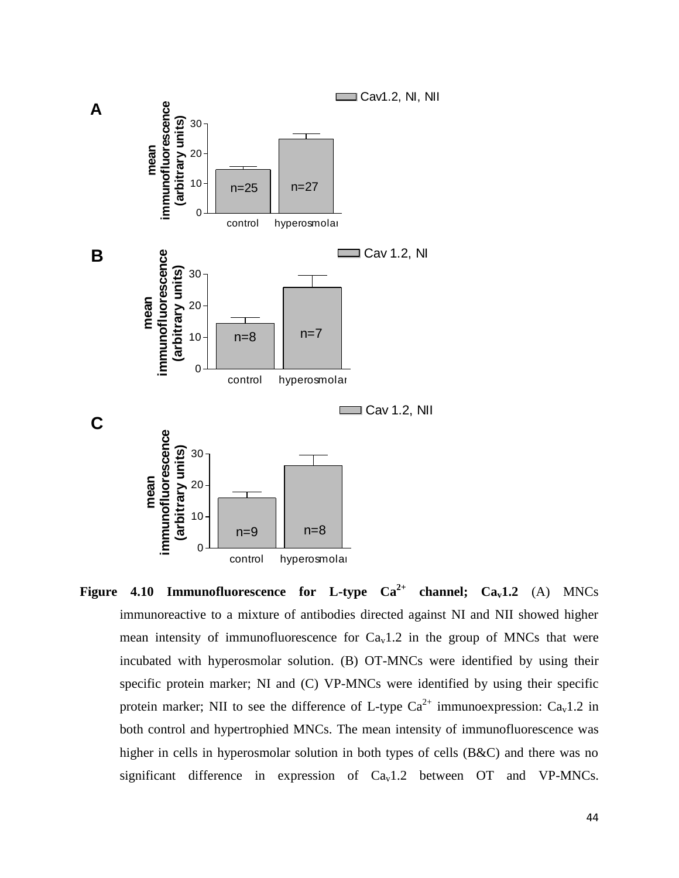A

Cav1.2, NI, NII

| | control | hyperosmolar |
|---|---|---|
| mean immunofluorescence (arbitrary units) | n=25 | n=27 |

B

Cav 1.2, NI

| | control | hyperosmolar |
|---|---|---|
| mean immunofluorescence (arbitrary units) | n=8 | n=7 |

C

Cav 1.2, NII

| | control | hyperosmolar |
|---|---|---|
| mean immunofluorescence (arbitrary units) | n=9 | n=8 |

**Figure 4.10 Immunofluorescence for L-type $Ca^{2+}$ channel; $Ca_v1.2$** (A) MNCs immunoreactive to a mixture of antibodies directed against NI and NII showed higher mean intensity of immunofluorescence for $Ca_v1.2$ in the group of MNCs that were incubated with hyperosmolar solution. (B) OT-MNCs were identified by using their specific protein marker; NI and (C) VP-MNCs were identified by using their specific protein marker; NII to see the difference of L-type $Ca^{2+}$ immunoexpression: $Ca_v1.2$ in both control and hypertrophied MNCs. The mean intensity of immunofluorescence was higher in cells in hyperosmolar solution in both types of cells (B&C) and there was no significant difference in expression of $Ca_v1.2$ between OT and VP-MNCs.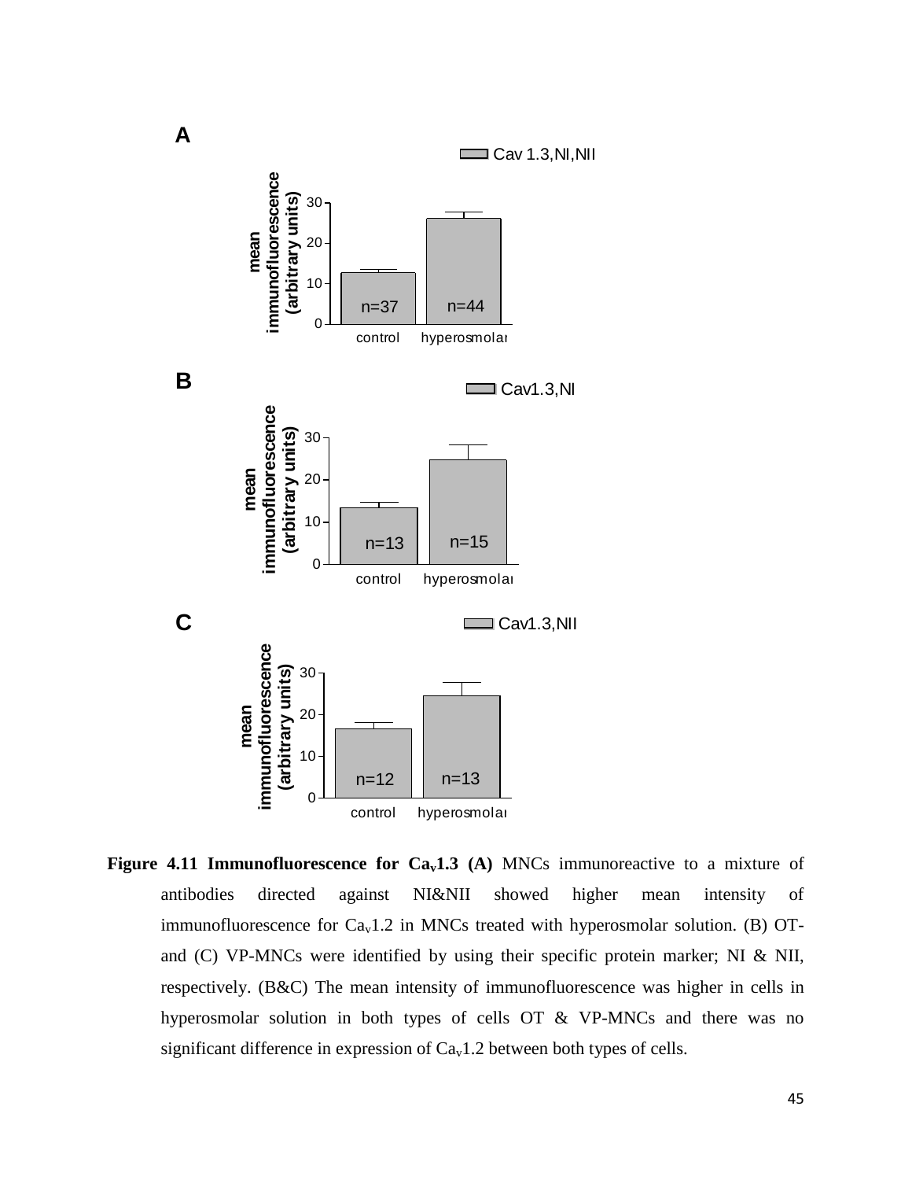**A**

Cav 1.3,NI,NII

| | control | hyperosmolar |
|---|---|---|
| n | n=37 | n=44 |

mean immunofluorescence (arbitrary units)

**B**

Cav1.3,NI

| | control | hyperosmolar |
|---|---|---|
| n | n=13 | n=15 |

mean immunofluorescence (arbitrary units)

**C**

Cav1.3,NII

| | control | hyperosmolar |
|---|---|---|
| n | n=12 | n=13 |

mean immunofluorescence (arbitrary units)

**Figure 4.11 Immunofluorescence for Ca$_v$1.3 (A)** MNCs immunoreactive to a mixture of antibodies directed against NI&NII showed higher mean intensity of immunofluorescence for Ca$_v$1.2 in MNCs treated with hyperosmolar solution. (B) OT- and (C) VP-MNCs were identified by using their specific protein marker; NI & NII, respectively. (B&C) The mean intensity of immunofluorescence was higher in cells in hyperosmolar solution in both types of cells OT & VP-MNCs and there was no significant difference in expression of Ca$_v$1.2 between both types of cells.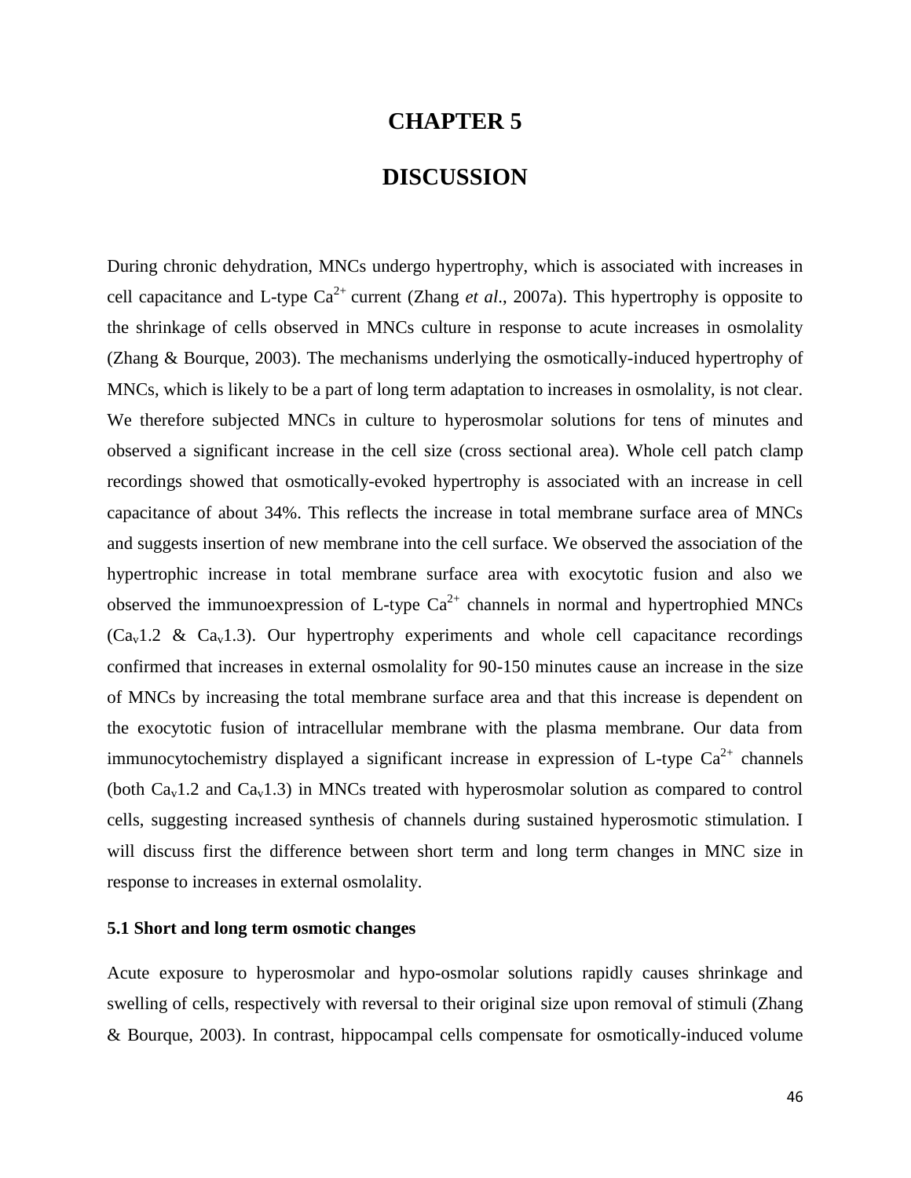# CHAPTER 5

# DISCUSSION

During chronic dehydration, MNCs undergo hypertrophy, which is associated with increases in cell capacitance and L-type $Ca^{2+}$ current (Zhang *et al*., 2007a). This hypertrophy is opposite to the shrinkage of cells observed in MNCs culture in response to acute increases in osmolality (Zhang & Bourque, 2003). The mechanisms underlying the osmotically-induced hypertrophy of MNCs, which is likely to be a part of long term adaptation to increases in osmolality, is not clear. We therefore subjected MNCs in culture to hyperosmolar solutions for tens of minutes and observed a significant increase in the cell size (cross sectional area). Whole cell patch clamp recordings showed that osmotically-evoked hypertrophy is associated with an increase in cell capacitance of about 34%. This reflects the increase in total membrane surface area of MNCs and suggests insertion of new membrane into the cell surface. We observed the association of the hypertrophic increase in total membrane surface area with exocytotic fusion and also we observed the immunoexpression of L-type $Ca^{2+}$ channels in normal and hypertrophied MNCs ($Ca_v1.2$ & $Ca_v1.3$). Our hypertrophy experiments and whole cell capacitance recordings confirmed that increases in external osmolality for 90-150 minutes cause an increase in the size of MNCs by increasing the total membrane surface area and that this increase is dependent on the exocytotic fusion of intracellular membrane with the plasma membrane. Our data from immunocytochemistry displayed a significant increase in expression of L-type $Ca^{2+}$ channels (both $Ca_v1.2$ and $Ca_v1.3$) in MNCs treated with hyperosmolar solution as compared to control cells, suggesting increased synthesis of channels during sustained hyperosmotic stimulation. I will discuss first the difference between short term and long term changes in MNC size in response to increases in external osmolality.

### 5.1 Short and long term osmotic changes

Acute exposure to hyperosmolar and hypo-osmolar solutions rapidly causes shrinkage and swelling of cells, respectively with reversal to their original size upon removal of stimuli (Zhang & Bourque, 2003). In contrast, hippocampal cells compensate for osmotically-induced volume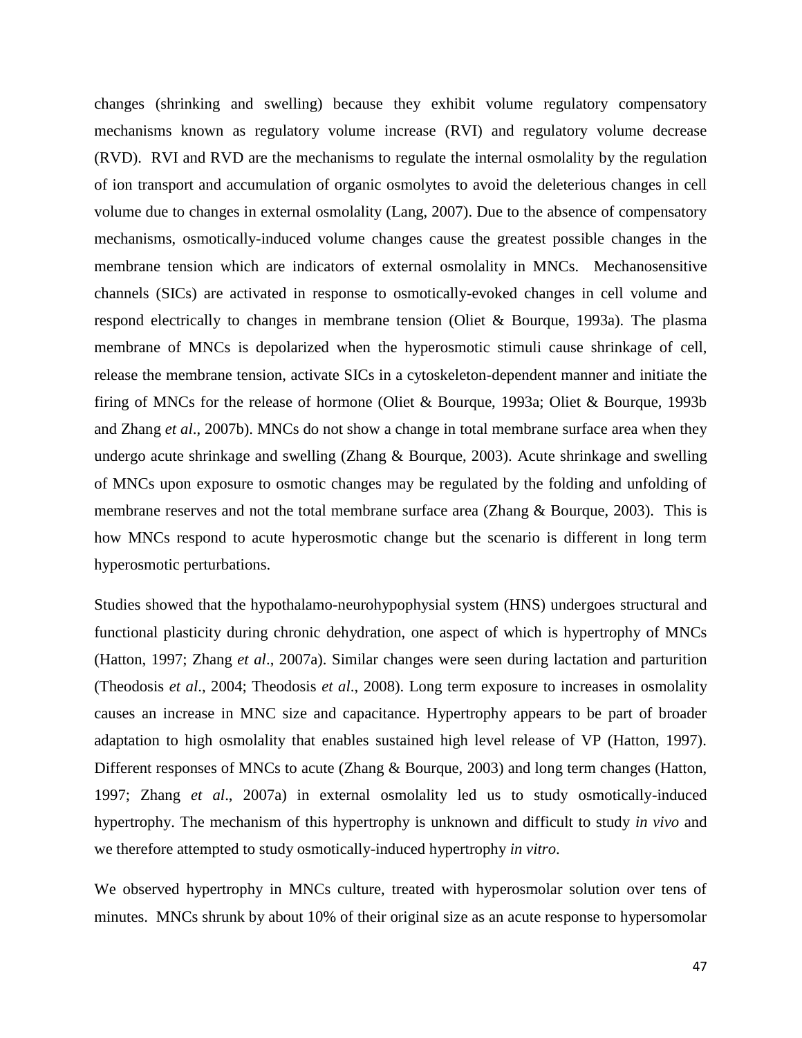changes (shrinking and swelling) because they exhibit volume regulatory compensatory mechanisms known as regulatory volume increase (RVI) and regulatory volume decrease (RVD). RVI and RVD are the mechanisms to regulate the internal osmolality by the regulation of ion transport and accumulation of organic osmolytes to avoid the deleterious changes in cell volume due to changes in external osmolality (Lang, 2007). Due to the absence of compensatory mechanisms, osmotically-induced volume changes cause the greatest possible changes in the membrane tension which are indicators of external osmolality in MNCs. Mechanosensitive channels (SICs) are activated in response to osmotically-evoked changes in cell volume and respond electrically to changes in membrane tension (Oliet & Bourque, 1993a). The plasma membrane of MNCs is depolarized when the hyperosmotic stimuli cause shrinkage of cell, release the membrane tension, activate SICs in a cytoskeleton-dependent manner and initiate the firing of MNCs for the release of hormone (Oliet & Bourque, 1993a; Oliet & Bourque, 1993b and Zhang *et al*., 2007b). MNCs do not show a change in total membrane surface area when they undergo acute shrinkage and swelling (Zhang & Bourque, 2003). Acute shrinkage and swelling of MNCs upon exposure to osmotic changes may be regulated by the folding and unfolding of membrane reserves and not the total membrane surface area (Zhang & Bourque, 2003). This is how MNCs respond to acute hyperosmotic change but the scenario is different in long term hyperosmotic perturbations.

Studies showed that the hypothalamo-neurohypophysial system (HNS) undergoes structural and functional plasticity during chronic dehydration, one aspect of which is hypertrophy of MNCs (Hatton, 1997; Zhang *et al*., 2007a). Similar changes were seen during lactation and parturition (Theodosis *et al*., 2004; Theodosis *et al*., 2008). Long term exposure to increases in osmolality causes an increase in MNC size and capacitance. Hypertrophy appears to be part of broader adaptation to high osmolality that enables sustained high level release of VP (Hatton, 1997). Different responses of MNCs to acute (Zhang & Bourque, 2003) and long term changes (Hatton, 1997; Zhang *et al*., 2007a) in external osmolality led us to study osmotically-induced hypertrophy. The mechanism of this hypertrophy is unknown and difficult to study *in vivo* and we therefore attempted to study osmotically-induced hypertrophy *in vitro*.

We observed hypertrophy in MNCs culture, treated with hyperosmolar solution over tens of minutes. MNCs shrunk by about 10% of their original size as an acute response to hypersomolar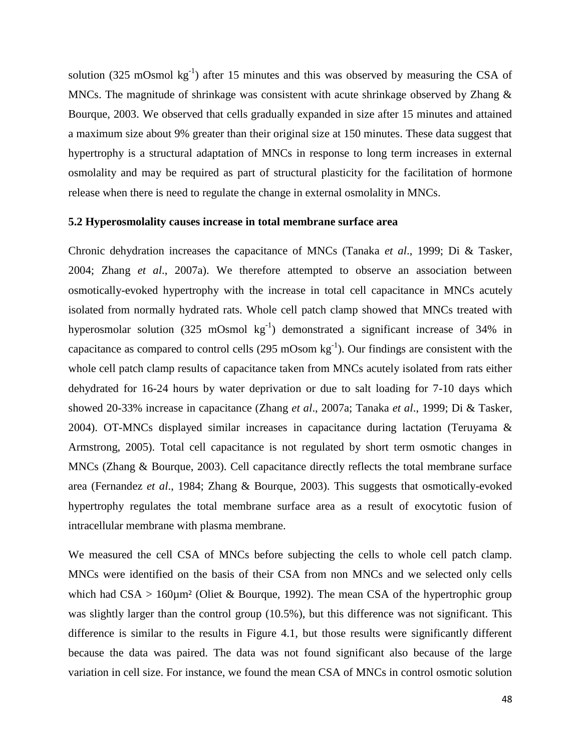solution (325 mOsmol $kg^{-1}$) after 15 minutes and this was observed by measuring the CSA of MNCs. The magnitude of shrinkage was consistent with acute shrinkage observed by Zhang & Bourque, 2003. We observed that cells gradually expanded in size after 15 minutes and attained a maximum size about 9% greater than their original size at 150 minutes. These data suggest that hypertrophy is a structural adaptation of MNCs in response to long term increases in external osmolality and may be required as part of structural plasticity for the facilitation of hormone release when there is need to regulate the change in external osmolality in MNCs.

## 5.2 Hyperosmolality causes increase in total membrane surface area

Chronic dehydration increases the capacitance of MNCs (Tanaka *et al*., 1999; Di & Tasker, 2004; Zhang *et al*., 2007a). We therefore attempted to observe an association between osmotically-evoked hypertrophy with the increase in total cell capacitance in MNCs acutely isolated from normally hydrated rats. Whole cell patch clamp showed that MNCs treated with hyperosmolar solution (325 mOsmol $kg^{-1}$) demonstrated a significant increase of 34% in capacitance as compared to control cells (295 mOsom $kg^{-1}$). Our findings are consistent with the whole cell patch clamp results of capacitance taken from MNCs acutely isolated from rats either dehydrated for 16-24 hours by water deprivation or due to salt loading for 7-10 days which showed 20-33% increase in capacitance (Zhang *et al*., 2007a; Tanaka *et al*., 1999; Di & Tasker, 2004). OT-MNCs displayed similar increases in capacitance during lactation (Teruyama & Armstrong, 2005). Total cell capacitance is not regulated by short term osmotic changes in MNCs (Zhang & Bourque, 2003). Cell capacitance directly reflects the total membrane surface area (Fernandez *et al*., 1984; Zhang & Bourque, 2003). This suggests that osmotically-evoked hypertrophy regulates the total membrane surface area as a result of exocytotic fusion of intracellular membrane with plasma membrane.

We measured the cell CSA of MNCs before subjecting the cells to whole cell patch clamp. MNCs were identified on the basis of their CSA from non MNCs and we selected only cells which had CSA > 160µm² (Oliet & Bourque, 1992). The mean CSA of the hypertrophic group was slightly larger than the control group (10.5%), but this difference was not significant. This difference is similar to the results in Figure 4.1, but those results were significantly different because the data was paired. The data was not found significant also because of the large variation in cell size. For instance, we found the mean CSA of MNCs in control osmotic solution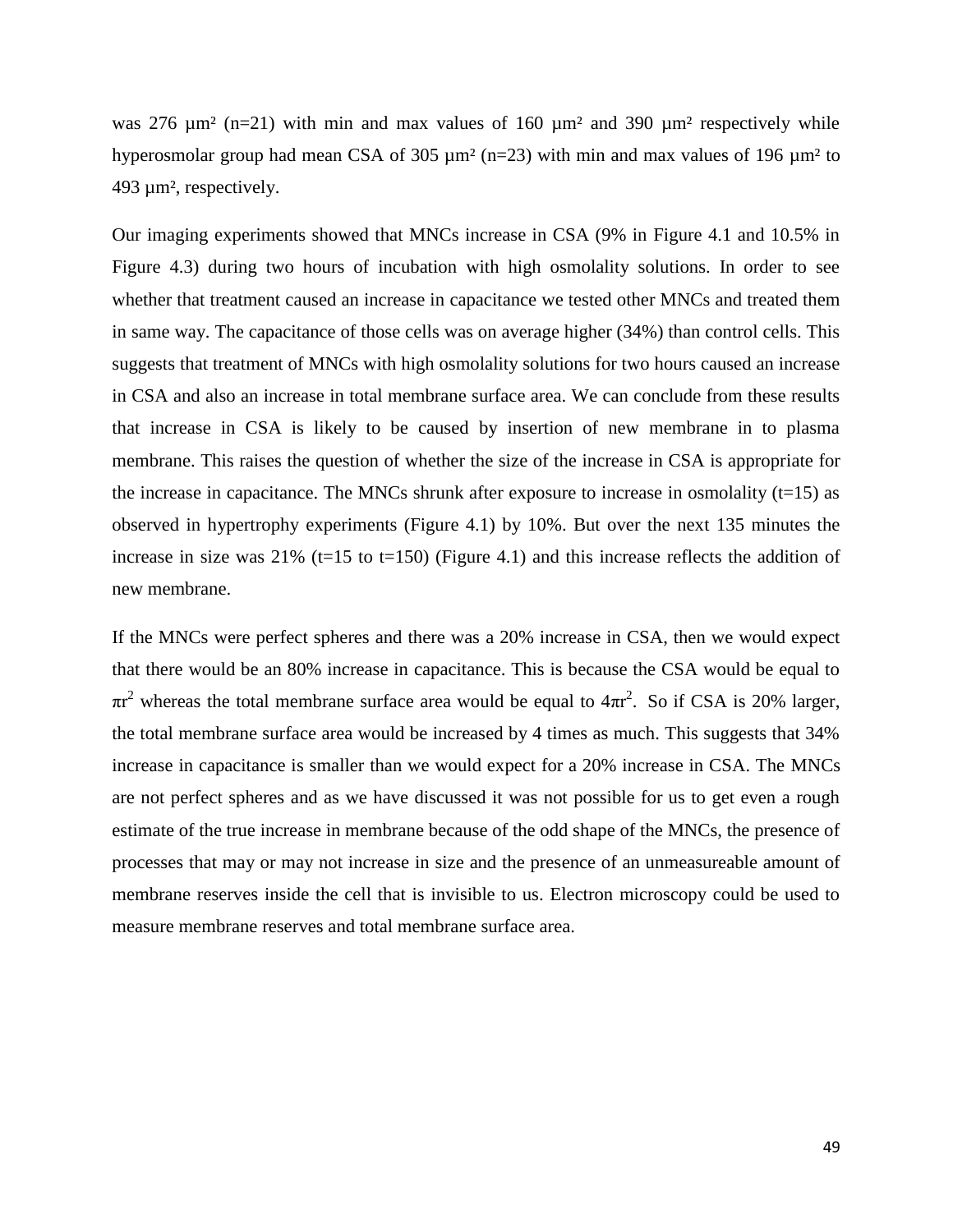was 276 µm² (n=21) with min and max values of 160 µm² and 390 µm² respectively while hyperosmolar group had mean CSA of 305 µm² (n=23) with min and max values of 196 µm² to 493 µm², respectively.

Our imaging experiments showed that MNCs increase in CSA (9% in Figure 4.1 and 10.5% in Figure 4.3) during two hours of incubation with high osmolality solutions. In order to see whether that treatment caused an increase in capacitance we tested other MNCs and treated them in same way. The capacitance of those cells was on average higher (34%) than control cells. This suggests that treatment of MNCs with high osmolality solutions for two hours caused an increase in CSA and also an increase in total membrane surface area. We can conclude from these results that increase in CSA is likely to be caused by insertion of new membrane in to plasma membrane. This raises the question of whether the size of the increase in CSA is appropriate for the increase in capacitance. The MNCs shrunk after exposure to increase in osmolality (t=15) as observed in hypertrophy experiments (Figure 4.1) by 10%. But over the next 135 minutes the increase in size was 21% (t=15 to t=150) (Figure 4.1) and this increase reflects the addition of new membrane.

If the MNCs were perfect spheres and there was a 20% increase in CSA, then we would expect that there would be an 80% increase in capacitance. This is because the CSA would be equal to $\pi r^2$ whereas the total membrane surface area would be equal to $4\pi r^2$. So if CSA is 20% larger, the total membrane surface area would be increased by 4 times as much. This suggests that 34% increase in capacitance is smaller than we would expect for a 20% increase in CSA. The MNCs are not perfect spheres and as we have discussed it was not possible for us to get even a rough estimate of the true increase in membrane because of the odd shape of the MNCs, the presence of processes that may or may not increase in size and the presence of an unmeasureable amount of membrane reserves inside the cell that is invisible to us. Electron microscopy could be used to measure membrane reserves and total membrane surface area.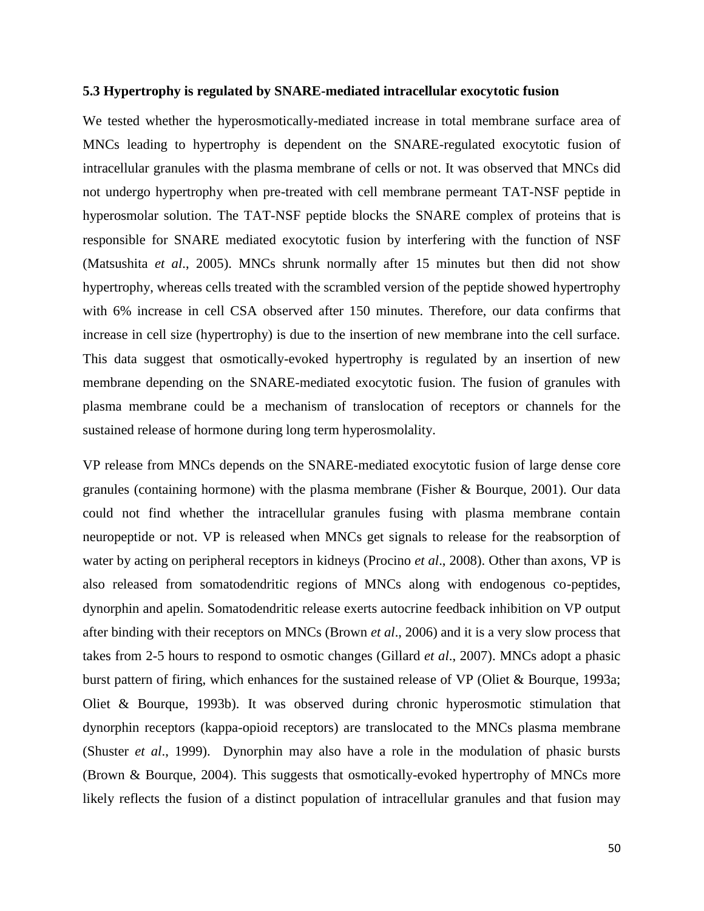### 5.3 Hypertrophy is regulated by SNARE-mediated intracellular exocytotic fusion

We tested whether the hyperosmotically-mediated increase in total membrane surface area of MNCs leading to hypertrophy is dependent on the SNARE-regulated exocytotic fusion of intracellular granules with the plasma membrane of cells or not. It was observed that MNCs did not undergo hypertrophy when pre-treated with cell membrane permeant TAT-NSF peptide in hyperosmolar solution. The TAT-NSF peptide blocks the SNARE complex of proteins that is responsible for SNARE mediated exocytotic fusion by interfering with the function of NSF (Matsushita *et al*., 2005). MNCs shrunk normally after 15 minutes but then did not show hypertrophy, whereas cells treated with the scrambled version of the peptide showed hypertrophy with 6% increase in cell CSA observed after 150 minutes. Therefore, our data confirms that increase in cell size (hypertrophy) is due to the insertion of new membrane into the cell surface. This data suggest that osmotically-evoked hypertrophy is regulated by an insertion of new membrane depending on the SNARE-mediated exocytotic fusion. The fusion of granules with plasma membrane could be a mechanism of translocation of receptors or channels for the sustained release of hormone during long term hyperosmolality.

VP release from MNCs depends on the SNARE-mediated exocytotic fusion of large dense core granules (containing hormone) with the plasma membrane (Fisher & Bourque, 2001). Our data could not find whether the intracellular granules fusing with plasma membrane contain neuropeptide or not. VP is released when MNCs get signals to release for the reabsorption of water by acting on peripheral receptors in kidneys (Procino *et al*., 2008). Other than axons, VP is also released from somatodendritic regions of MNCs along with endogenous co-peptides, dynorphin and apelin. Somatodendritic release exerts autocrine feedback inhibition on VP output after binding with their receptors on MNCs (Brown *et al*., 2006) and it is a very slow process that takes from 2-5 hours to respond to osmotic changes (Gillard *et al*., 2007). MNCs adopt a phasic burst pattern of firing, which enhances for the sustained release of VP (Oliet & Bourque, 1993a; Oliet & Bourque, 1993b). It was observed during chronic hyperosmotic stimulation that dynorphin receptors (kappa-opioid receptors) are translocated to the MNCs plasma membrane (Shuster *et al*., 1999). Dynorphin may also have a role in the modulation of phasic bursts (Brown & Bourque, 2004). This suggests that osmotically-evoked hypertrophy of MNCs more likely reflects the fusion of a distinct population of intracellular granules and that fusion may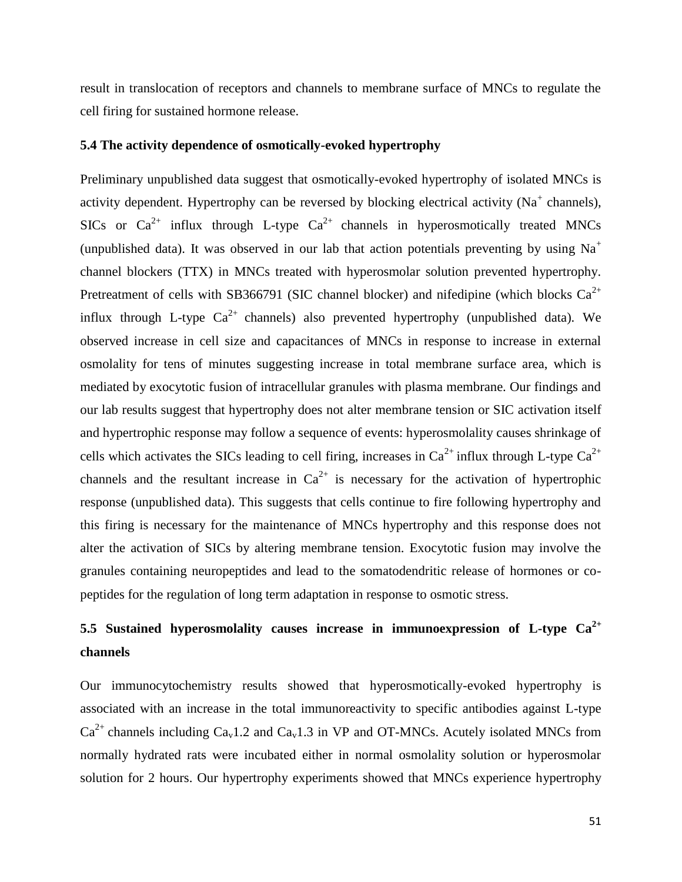result in translocation of receptors and channels to membrane surface of MNCs to regulate the cell firing for sustained hormone release.

### 5.4 The activity dependence of osmotically-evoked hypertrophy

Preliminary unpublished data suggest that osmotically-evoked hypertrophy of isolated MNCs is activity dependent. Hypertrophy can be reversed by blocking electrical activity ($Na^+$ channels), SICs or $Ca^{2+}$ influx through L-type $Ca^{2+}$ channels in hyperosmotically treated MNCs (unpublished data). It was observed in our lab that action potentials preventing by using $Na^+$ channel blockers (TTX) in MNCs treated with hyperosmolar solution prevented hypertrophy. Pretreatment of cells with SB366791 (SIC channel blocker) and nifedipine (which blocks $Ca^{2+}$ influx through L-type $Ca^{2+}$ channels) also prevented hypertrophy (unpublished data). We observed increase in cell size and capacitances of MNCs in response to increase in external osmolality for tens of minutes suggesting increase in total membrane surface area, which is mediated by exocytotic fusion of intracellular granules with plasma membrane. Our findings and our lab results suggest that hypertrophy does not alter membrane tension or SIC activation itself and hypertrophic response may follow a sequence of events: hyperosmolality causes shrinkage of cells which activates the SICs leading to cell firing, increases in $Ca^{2+}$ influx through L-type $Ca^{2+}$ channels and the resultant increase in $Ca^{2+}$ is necessary for the activation of hypertrophic response (unpublished data). This suggests that cells continue to fire following hypertrophy and this firing is necessary for the maintenance of MNCs hypertrophy and this response does not alter the activation of SICs by altering membrane tension. Exocytotic fusion may involve the granules containing neuropeptides and lead to the somatodendritic release of hormones or co-peptides for the regulation of long term adaptation in response to osmotic stress.

### 5.5 Sustained hyperosmolality causes increase in immunoexpression of L-type $Ca^{2+}$ channels

Our immunocytochemistry results showed that hyperosmotically-evoked hypertrophy is associated with an increase in the total immunoreactivity to specific antibodies against L-type $Ca^{2+}$ channels including $Ca_v1.2$ and $Ca_v1.3$ in VP and OT-MNCs. Acutely isolated MNCs from normally hydrated rats were incubated either in normal osmolality solution or hyperosmolar solution for 2 hours. Our hypertrophy experiments showed that MNCs experience hypertrophy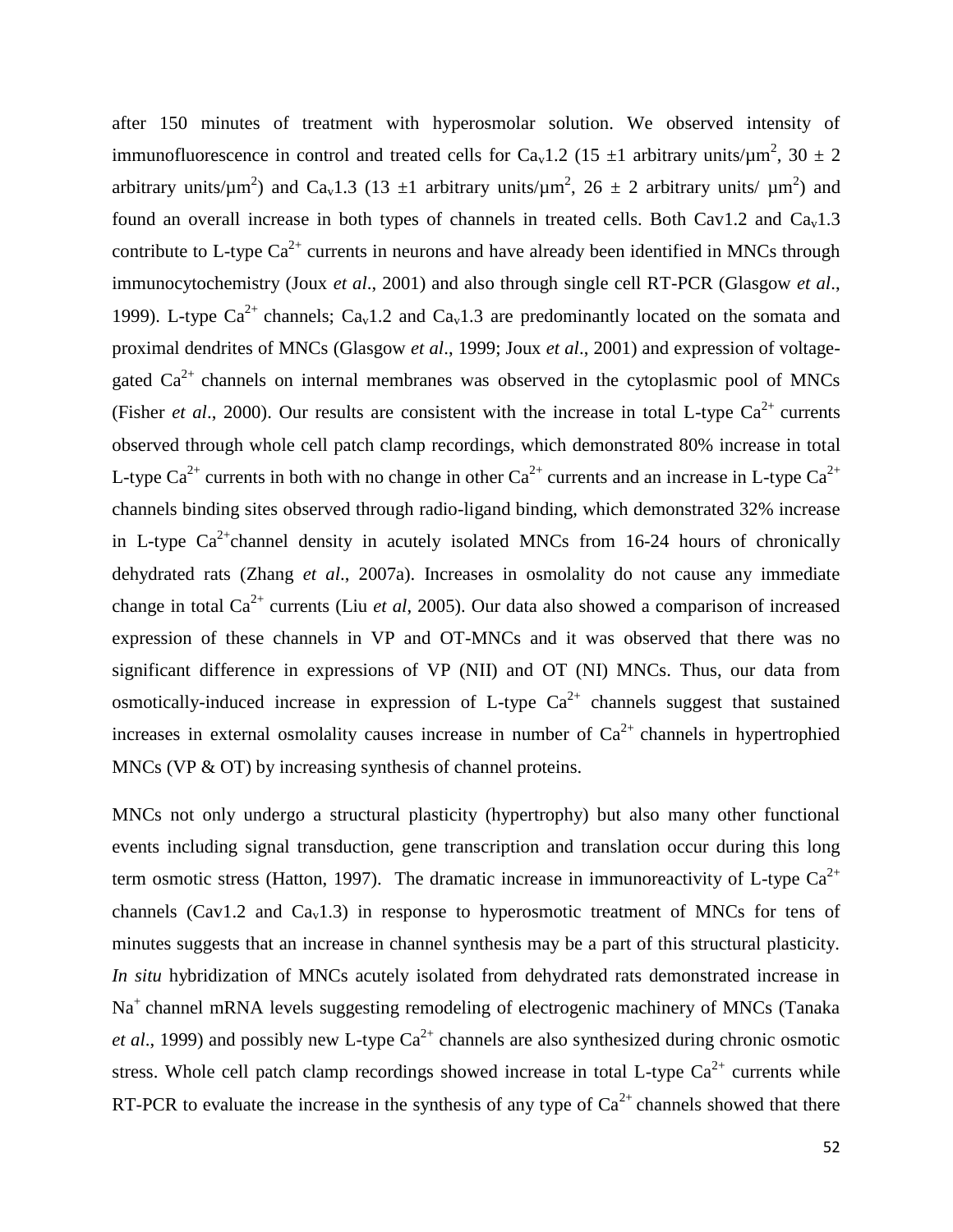after 150 minutes of treatment with hyperosmolar solution. We observed intensity of immunofluorescence in control and treated cells for $Ca_v1.2$ ($15 \pm 1$ arbitrary units/$\mu m^2$, $30 \pm 2$ arbitrary units/$\mu m^2$) and $Ca_v1.3$ ($13 \pm 1$ arbitrary units/$\mu m^2$, $26 \pm 2$ arbitrary units/ $\mu m^2$) and found an overall increase in both types of channels in treated cells. Both Cav1.2 and $Ca_v1.3$ contribute to L-type $Ca^{2+}$ currents in neurons and have already been identified in MNCs through immunocytochemistry (Joux *et al*., 2001) and also through single cell RT-PCR (Glasgow *et al*., 1999). L-type $Ca^{2+}$ channels; $Ca_v1.2$ and $Ca_v1.3$ are predominantly located on the somata and proximal dendrites of MNCs (Glasgow *et al*., 1999; Joux *et al*., 2001) and expression of voltage-gated $Ca^{2+}$ channels on internal membranes was observed in the cytoplasmic pool of MNCs (Fisher *et al*., 2000). Our results are consistent with the increase in total L-type $Ca^{2+}$ currents observed through whole cell patch clamp recordings, which demonstrated 80% increase in total L-type $Ca^{2+}$ currents in both with no change in other $Ca^{2+}$ currents and an increase in L-type $Ca^{2+}$ channels binding sites observed through radio-ligand binding, which demonstrated 32% increase in L-type $Ca^{2+}$channel density in acutely isolated MNCs from 16-24 hours of chronically dehydrated rats (Zhang *et al*., 2007a). Increases in osmolality do not cause any immediate change in total $Ca^{2+}$ currents (Liu *et al*, 2005). Our data also showed a comparison of increased expression of these channels in VP and OT-MNCs and it was observed that there was no significant difference in expressions of VP (NII) and OT (NI) MNCs. Thus, our data from osmotically-induced increase in expression of L-type $Ca^{2+}$ channels suggest that sustained increases in external osmolality causes increase in number of $Ca^{2+}$ channels in hypertrophied MNCs (VP & OT) by increasing synthesis of channel proteins.

MNCs not only undergo a structural plasticity (hypertrophy) but also many other functional events including signal transduction, gene transcription and translation occur during this long term osmotic stress (Hatton, 1997). The dramatic increase in immunoreactivity of L-type $Ca^{2+}$ channels (Cav1.2 and $Ca_v1.3$) in response to hyperosmotic treatment of MNCs for tens of minutes suggests that an increase in channel synthesis may be a part of this structural plasticity. *In situ* hybridization of MNCs acutely isolated from dehydrated rats demonstrated increase in $Na^+$ channel mRNA levels suggesting remodeling of electrogenic machinery of MNCs (Tanaka *et al*., 1999) and possibly new L-type $Ca^{2+}$ channels are also synthesized during chronic osmotic stress. Whole cell patch clamp recordings showed increase in total L-type $Ca^{2+}$ currents while RT-PCR to evaluate the increase in the synthesis of any type of $Ca^{2+}$ channels showed that there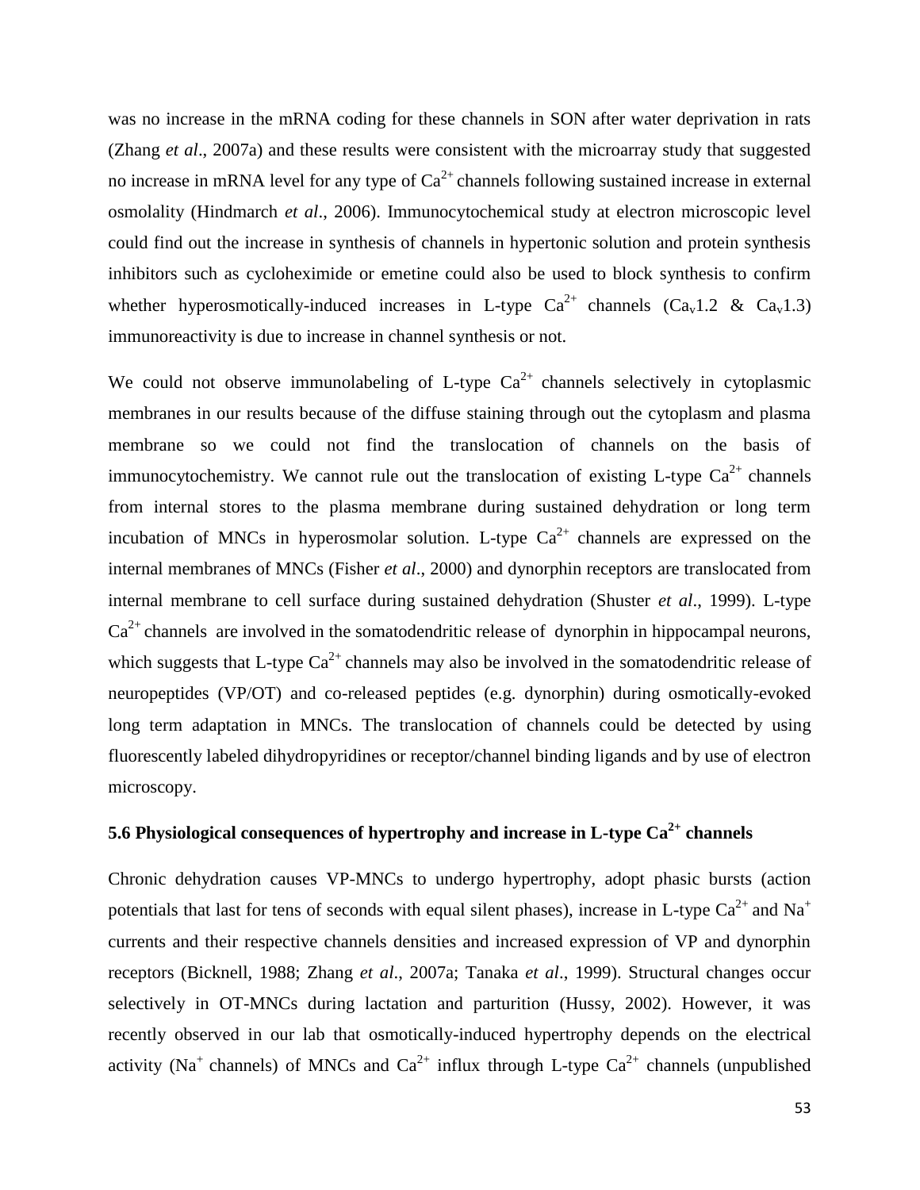was no increase in the mRNA coding for these channels in SON after water deprivation in rats (Zhang *et al*., 2007a) and these results were consistent with the microarray study that suggested no increase in mRNA level for any type of $Ca^{2+}$ channels following sustained increase in external osmolality (Hindmarch *et al*., 2006). Immunocytochemical study at electron microscopic level could find out the increase in synthesis of channels in hypertonic solution and protein synthesis inhibitors such as cycloheximide or emetine could also be used to block synthesis to confirm whether hyperosmotically-induced increases in L-type $Ca^{2+}$ channels ($Ca_v1.2$ & $Ca_v1.3$) immunoreactivity is due to increase in channel synthesis or not.

We could not observe immunolabeling of L-type $Ca^{2+}$ channels selectively in cytoplasmic membranes in our results because of the diffuse staining through out the cytoplasm and plasma membrane so we could not find the translocation of channels on the basis of immunocytochemistry. We cannot rule out the translocation of existing L-type $Ca^{2+}$ channels from internal stores to the plasma membrane during sustained dehydration or long term incubation of MNCs in hyperosmolar solution. L-type $Ca^{2+}$ channels are expressed on the internal membranes of MNCs (Fisher *et al*., 2000) and dynorphin receptors are translocated from internal membrane to cell surface during sustained dehydration (Shuster *et al*., 1999). L-type $Ca^{2+}$ channels are involved in the somatodendritic release of dynorphin in hippocampal neurons, which suggests that L-type $Ca^{2+}$ channels may also be involved in the somatodendritic release of neuropeptides (VP/OT) and co-released peptides (e.g. dynorphin) during osmotically-evoked long term adaptation in MNCs. The translocation of channels could be detected by using fluorescently labeled dihydropyridines or receptor/channel binding ligands and by use of electron microscopy.

## 5.6 Physiological consequences of hypertrophy and increase in L-type $Ca^{2+}$ channels

Chronic dehydration causes VP-MNCs to undergo hypertrophy, adopt phasic bursts (action potentials that last for tens of seconds with equal silent phases), increase in L-type $Ca^{2+}$ and $Na^{+}$ currents and their respective channels densities and increased expression of VP and dynorphin receptors (Bicknell, 1988; Zhang *et al*., 2007a; Tanaka *et al*., 1999). Structural changes occur selectively in OT-MNCs during lactation and parturition (Hussy, 2002). However, it was recently observed in our lab that osmotically-induced hypertrophy depends on the electrical activity ($Na^{+}$ channels) of MNCs and $Ca^{2+}$ influx through L-type $Ca^{2+}$ channels (unpublished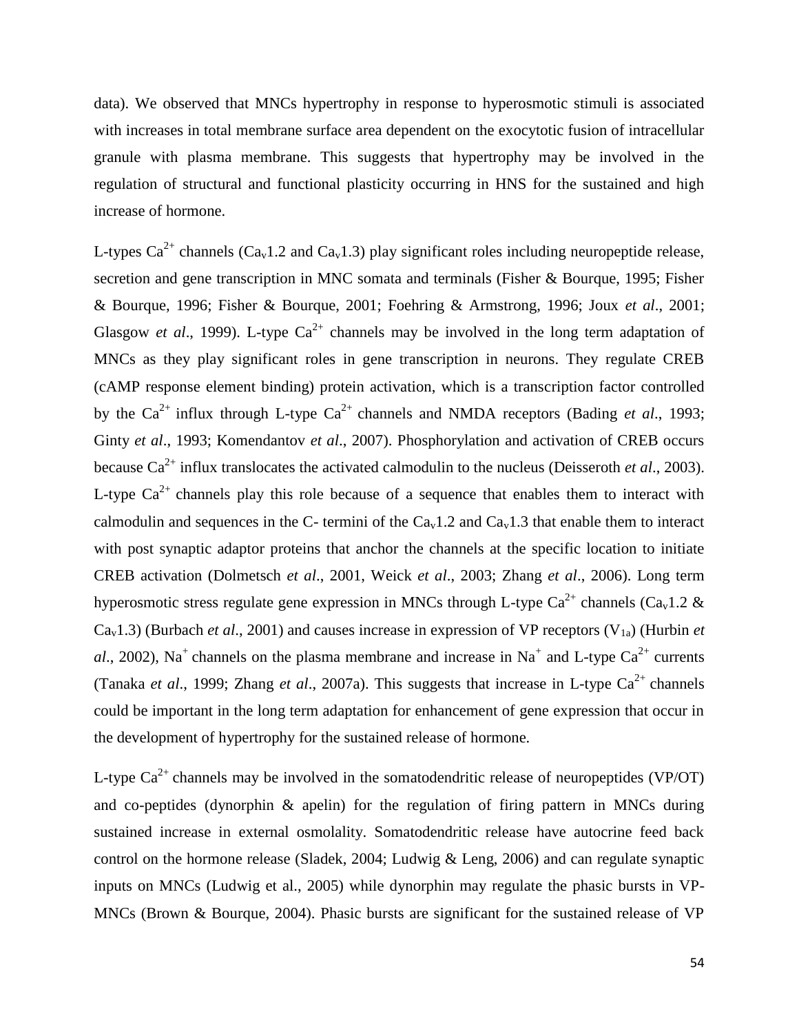data). We observed that MNCs hypertrophy in response to hyperosmotic stimuli is associated with increases in total membrane surface area dependent on the exocytotic fusion of intracellular granule with plasma membrane. This suggests that hypertrophy may be involved in the regulation of structural and functional plasticity occurring in HNS for the sustained and high increase of hormone.

L-types $Ca^{2+}$ channels ($Ca_v1.2$ and $Ca_v1.3$) play significant roles including neuropeptide release, secretion and gene transcription in MNC somata and terminals (Fisher & Bourque, 1995; Fisher & Bourque, 1996; Fisher & Bourque, 2001; Foehring & Armstrong, 1996; Joux *et al*., 2001; Glasgow *et al*., 1999). L-type $Ca^{2+}$ channels may be involved in the long term adaptation of MNCs as they play significant roles in gene transcription in neurons. They regulate CREB (cAMP response element binding) protein activation, which is a transcription factor controlled by the $Ca^{2+}$ influx through L-type $Ca^{2+}$ channels and NMDA receptors (Bading *et al*., 1993; Ginty *et al*., 1993; Komendantov *et al*., 2007). Phosphorylation and activation of CREB occurs because $Ca^{2+}$ influx translocates the activated calmodulin to the nucleus (Deisseroth *et al*., 2003). L-type $Ca^{2+}$ channels play this role because of a sequence that enables them to interact with calmodulin and sequences in the C- termini of the $Ca_v1.2$ and $Ca_v1.3$ that enable them to interact with post synaptic adaptor proteins that anchor the channels at the specific location to initiate CREB activation (Dolmetsch *et al*., 2001, Weick *et al*., 2003; Zhang *et al*., 2006). Long term hyperosmotic stress regulate gene expression in MNCs through L-type $Ca^{2+}$ channels ($Ca_v1.2$ & $Ca_v1.3$) (Burbach *et al*., 2001) and causes increase in expression of VP receptors ($V_{1a}$) (Hurbin *et al*., 2002), $Na^{+}$ channels on the plasma membrane and increase in $Na^{+}$ and L-type $Ca^{2+}$ currents (Tanaka *et al*., 1999; Zhang *et al*., 2007a). This suggests that increase in L-type $Ca^{2+}$ channels could be important in the long term adaptation for enhancement of gene expression that occur in the development of hypertrophy for the sustained release of hormone.

L-type $Ca^{2+}$ channels may be involved in the somatodendritic release of neuropeptides (VP/OT) and co-peptides (dynorphin & apelin) for the regulation of firing pattern in MNCs during sustained increase in external osmolality. Somatodendritic release have autocrine feed back control on the hormone release (Sladek, 2004; Ludwig & Leng, 2006) and can regulate synaptic inputs on MNCs (Ludwig et al., 2005) while dynorphin may regulate the phasic bursts in VP-MNCs (Brown & Bourque, 2004). Phasic bursts are significant for the sustained release of VP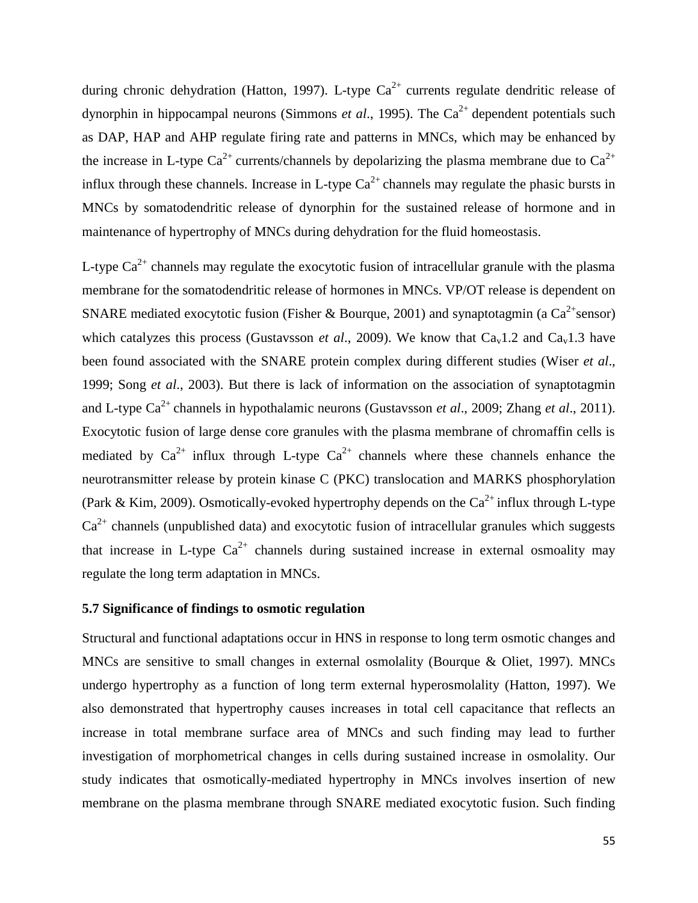during chronic dehydration (Hatton, 1997). L-type $Ca^{2+}$ currents regulate dendritic release of dynorphin in hippocampal neurons (Simmons *et al*., 1995). The $Ca^{2+}$ dependent potentials such as DAP, HAP and AHP regulate firing rate and patterns in MNCs, which may be enhanced by the increase in L-type $Ca^{2+}$ currents/channels by depolarizing the plasma membrane due to $Ca^{2+}$ influx through these channels. Increase in L-type $Ca^{2+}$ channels may regulate the phasic bursts in MNCs by somatodendritic release of dynorphin for the sustained release of hormone and in maintenance of hypertrophy of MNCs during dehydration for the fluid homeostasis.

L-type $Ca^{2+}$ channels may regulate the exocytotic fusion of intracellular granule with the plasma membrane for the somatodendritic release of hormones in MNCs. VP/OT release is dependent on SNARE mediated exocytotic fusion (Fisher & Bourque, 2001) and synaptotagmin (a $Ca^{2+}$sensor) which catalyzes this process (Gustavsson *et al*., 2009). We know that $Ca_v1.2$ and $Ca_v1.3$ have been found associated with the SNARE protein complex during different studies (Wiser *et al*., 1999; Song *et al*., 2003). But there is lack of information on the association of synaptotagmin and L-type $Ca^{2+}$ channels in hypothalamic neurons (Gustavsson *et al*., 2009; Zhang *et al*., 2011). Exocytotic fusion of large dense core granules with the plasma membrane of chromaffin cells is mediated by $Ca^{2+}$ influx through L-type $Ca^{2+}$ channels where these channels enhance the neurotransmitter release by protein kinase C (PKC) translocation and MARKS phosphorylation (Park & Kim, 2009). Osmotically-evoked hypertrophy depends on the $Ca^{2+}$ influx through L-type $Ca^{2+}$ channels (unpublished data) and exocytotic fusion of intracellular granules which suggests that increase in L-type $Ca^{2+}$ channels during sustained increase in external osmoality may regulate the long term adaptation in MNCs.

### 5.7 Significance of findings to osmotic regulation

Structural and functional adaptations occur in HNS in response to long term osmotic changes and MNCs are sensitive to small changes in external osmolality (Bourque & Oliet, 1997). MNCs undergo hypertrophy as a function of long term external hyperosmolality (Hatton, 1997). We also demonstrated that hypertrophy causes increases in total cell capacitance that reflects an increase in total membrane surface area of MNCs and such finding may lead to further investigation of morphometrical changes in cells during sustained increase in osmolality. Our study indicates that osmotically-mediated hypertrophy in MNCs involves insertion of new membrane on the plasma membrane through SNARE mediated exocytotic fusion. Such finding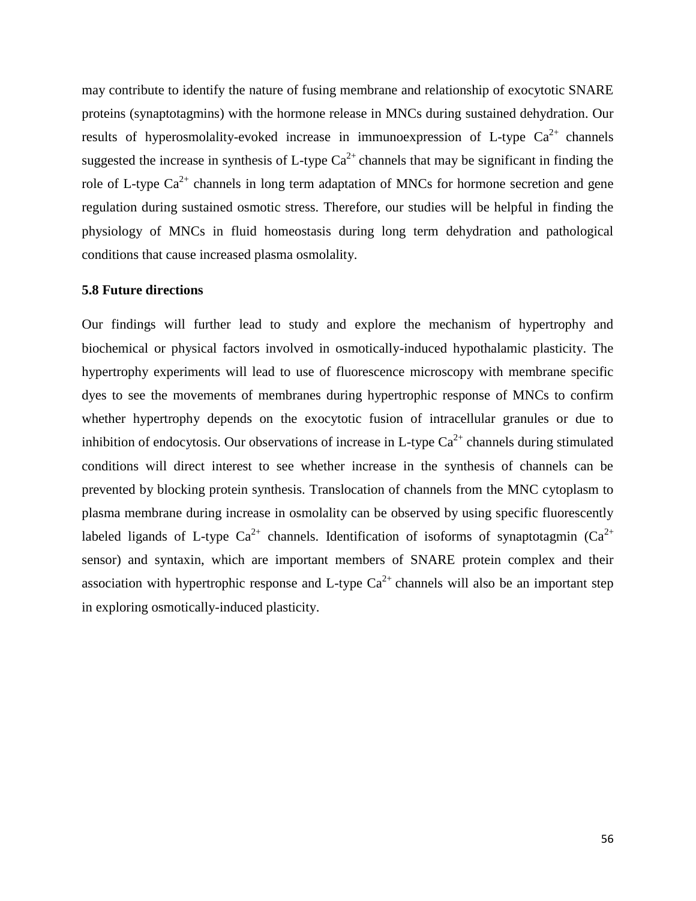may contribute to identify the nature of fusing membrane and relationship of exocytotic SNARE proteins (synaptotagmins) with the hormone release in MNCs during sustained dehydration. Our results of hyperosmolality-evoked increase in immunoexpression of L-type $Ca^{2+}$ channels suggested the increase in synthesis of L-type $Ca^{2+}$ channels that may be significant in finding the role of L-type $Ca^{2+}$ channels in long term adaptation of MNCs for hormone secretion and gene regulation during sustained osmotic stress. Therefore, our studies will be helpful in finding the physiology of MNCs in fluid homeostasis during long term dehydration and pathological conditions that cause increased plasma osmolality.

### 5.8 Future directions

Our findings will further lead to study and explore the mechanism of hypertrophy and biochemical or physical factors involved in osmotically-induced hypothalamic plasticity. The hypertrophy experiments will lead to use of fluorescence microscopy with membrane specific dyes to see the movements of membranes during hypertrophic response of MNCs to confirm whether hypertrophy depends on the exocytotic fusion of intracellular granules or due to inhibition of endocytosis. Our observations of increase in L-type $Ca^{2+}$ channels during stimulated conditions will direct interest to see whether increase in the synthesis of channels can be prevented by blocking protein synthesis. Translocation of channels from the MNC cytoplasm to plasma membrane during increase in osmolality can be observed by using specific fluorescently labeled ligands of L-type $Ca^{2+}$ channels. Identification of isoforms of synaptotagmin ($Ca^{2+}$ sensor) and syntaxin, which are important members of SNARE protein complex and their association with hypertrophic response and L-type $Ca^{2+}$ channels will also be an important step in exploring osmotically-induced plasticity.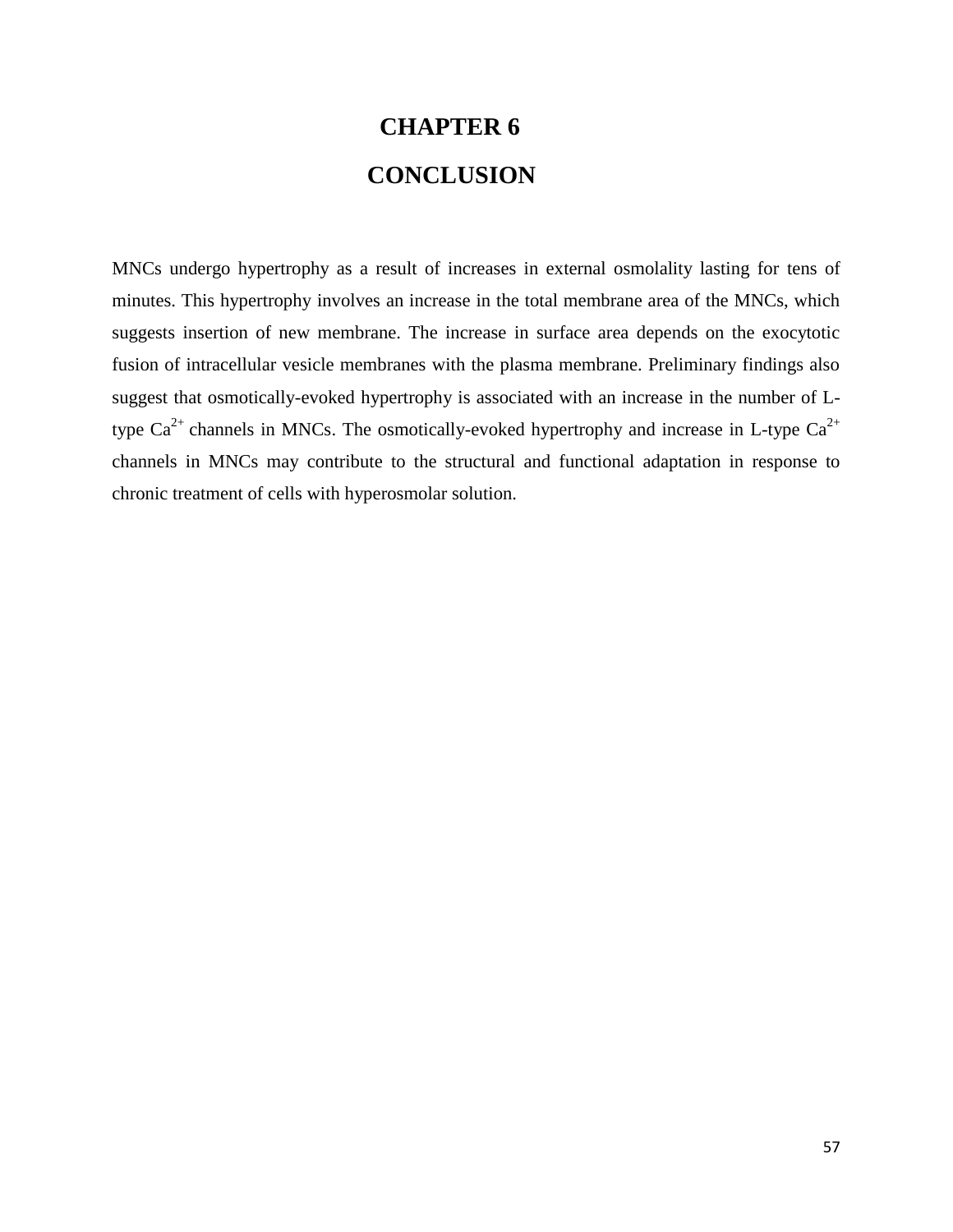# CHAPTER 6

# CONCLUSION

MNCs undergo hypertrophy as a result of increases in external osmolality lasting for tens of minutes. This hypertrophy involves an increase in the total membrane area of the MNCs, which suggests insertion of new membrane. The increase in surface area depends on the exocytotic fusion of intracellular vesicle membranes with the plasma membrane. Preliminary findings also suggest that osmotically-evoked hypertrophy is associated with an increase in the number of L-type $Ca^{2+}$ channels in MNCs. The osmotically-evoked hypertrophy and increase in L-type $Ca^{2+}$ channels in MNCs may contribute to the structural and functional adaptation in response to chronic treatment of cells with hyperosmolar solution.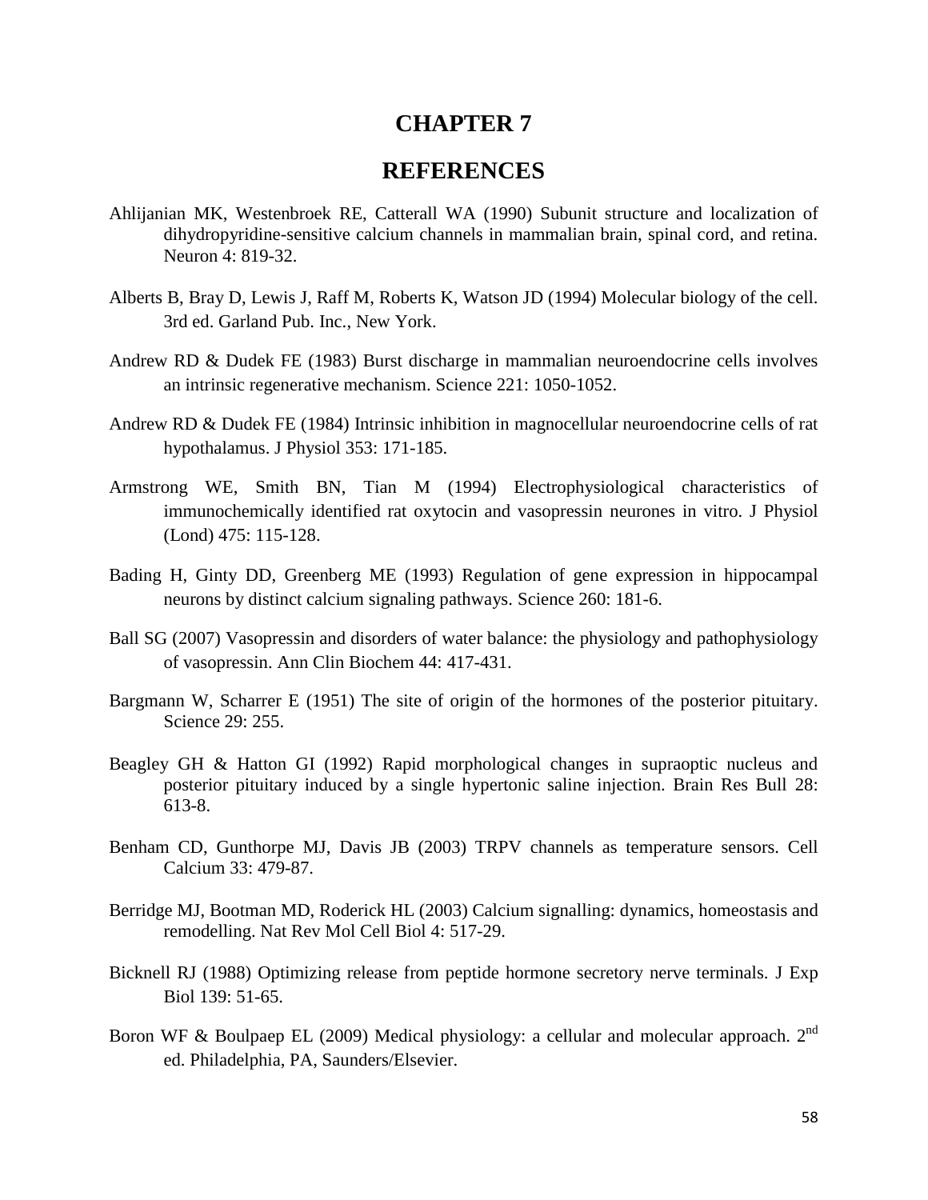# CHAPTER 7

# REFERENCES

Ahlijanian MK, Westenbroek RE, Catterall WA (1990) Subunit structure and localization of dihydropyridine-sensitive calcium channels in mammalian brain, spinal cord, and retina. Neuron 4: 819-32.

Alberts B, Bray D, Lewis J, Raff M, Roberts K, Watson JD (1994) Molecular biology of the cell. 3rd ed. Garland Pub. Inc., New York.

Andrew RD & Dudek FE (1983) Burst discharge in mammalian neuroendocrine cells involves an intrinsic regenerative mechanism. Science 221: 1050-1052.

Andrew RD & Dudek FE (1984) Intrinsic inhibition in magnocellular neuroendocrine cells of rat hypothalamus. J Physiol 353: 171-185.

Armstrong WE, Smith BN, Tian M (1994) Electrophysiological characteristics of immunochemically identified rat oxytocin and vasopressin neurones in vitro. J Physiol (Lond) 475: 115-128.

Bading H, Ginty DD, Greenberg ME (1993) Regulation of gene expression in hippocampal neurons by distinct calcium signaling pathways. Science 260: 181-6.

Ball SG (2007) Vasopressin and disorders of water balance: the physiology and pathophysiology of vasopressin. Ann Clin Biochem 44: 417-431.

Bargmann W, Scharrer E (1951) The site of origin of the hormones of the posterior pituitary. Science 29: 255.

Beagley GH & Hatton GI (1992) Rapid morphological changes in supraoptic nucleus and posterior pituitary induced by a single hypertonic saline injection. Brain Res Bull 28: 613-8.

Benham CD, Gunthorpe MJ, Davis JB (2003) TRPV channels as temperature sensors. Cell Calcium 33: 479-87.

Berridge MJ, Bootman MD, Roderick HL (2003) Calcium signalling: dynamics, homeostasis and remodelling. Nat Rev Mol Cell Biol 4: 517-29.

Bicknell RJ (1988) Optimizing release from peptide hormone secretory nerve terminals. J Exp Biol 139: 51-65.

Boron WF & Boulpaep EL (2009) Medical physiology: a cellular and molecular approach. 2nd ed. Philadelphia, PA, Saunders/Elsevier.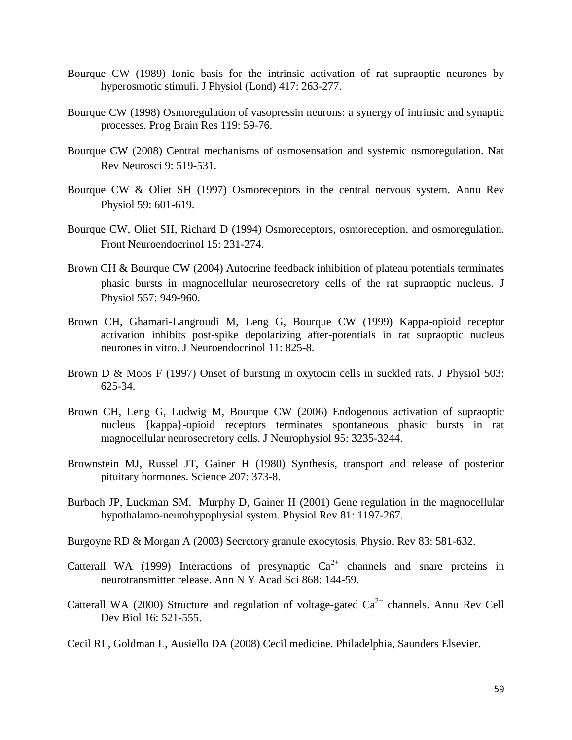Bourque CW (1989) Ionic basis for the intrinsic activation of rat supraoptic neurones by hyperosmotic stimuli. J Physiol (Lond) 417: 263-277.

Bourque CW (1998) Osmoregulation of vasopressin neurons: a synergy of intrinsic and synaptic processes. Prog Brain Res 119: 59-76.

Bourque CW (2008) Central mechanisms of osmosensation and systemic osmoregulation. Nat Rev Neurosci 9: 519-531.

Bourque CW & Oliet SH (1997) Osmoreceptors in the central nervous system. Annu Rev Physiol 59: 601-619.

Bourque CW, Oliet SH, Richard D (1994) Osmoreceptors, osmoreception, and osmoregulation. Front Neuroendocrinol 15: 231-274.

Brown CH & Bourque CW (2004) Autocrine feedback inhibition of plateau potentials terminates phasic bursts in magnocellular neurosecretory cells of the rat supraoptic nucleus. J Physiol 557: 949-960.

Brown CH, Ghamari-Langroudi M, Leng G, Bourque CW (1999) Kappa-opioid receptor activation inhibits post-spike depolarizing after-potentials in rat supraoptic nucleus neurones in vitro. J Neuroendocrinol 11: 825-8.

Brown D & Moos F (1997) Onset of bursting in oxytocin cells in suckled rats. J Physiol 503: 625-34.

Brown CH, Leng G, Ludwig M, Bourque CW (2006) Endogenous activation of supraoptic nucleus {kappa}-opioid receptors terminates spontaneous phasic bursts in rat magnocellular neurosecretory cells. J Neurophysiol 95: 3235-3244.

Brownstein MJ, Russel JT, Gainer H (1980) Synthesis, transport and release of posterior pituitary hormones. Science 207: 373-8.

Burbach JP, Luckman SM, Murphy D, Gainer H (2001) Gene regulation in the magnocellular hypothalamo-neurohypophysial system. Physiol Rev 81: 1197-267.

Burgoyne RD & Morgan A (2003) Secretory granule exocytosis. Physiol Rev 83: 581-632.

Catterall WA (1999) Interactions of presynaptic $Ca^{2+}$ channels and snare proteins in neurotransmitter release. Ann N Y Acad Sci 868: 144-59.

Catterall WA (2000) Structure and regulation of voltage-gated $Ca^{2+}$ channels. Annu Rev Cell Dev Biol 16: 521-555.

Cecil RL, Goldman L, Ausiello DA (2008) Cecil medicine. Philadelphia, Saunders Elsevier.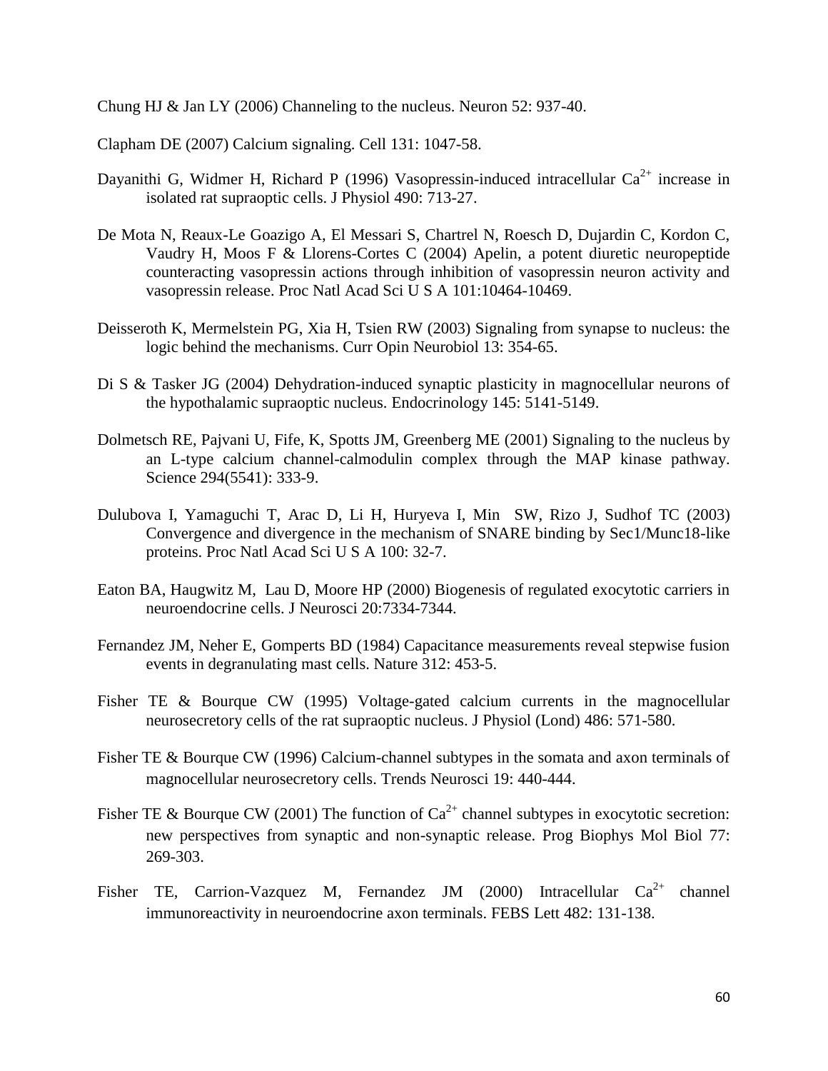Chung HJ & Jan LY (2006) Channeling to the nucleus. Neuron 52: 937-40.

Clapham DE (2007) Calcium signaling. Cell 131: 1047-58.

Dayanithi G, Widmer H, Richard P (1996) Vasopressin-induced intracellular $Ca^{2+}$ increase in isolated rat supraoptic cells. J Physiol 490: 713-27.

De Mota N, Reaux-Le Goazigo A, El Messari S, Chartrel N, Roesch D, Dujardin C, Kordon C, Vaudry H, Moos F & Llorens-Cortes C (2004) Apelin, a potent diuretic neuropeptide counteracting vasopressin actions through inhibition of vasopressin neuron activity and vasopressin release. Proc Natl Acad Sci U S A 101:10464-10469.

Deisseroth K, Mermelstein PG, Xia H, Tsien RW (2003) Signaling from synapse to nucleus: the logic behind the mechanisms. Curr Opin Neurobiol 13: 354-65.

Di S & Tasker JG (2004) Dehydration-induced synaptic plasticity in magnocellular neurons of the hypothalamic supraoptic nucleus. Endocrinology 145: 5141-5149.

Dolmetsch RE, Pajvani U, Fife, K, Spotts JM, Greenberg ME (2001) Signaling to the nucleus by an L-type calcium channel-calmodulin complex through the MAP kinase pathway. Science 294(5541): 333-9.

Dulubova I, Yamaguchi T, Arac D, Li H, Huryeva I, Min SW, Rizo J, Sudhof TC (2003) Convergence and divergence in the mechanism of SNARE binding by Sec1/Munc18-like proteins. Proc Natl Acad Sci U S A 100: 32-7.

Eaton BA, Haugwitz M, Lau D, Moore HP (2000) Biogenesis of regulated exocytotic carriers in neuroendocrine cells. J Neurosci 20:7334-7344.

Fernandez JM, Neher E, Gomperts BD (1984) Capacitance measurements reveal stepwise fusion events in degranulating mast cells. Nature 312: 453-5.

Fisher TE & Bourque CW (1995) Voltage-gated calcium currents in the magnocellular neurosecretory cells of the rat supraoptic nucleus. J Physiol (Lond) 486: 571-580.

Fisher TE & Bourque CW (1996) Calcium-channel subtypes in the somata and axon terminals of magnocellular neurosecretory cells. Trends Neurosci 19: 440-444.

Fisher TE & Bourque CW (2001) The function of $Ca^{2+}$ channel subtypes in exocytotic secretion: new perspectives from synaptic and non-synaptic release. Prog Biophys Mol Biol 77: 269-303.

Fisher TE, Carrion-Vazquez M, Fernandez JM (2000) Intracellular $Ca^{2+}$ channel immunoreactivity in neuroendocrine axon terminals. FEBS Lett 482: 131-138.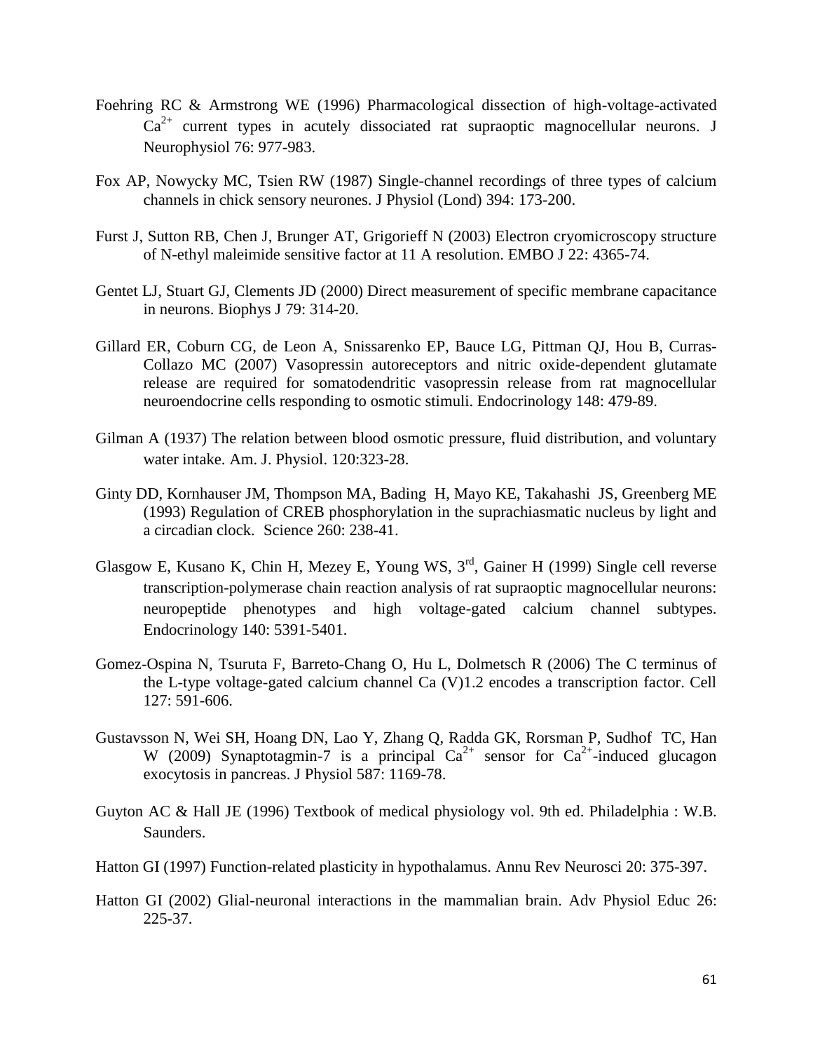Foehring RC & Armstrong WE (1996) Pharmacological dissection of high-voltage-activated $Ca^{2+}$ current types in acutely dissociated rat supraoptic magnocellular neurons. J Neurophysiol 76: 977-983.

Fox AP, Nowycky MC, Tsien RW (1987) Single-channel recordings of three types of calcium channels in chick sensory neurones. J Physiol (Lond) 394: 173-200.

Furst J, Sutton RB, Chen J, Brunger AT, Grigorieff N (2003) Electron cryomicroscopy structure of N-ethyl maleimide sensitive factor at 11 A resolution. EMBO J 22: 4365-74.

Gentet LJ, Stuart GJ, Clements JD (2000) Direct measurement of specific membrane capacitance in neurons. Biophys J 79: 314-20.

Gillard ER, Coburn CG, de Leon A, Snissarenko EP, Bauce LG, Pittman QJ, Hou B, Curras-Collazo MC (2007) Vasopressin autoreceptors and nitric oxide-dependent glutamate release are required for somatodendritic vasopressin release from rat magnocellular neuroendocrine cells responding to osmotic stimuli. Endocrinology 148: 479-89.

Gilman A (1937) The relation between blood osmotic pressure, fluid distribution, and voluntary water intake. Am. J. Physiol. 120:323-28.

Ginty DD, Kornhauser JM, Thompson MA, Bading H, Mayo KE, Takahashi JS, Greenberg ME (1993) Regulation of CREB phosphorylation in the suprachiasmatic nucleus by light and a circadian clock. Science 260: 238-41.

Glasgow E, Kusano K, Chin H, Mezey E, Young WS, 3rd, Gainer H (1999) Single cell reverse transcription-polymerase chain reaction analysis of rat supraoptic magnocellular neurons: neuropeptide phenotypes and high voltage-gated calcium channel subtypes. Endocrinology 140: 5391-5401.

Gomez-Ospina N, Tsuruta F, Barreto-Chang O, Hu L, Dolmetsch R (2006) The C terminus of the L-type voltage-gated calcium channel Ca (V)1.2 encodes a transcription factor. Cell 127: 591-606.

Gustavsson N, Wei SH, Hoang DN, Lao Y, Zhang Q, Radda GK, Rorsman P, Sudhof TC, Han W (2009) Synaptotagmin-7 is a principal $Ca^{2+}$ sensor for $Ca^{2+}$-induced glucagon exocytosis in pancreas. J Physiol 587: 1169-78.

Guyton AC & Hall JE (1996) Textbook of medical physiology vol. 9th ed. Philadelphia : W.B. Saunders.

Hatton GI (1997) Function-related plasticity in hypothalamus. Annu Rev Neurosci 20: 375-397.

Hatton GI (2002) Glial-neuronal interactions in the mammalian brain. Adv Physiol Educ 26: 225-37.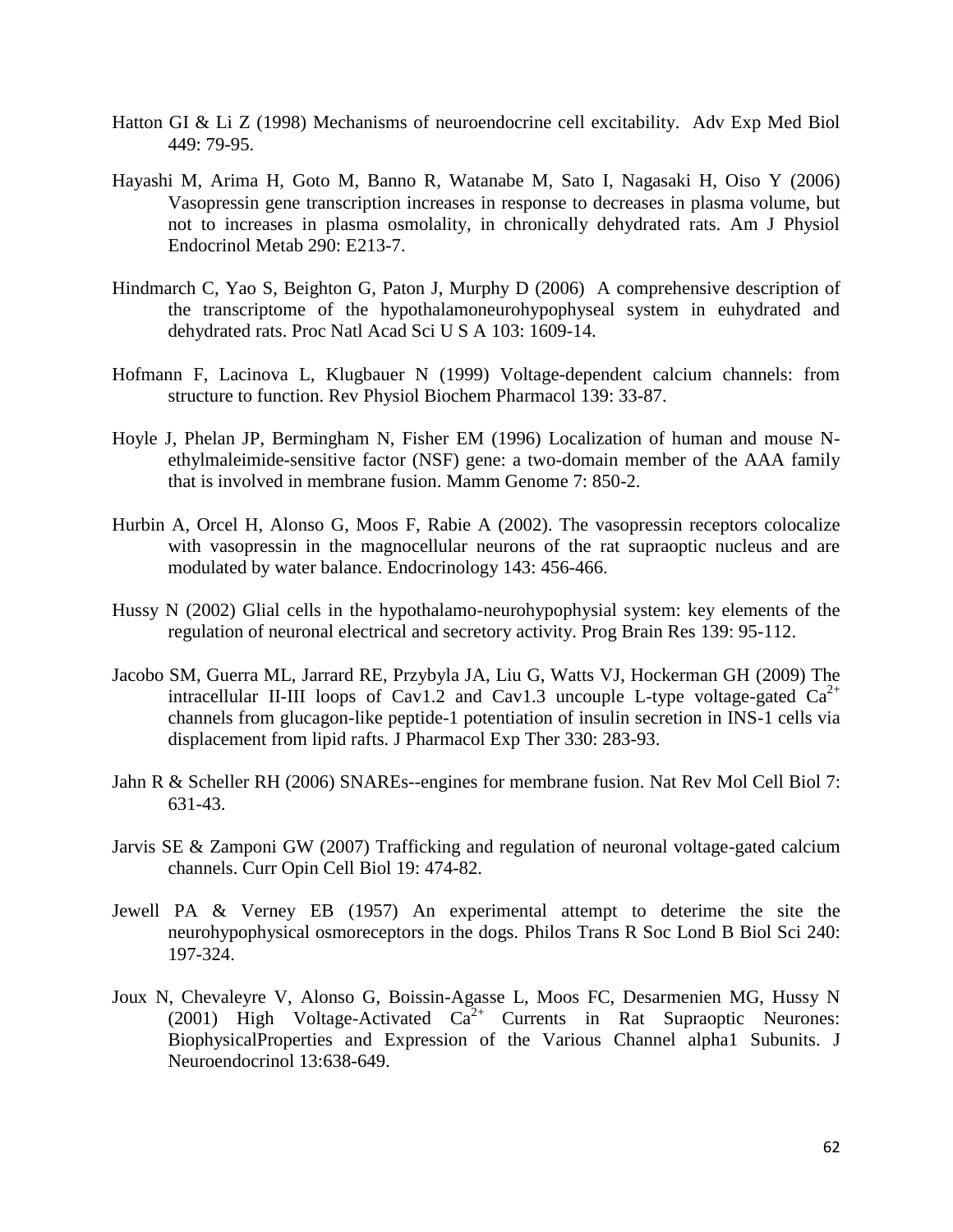Hatton GI & Li Z (1998) Mechanisms of neuroendocrine cell excitability. Adv Exp Med Biol 449: 79-95.

Hayashi M, Arima H, Goto M, Banno R, Watanabe M, Sato I, Nagasaki H, Oiso Y (2006) Vasopressin gene transcription increases in response to decreases in plasma volume, but not to increases in plasma osmolality, in chronically dehydrated rats. Am J Physiol Endocrinol Metab 290: E213-7.

Hindmarch C, Yao S, Beighton G, Paton J, Murphy D (2006) A comprehensive description of the transcriptome of the hypothalamoneurohypophyseal system in euhydrated and dehydrated rats. Proc Natl Acad Sci U S A 103: 1609-14.

Hofmann F, Lacinova L, Klugbauer N (1999) Voltage-dependent calcium channels: from structure to function. Rev Physiol Biochem Pharmacol 139: 33-87.

Hoyle J, Phelan JP, Bermingham N, Fisher EM (1996) Localization of human and mouse N-ethylmaleimide-sensitive factor (NSF) gene: a two-domain member of the AAA family that is involved in membrane fusion. Mamm Genome 7: 850-2.

Hurbin A, Orcel H, Alonso G, Moos F, Rabie A (2002). The vasopressin receptors colocalize with vasopressin in the magnocellular neurons of the rat supraoptic nucleus and are modulated by water balance. Endocrinology 143: 456-466.

Hussy N (2002) Glial cells in the hypothalamo-neurohypophysial system: key elements of the regulation of neuronal electrical and secretory activity. Prog Brain Res 139: 95-112.

Jacobo SM, Guerra ML, Jarrard RE, Przybyla JA, Liu G, Watts VJ, Hockerman GH (2009) The intracellular II-III loops of Cav1.2 and Cav1.3 uncouple L-type voltage-gated $Ca^{2+}$ channels from glucagon-like peptide-1 potentiation of insulin secretion in INS-1 cells via displacement from lipid rafts. J Pharmacol Exp Ther 330: 283-93.

Jahn R & Scheller RH (2006) SNAREs--engines for membrane fusion. Nat Rev Mol Cell Biol 7: 631-43.

Jarvis SE & Zamponi GW (2007) Trafficking and regulation of neuronal voltage-gated calcium channels. Curr Opin Cell Biol 19: 474-82.

Jewell PA & Verney EB (1957) An experimental attempt to deterime the site the neurohypophysical osmoreceptors in the dogs. Philos Trans R Soc Lond B Biol Sci 240: 197-324.

Joux N, Chevaleyre V, Alonso G, Boissin-Agasse L, Moos FC, Desarmenien MG, Hussy N (2001) High Voltage-Activated $Ca^{2+}$ Currents in Rat Supraoptic Neurones: BiophysicalProperties and Expression of the Various Channel alpha1 Subunits. J Neuroendocrinol 13:638-649.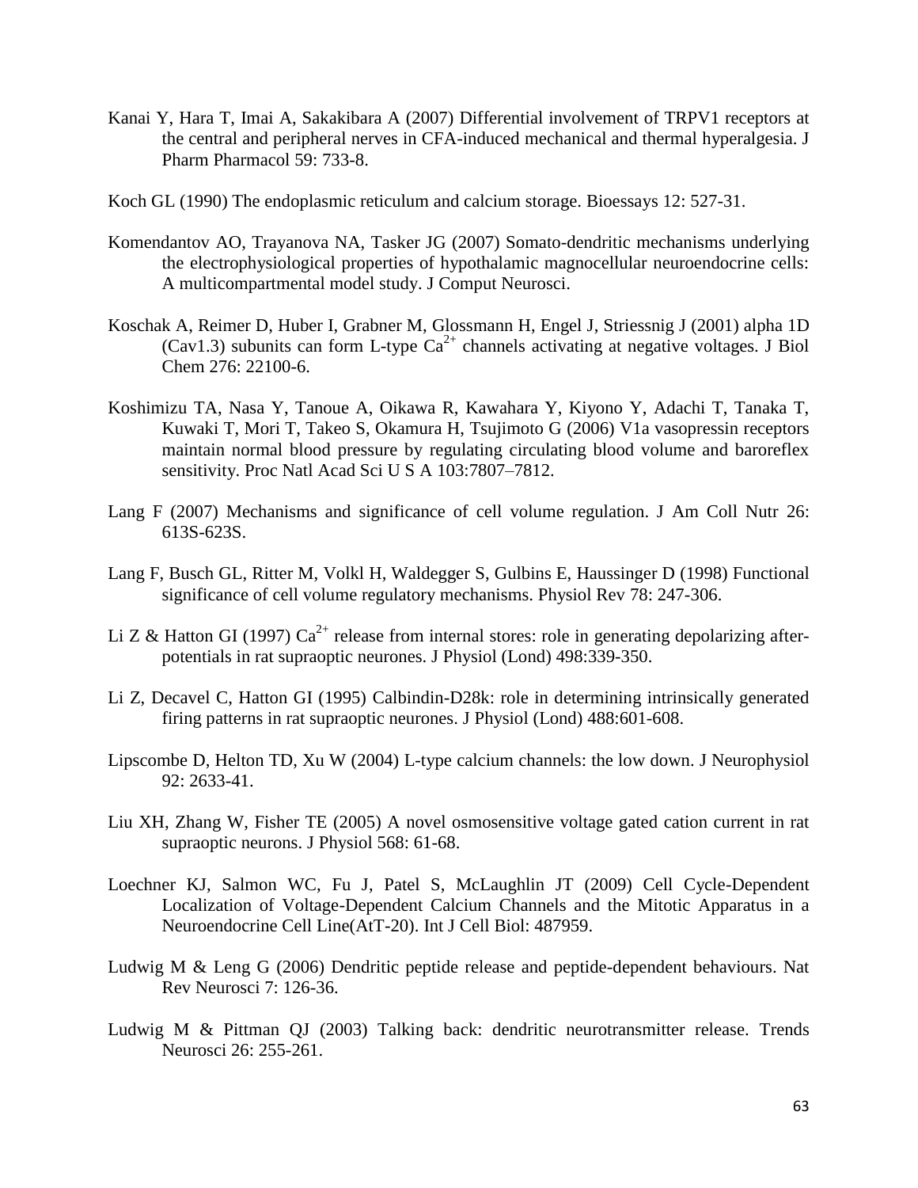Kanai Y, Hara T, Imai A, Sakakibara A (2007) Differential involvement of TRPV1 receptors at the central and peripheral nerves in CFA-induced mechanical and thermal hyperalgesia. J Pharm Pharmacol 59: 733-8.

Koch GL (1990) The endoplasmic reticulum and calcium storage. Bioessays 12: 527-31.

Komendantov AO, Trayanova NA, Tasker JG (2007) Somato-dendritic mechanisms underlying the electrophysiological properties of hypothalamic magnocellular neuroendocrine cells: A multicompartmental model study. J Comput Neurosci.

Koschak A, Reimer D, Huber I, Grabner M, Glossmann H, Engel J, Striessnig J (2001) alpha 1D (Cav1.3) subunits can form L-type $Ca^{2+}$ channels activating at negative voltages. J Biol Chem 276: 22100-6.

Koshimizu TA, Nasa Y, Tanoue A, Oikawa R, Kawahara Y, Kiyono Y, Adachi T, Tanaka T, Kuwaki T, Mori T, Takeo S, Okamura H, Tsujimoto G (2006) V1a vasopressin receptors maintain normal blood pressure by regulating circulating blood volume and baroreflex sensitivity. Proc Natl Acad Sci U S A 103:7807–7812.

Lang F (2007) Mechanisms and significance of cell volume regulation. J Am Coll Nutr 26: 613S-623S.

Lang F, Busch GL, Ritter M, Volkl H, Waldegger S, Gulbins E, Haussinger D (1998) Functional significance of cell volume regulatory mechanisms. Physiol Rev 78: 247-306.

Li Z & Hatton GI (1997) $Ca^{2+}$ release from internal stores: role in generating depolarizing after-potentials in rat supraoptic neurones. J Physiol (Lond) 498:339-350.

Li Z, Decavel C, Hatton GI (1995) Calbindin-D28k: role in determining intrinsically generated firing patterns in rat supraoptic neurones. J Physiol (Lond) 488:601-608.

Lipscombe D, Helton TD, Xu W (2004) L-type calcium channels: the low down. J Neurophysiol 92: 2633-41.

Liu XH, Zhang W, Fisher TE (2005) A novel osmosensitive voltage gated cation current in rat supraoptic neurons. J Physiol 568: 61-68.

Loechner KJ, Salmon WC, Fu J, Patel S, McLaughlin JT (2009) Cell Cycle-Dependent Localization of Voltage-Dependent Calcium Channels and the Mitotic Apparatus in a Neuroendocrine Cell Line(AtT-20). Int J Cell Biol: 487959.

Ludwig M & Leng G (2006) Dendritic peptide release and peptide-dependent behaviours. Nat Rev Neurosci 7: 126-36.

Ludwig M & Pittman QJ (2003) Talking back: dendritic neurotransmitter release. Trends Neurosci 26: 255-261.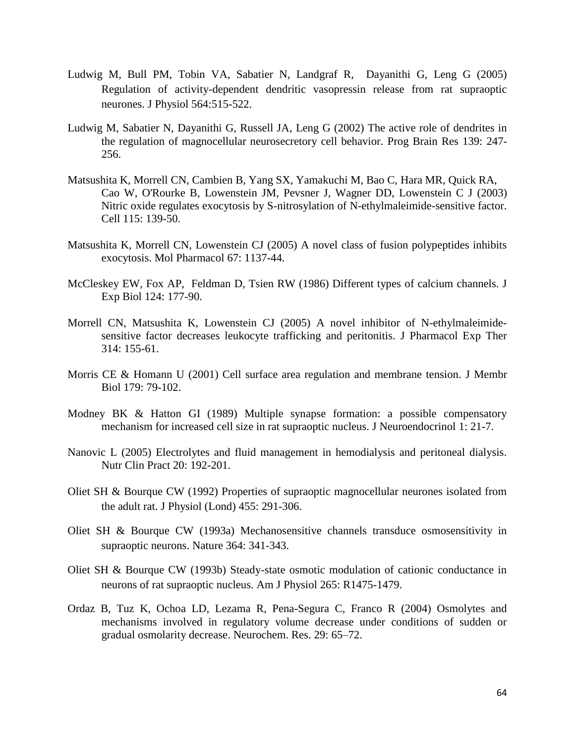Ludwig M, Bull PM, Tobin VA, Sabatier N, Landgraf R, Dayanithi G, Leng G (2005) Regulation of activity-dependent dendritic vasopressin release from rat supraoptic neurones. J Physiol 564:515-522.

Ludwig M, Sabatier N, Dayanithi G, Russell JA, Leng G (2002) The active role of dendrites in the regulation of magnocellular neurosecretory cell behavior. Prog Brain Res 139: 247-256.

Matsushita K, Morrell CN, Cambien B, Yang SX, Yamakuchi M, Bao C, Hara MR, Quick RA, Cao W, O'Rourke B, Lowenstein JM, Pevsner J, Wagner DD, Lowenstein C J (2003) Nitric oxide regulates exocytosis by S-nitrosylation of N-ethylmaleimide-sensitive factor. Cell 115: 139-50.

Matsushita K, Morrell CN, Lowenstein CJ (2005) A novel class of fusion polypeptides inhibits exocytosis. Mol Pharmacol 67: 1137-44.

McCleskey EW, Fox AP, Feldman D, Tsien RW (1986) Different types of calcium channels. J Exp Biol 124: 177-90.

Morrell CN, Matsushita K, Lowenstein CJ (2005) A novel inhibitor of N-ethylmaleimide-sensitive factor decreases leukocyte trafficking and peritonitis. J Pharmacol Exp Ther 314: 155-61.

Morris CE & Homann U (2001) Cell surface area regulation and membrane tension. J Membr Biol 179: 79-102.

Modney BK & Hatton GI (1989) Multiple synapse formation: a possible compensatory mechanism for increased cell size in rat supraoptic nucleus. J Neuroendocrinol 1: 21-7.

Nanovic L (2005) Electrolytes and fluid management in hemodialysis and peritoneal dialysis. Nutr Clin Pract 20: 192-201.

Oliet SH & Bourque CW (1992) Properties of supraoptic magnocellular neurones isolated from the adult rat. J Physiol (Lond) 455: 291-306.

Oliet SH & Bourque CW (1993a) Mechanosensitive channels transduce osmosensitivity in supraoptic neurons. Nature 364: 341-343.

Oliet SH & Bourque CW (1993b) Steady-state osmotic modulation of cationic conductance in neurons of rat supraoptic nucleus. Am J Physiol 265: R1475-1479.

Ordaz B, Tuz K, Ochoa LD, Lezama R, Pena-Segura C, Franco R (2004) Osmolytes and mechanisms involved in regulatory volume decrease under conditions of sudden or gradual osmolarity decrease. Neurochem. Res. 29: 65–72.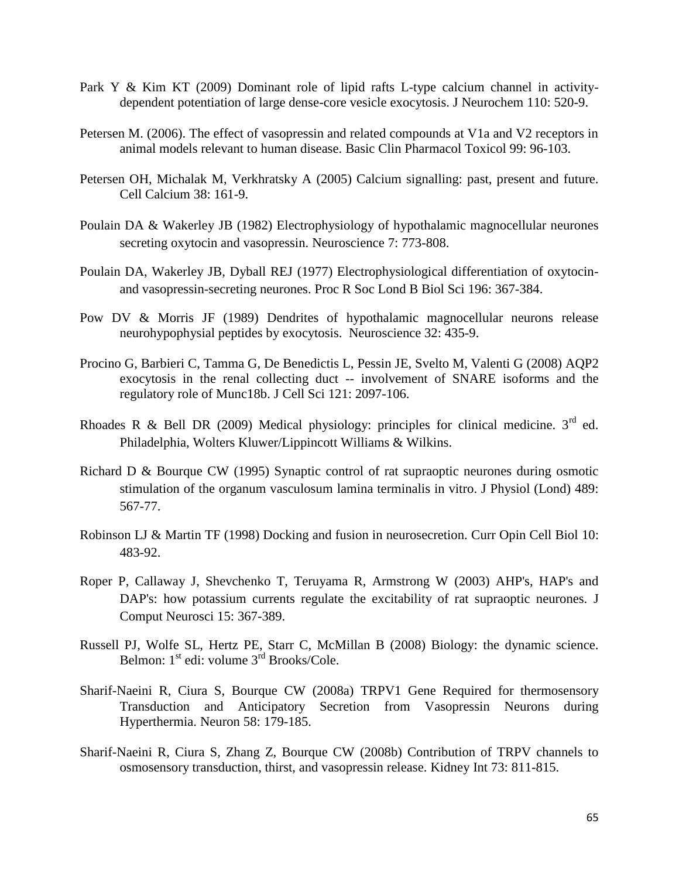Park Y & Kim KT (2009) Dominant role of lipid rafts L-type calcium channel in activity-dependent potentiation of large dense-core vesicle exocytosis. J Neurochem 110: 520-9.

Petersen M. (2006). The effect of vasopressin and related compounds at V1a and V2 receptors in animal models relevant to human disease. Basic Clin Pharmacol Toxicol 99: 96-103.

Petersen OH, Michalak M, Verkhratsky A (2005) Calcium signalling: past, present and future. Cell Calcium 38: 161-9.

Poulain DA & Wakerley JB (1982) Electrophysiology of hypothalamic magnocellular neurones secreting oxytocin and vasopressin. Neuroscience 7: 773-808.

Poulain DA, Wakerley JB, Dyball REJ (1977) Electrophysiological differentiation of oxytocin- and vasopressin-secreting neurones. Proc R Soc Lond B Biol Sci 196: 367-384.

Pow DV & Morris JF (1989) Dendrites of hypothalamic magnocellular neurons release neurohypophysial peptides by exocytosis. Neuroscience 32: 435-9.

Procino G, Barbieri C, Tamma G, De Benedictis L, Pessin JE, Svelto M, Valenti G (2008) AQP2 exocytosis in the renal collecting duct -- involvement of SNARE isoforms and the regulatory role of Munc18b. J Cell Sci 121: 2097-106.

Rhoades R & Bell DR (2009) Medical physiology: principles for clinical medicine. 3rd ed. Philadelphia, Wolters Kluwer/Lippincott Williams & Wilkins.

Richard D & Bourque CW (1995) Synaptic control of rat supraoptic neurones during osmotic stimulation of the organum vasculosum lamina terminalis in vitro. J Physiol (Lond) 489: 567-77.

Robinson LJ & Martin TF (1998) Docking and fusion in neurosecretion. Curr Opin Cell Biol 10: 483-92.

Roper P, Callaway J, Shevchenko T, Teruyama R, Armstrong W (2003) AHP's, HAP's and DAP's: how potassium currents regulate the excitability of rat supraoptic neurones. J Comput Neurosci 15: 367-389.

Russell PJ, Wolfe SL, Hertz PE, Starr C, McMillan B (2008) Biology: the dynamic science. Belmon: 1st edi: volume 3rd Brooks/Cole.

Sharif-Naeini R, Ciura S, Bourque CW (2008a) TRPV1 Gene Required for thermosensory Transduction and Anticipatory Secretion from Vasopressin Neurons during Hyperthermia. Neuron 58: 179-185.

Sharif-Naeini R, Ciura S, Zhang Z, Bourque CW (2008b) Contribution of TRPV channels to osmosensory transduction, thirst, and vasopressin release. Kidney Int 73: 811-815.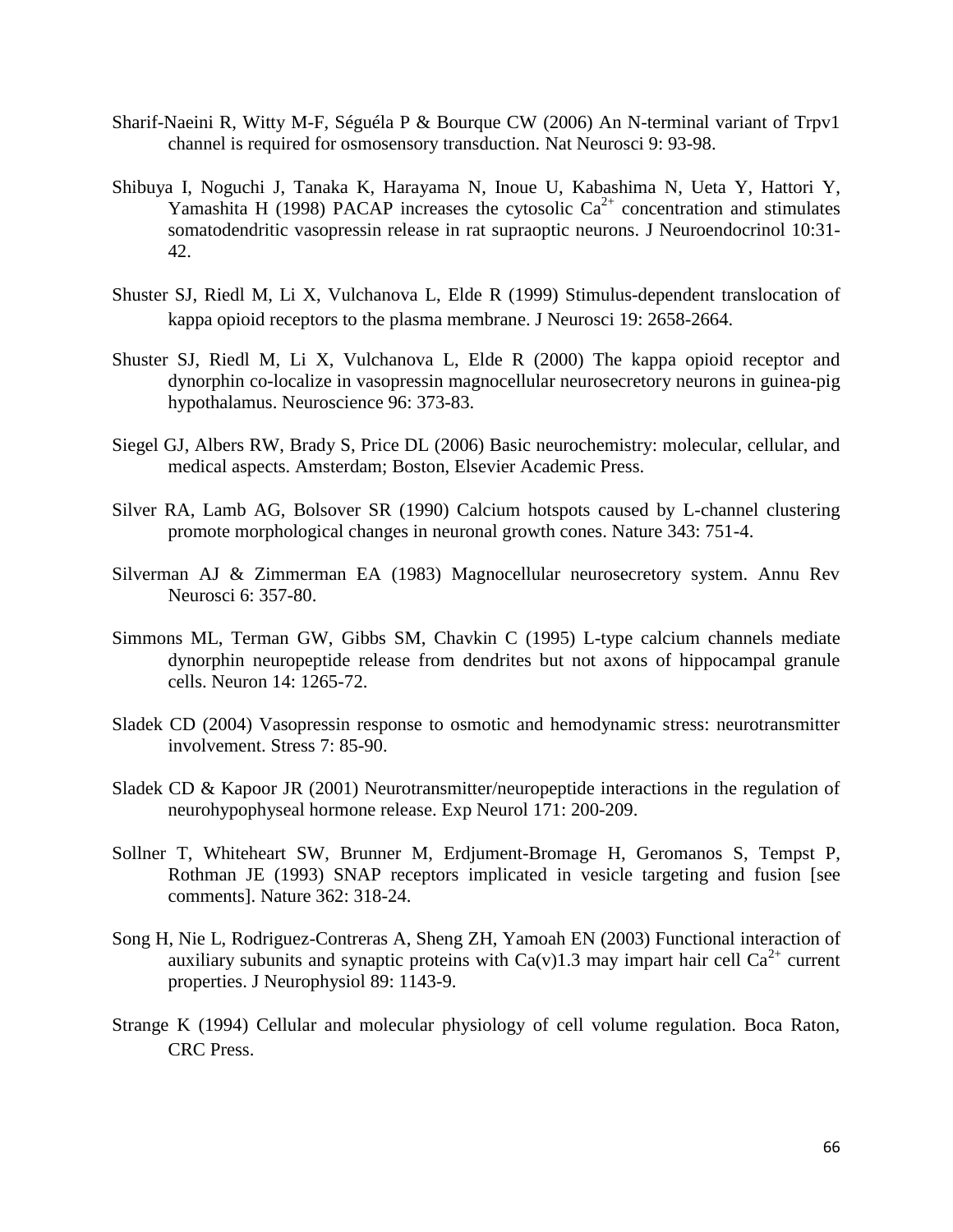Sharif-Naeini R, Witty M-F, Séguéla P & Bourque CW (2006) An N-terminal variant of Trpv1 channel is required for osmosensory transduction. Nat Neurosci 9: 93-98.

Shibuya I, Noguchi J, Tanaka K, Harayama N, Inoue U, Kabashima N, Ueta Y, Hattori Y, Yamashita H (1998) PACAP increases the cytosolic $Ca^{2+}$ concentration and stimulates somatodendritic vasopressin release in rat supraoptic neurons. J Neuroendocrinol 10:31-42.

Shuster SJ, Riedl M, Li X, Vulchanova L, Elde R (1999) Stimulus-dependent translocation of kappa opioid receptors to the plasma membrane. J Neurosci 19: 2658-2664.

Shuster SJ, Riedl M, Li X, Vulchanova L, Elde R (2000) The kappa opioid receptor and dynorphin co-localize in vasopressin magnocellular neurosecretory neurons in guinea-pig hypothalamus. Neuroscience 96: 373-83.

Siegel GJ, Albers RW, Brady S, Price DL (2006) Basic neurochemistry: molecular, cellular, and medical aspects. Amsterdam; Boston, Elsevier Academic Press.

Silver RA, Lamb AG, Bolsover SR (1990) Calcium hotspots caused by L-channel clustering promote morphological changes in neuronal growth cones. Nature 343: 751-4.

Silverman AJ & Zimmerman EA (1983) Magnocellular neurosecretory system. Annu Rev Neurosci 6: 357-80.

Simmons ML, Terman GW, Gibbs SM, Chavkin C (1995) L-type calcium channels mediate dynorphin neuropeptide release from dendrites but not axons of hippocampal granule cells. Neuron 14: 1265-72.

Sladek CD (2004) Vasopressin response to osmotic and hemodynamic stress: neurotransmitter involvement. Stress 7: 85-90.

Sladek CD & Kapoor JR (2001) Neurotransmitter/neuropeptide interactions in the regulation of neurohypophyseal hormone release. Exp Neurol 171: 200-209.

Sollner T, Whiteheart SW, Brunner M, Erdjument-Bromage H, Geromanos S, Tempst P, Rothman JE (1993) SNAP receptors implicated in vesicle targeting and fusion [see comments]. Nature 362: 318-24.

Song H, Nie L, Rodriguez-Contreras A, Sheng ZH, Yamoah EN (2003) Functional interaction of auxiliary subunits and synaptic proteins with Ca(v)1.3 may impart hair cell $Ca^{2+}$ current properties. J Neurophysiol 89: 1143-9.

Strange K (1994) Cellular and molecular physiology of cell volume regulation. Boca Raton, CRC Press.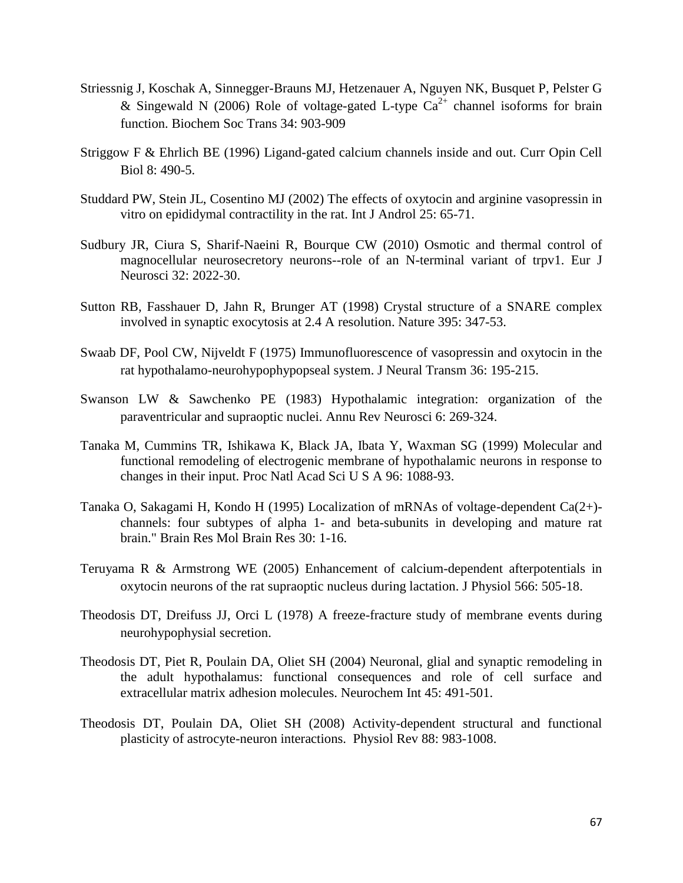Striessnig J, Koschak A, Sinnegger-Brauns MJ, Hetzenauer A, Nguyen NK, Busquet P, Pelster G & Singewald N (2006) Role of voltage-gated L-type $Ca^{2+}$ channel isoforms for brain function. Biochem Soc Trans 34: 903-909

Striggow F & Ehrlich BE (1996) Ligand-gated calcium channels inside and out. Curr Opin Cell Biol 8: 490-5.

Studdard PW, Stein JL, Cosentino MJ (2002) The effects of oxytocin and arginine vasopressin in vitro on epididymal contractility in the rat. Int J Androl 25: 65-71.

Sudbury JR, Ciura S, Sharif-Naeini R, Bourque CW (2010) Osmotic and thermal control of magnocellular neurosecretory neurons--role of an N-terminal variant of trpv1. Eur J Neurosci 32: 2022-30.

Sutton RB, Fasshauer D, Jahn R, Brunger AT (1998) Crystal structure of a SNARE complex involved in synaptic exocytosis at 2.4 A resolution. Nature 395: 347-53.

Swaab DF, Pool CW, Nijveldt F (1975) Immunofluorescence of vasopressin and oxytocin in the rat hypothalamo-neurohypophypopseal system. J Neural Transm 36: 195-215.

Swanson LW & Sawchenko PE (1983) Hypothalamic integration: organization of the paraventricular and supraoptic nuclei. Annu Rev Neurosci 6: 269-324.

Tanaka M, Cummins TR, Ishikawa K, Black JA, Ibata Y, Waxman SG (1999) Molecular and functional remodeling of electrogenic membrane of hypothalamic neurons in response to changes in their input. Proc Natl Acad Sci U S A 96: 1088-93.

Tanaka O, Sakagami H, Kondo H (1995) Localization of mRNAs of voltage-dependent Ca(2+)-channels: four subtypes of alpha 1- and beta-subunits in developing and mature rat brain." Brain Res Mol Brain Res 30: 1-16.

Teruyama R & Armstrong WE (2005) Enhancement of calcium-dependent afterpotentials in oxytocin neurons of the rat supraoptic nucleus during lactation. J Physiol 566: 505-18.

Theodosis DT, Dreifuss JJ, Orci L (1978) A freeze-fracture study of membrane events during neurohypophysial secretion.

Theodosis DT, Piet R, Poulain DA, Oliet SH (2004) Neuronal, glial and synaptic remodeling in the adult hypothalamus: functional consequences and role of cell surface and extracellular matrix adhesion molecules. Neurochem Int 45: 491-501.

Theodosis DT, Poulain DA, Oliet SH (2008) Activity-dependent structural and functional plasticity of astrocyte-neuron interactions. Physiol Rev 88: 983-1008.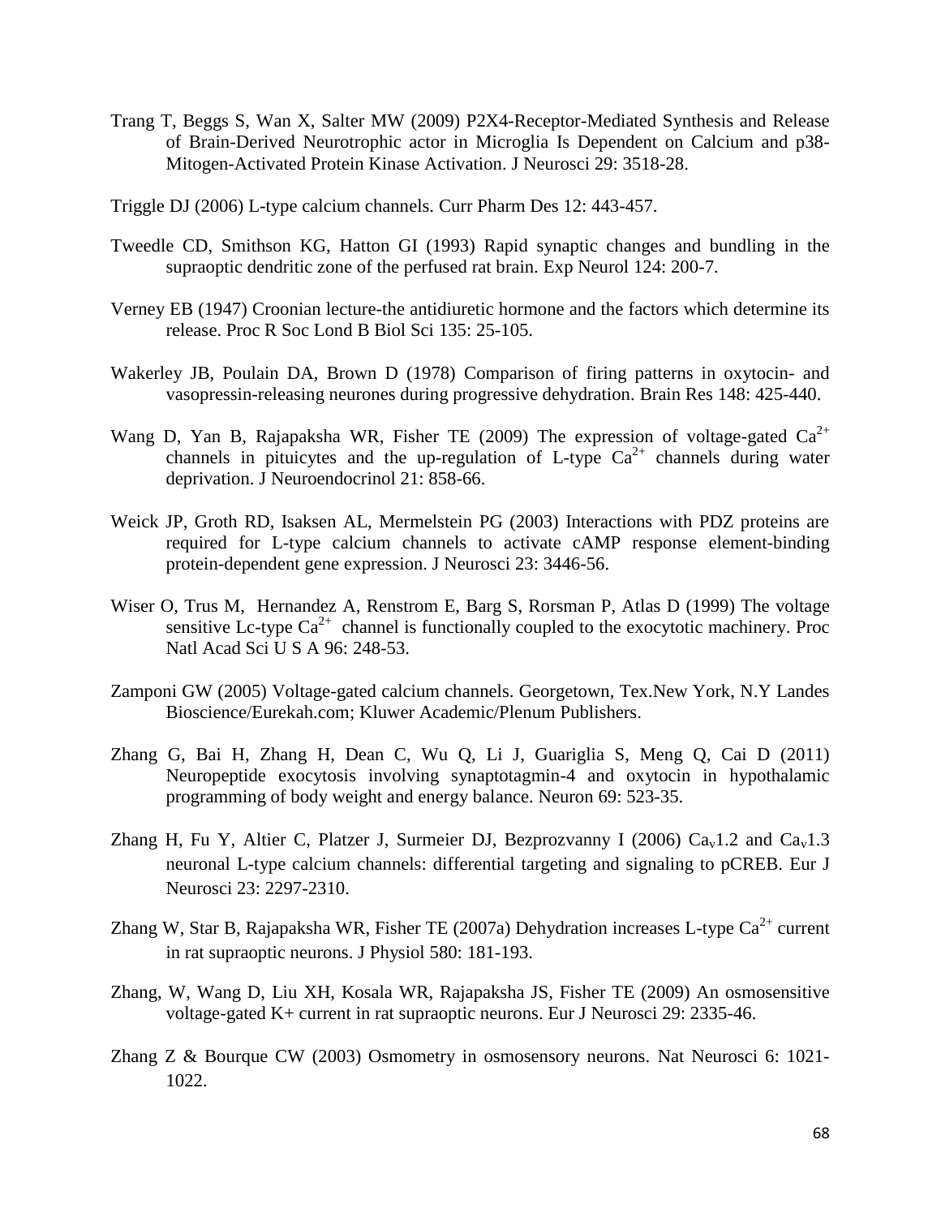Trang T, Beggs S, Wan X, Salter MW (2009) P2X4-Receptor-Mediated Synthesis and Release of Brain-Derived Neurotrophic actor in Microglia Is Dependent on Calcium and p38-Mitogen-Activated Protein Kinase Activation. J Neurosci 29: 3518-28.

Triggle DJ (2006) L-type calcium channels. Curr Pharm Des 12: 443-457.

Tweedle CD, Smithson KG, Hatton GI (1993) Rapid synaptic changes and bundling in the supraoptic dendritic zone of the perfused rat brain. Exp Neurol 124: 200-7.

Verney EB (1947) Croonian lecture-the antidiuretic hormone and the factors which determine its release. Proc R Soc Lond B Biol Sci 135: 25-105.

Wakerley JB, Poulain DA, Brown D (1978) Comparison of firing patterns in oxytocin- and vasopressin-releasing neurones during progressive dehydration. Brain Res 148: 425-440.

Wang D, Yan B, Rajapaksha WR, Fisher TE (2009) The expression of voltage-gated $Ca^{2+}$ channels in pituicytes and the up-regulation of L-type $Ca^{2+}$ channels during water deprivation. J Neuroendocrinol 21: 858-66.

Weick JP, Groth RD, Isaksen AL, Mermelstein PG (2003) Interactions with PDZ proteins are required for L-type calcium channels to activate cAMP response element-binding protein-dependent gene expression. J Neurosci 23: 3446-56.

Wiser O, Trus M, Hernandez A, Renstrom E, Barg S, Rorsman P, Atlas D (1999) The voltage sensitive Lc-type $Ca^{2+}$ channel is functionally coupled to the exocytotic machinery. Proc Natl Acad Sci U S A 96: 248-53.

Zamponi GW (2005) Voltage-gated calcium channels. Georgetown, Tex.New York, N.Y Landes Bioscience/Eurekah.com; Kluwer Academic/Plenum Publishers.

Zhang G, Bai H, Zhang H, Dean C, Wu Q, Li J, Guariglia S, Meng Q, Cai D (2011) Neuropeptide exocytosis involving synaptotagmin-4 and oxytocin in hypothalamic programming of body weight and energy balance. Neuron 69: 523-35.

Zhang H, Fu Y, Altier C, Platzer J, Surmeier DJ, Bezprozvanny I (2006) $Ca_v1.2$ and $Ca_v1.3$ neuronal L-type calcium channels: differential targeting and signaling to pCREB. Eur J Neurosci 23: 2297-2310.

Zhang W, Star B, Rajapaksha WR, Fisher TE (2007a) Dehydration increases L-type $Ca^{2+}$ current in rat supraoptic neurons. J Physiol 580: 181-193.

Zhang, W, Wang D, Liu XH, Kosala WR, Rajapaksha JS, Fisher TE (2009) An osmosensitive voltage-gated K+ current in rat supraoptic neurons. Eur J Neurosci 29: 2335-46.

Zhang Z & Bourque CW (2003) Osmometry in osmosensory neurons. Nat Neurosci 6: 1021-1022.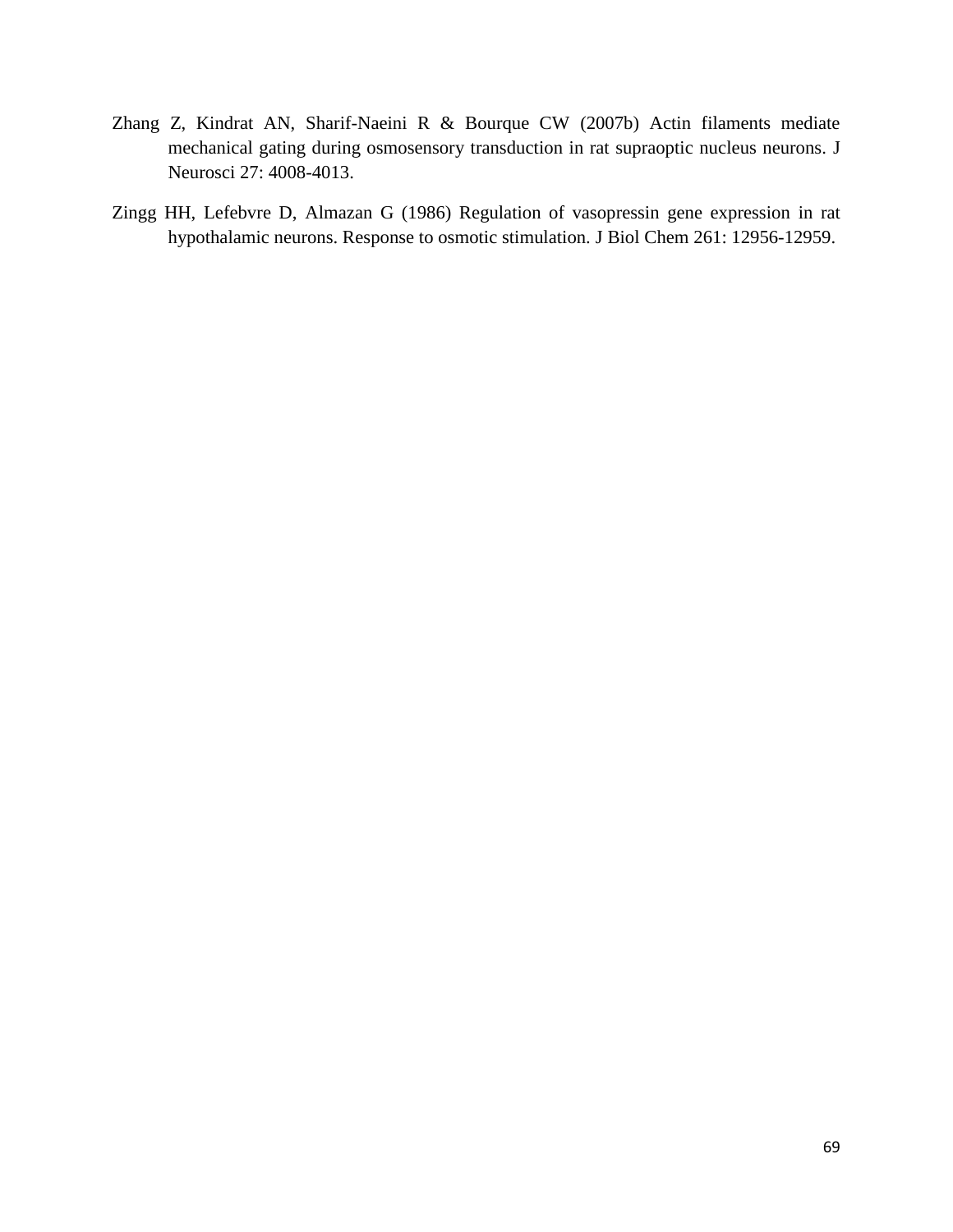Zhang Z, Kindrat AN, Sharif-Naeini R & Bourque CW (2007b) Actin filaments mediate mechanical gating during osmosensory transduction in rat supraoptic nucleus neurons. J Neurosci 27: 4008-4013.

Zingg HH, Lefebvre D, Almazan G (1986) Regulation of vasopressin gene expression in rat hypothalamic neurons. Response to osmotic stimulation. J Biol Chem 261: 12956-12959.